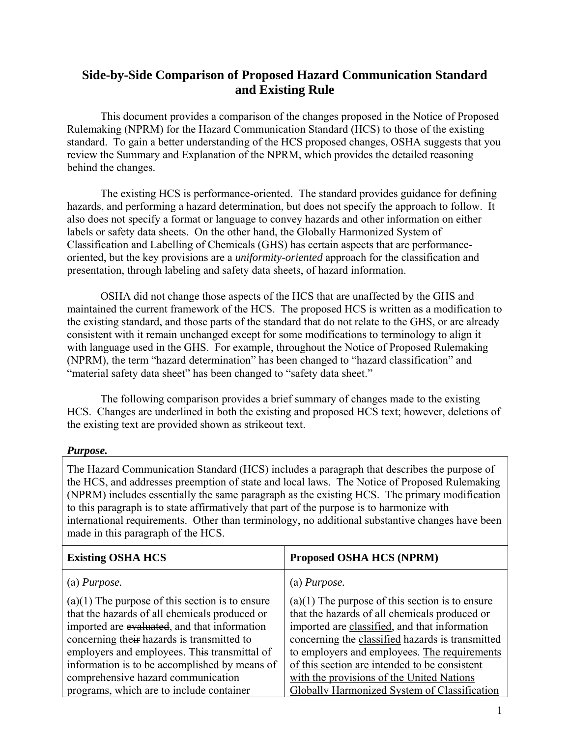# Side-by-Side Comparison of Proposed Hazard Communication Standard and Existing Rule

This document provides a comparison of the changes proposed in the Notice of Proposed Rulemaking (NPRM) for the Hazard Communication Standard (HCS) to those of the existing standard. To gain a better understanding of the HCS proposed changes, OSHA suggests that you review the Summary and Explanation of the NPRM, which provides the detailed reasoning behind the changes.

The existing HCS is performance-oriented. The standard provides guidance for defining hazards, and performing a hazard determination, but does not specify the approach to follow. It also does not specify a format or language to convey hazards and other information on either labels or safety data sheets. On the other hand, the Globally Harmonized System of Classification and Labelling of Chemicals (GHS) has certain aspects that are performance-oriented, but the key provisions are a *uniformity-oriented* approach for the classification and presentation, through labeling and safety data sheets, of hazard information.

OSHA did not change those aspects of the HCS that are unaffected by the GHS and maintained the current framework of the HCS. The proposed HCS is written as a modification to the existing standard, and those parts of the standard that do not relate to the GHS, or are already consistent with it remain unchanged except for some modifications to terminology to align it with language used in the GHS. For example, throughout the Notice of Proposed Rulemaking (NPRM), the term "hazard determination" has been changed to "hazard classification" and "material safety data sheet" has been changed to "safety data sheet."

The following comparison provides a brief summary of changes made to the existing HCS. Changes are underlined in both the existing and proposed HCS text; however, deletions of the existing text are provided shown as strikeout text.

***Purpose.***

The Hazard Communication Standard (HCS) includes a paragraph that describes the purpose of the HCS, and addresses preemption of state and local laws. The Notice of Proposed Rulemaking (NPRM) includes essentially the same paragraph as the existing HCS. The primary modification to this paragraph is to state affirmatively that part of the purpose is to harmonize with international requirements. Other than terminology, no additional substantive changes have been made in this paragraph of the HCS.

| Existing OSHA HCS | Proposed OSHA HCS (NPRM) |
|---|---|
| (a) *Purpose.* | (a) *Purpose.* |
| (a)(1) The purpose of this section is to ensure that the hazards of all chemicals produced or imported are ~~evaluated~~, and that information concerning the~~ir~~ hazards is transmitted to employers and employees. Th~~is~~ transmittal of information is to be accomplished by means of comprehensive hazard communication programs, which are to include container | (a)(1) The purpose of this section is to ensure that the hazards of all chemicals produced or imported are <u>classified</u>, and that information concerning the <u>classified</u> hazards is transmitted to employers and employees. <u>The requirements of this section are intended to be consistent with the provisions of the United Nations Globally Harmonized System of Classification</u> |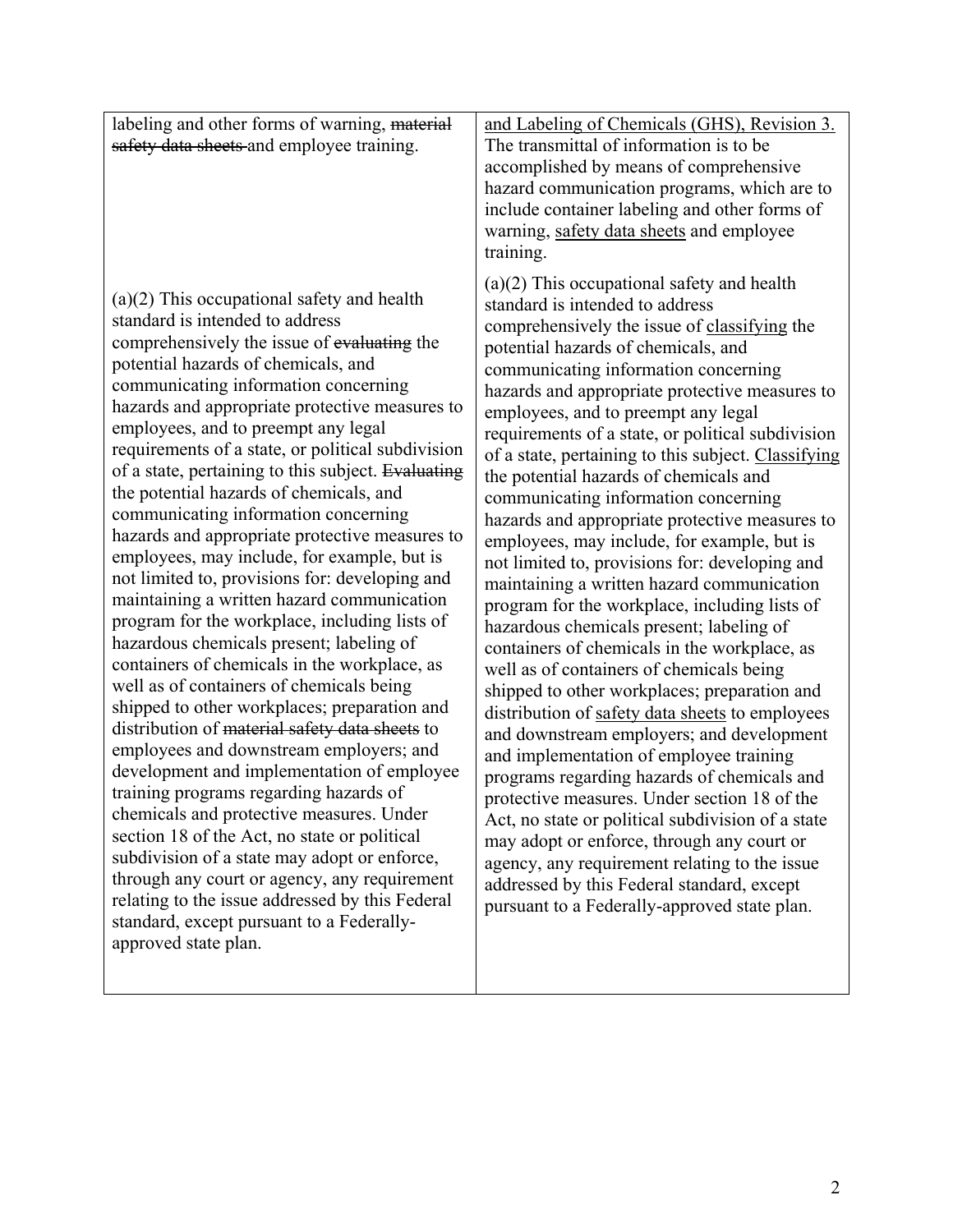| | |
|---|---|
| labeling and other forms of warning, ~~material safety data sheets~~ and employee training. | <u>and Labeling of Chemicals (GHS), Revision 3.</u> The transmittal of information is to be accomplished by means of comprehensive hazard communication programs, which are to include container labeling and other forms of warning, <u>safety data sheets</u> and employee training. |
| (a)(2) This occupational safety and health standard is intended to address comprehensively the issue of ~~evaluating~~ the potential hazards of chemicals, and communicating information concerning hazards and appropriate protective measures to employees, and to preempt any legal requirements of a state, or political subdivision of a state, pertaining to this subject. ~~Evaluating~~ the potential hazards of chemicals, and communicating information concerning hazards and appropriate protective measures to employees, may include, for example, but is not limited to, provisions for: developing and maintaining a written hazard communication program for the workplace, including lists of hazardous chemicals present; labeling of containers of chemicals in the workplace, as well as of containers of chemicals being shipped to other workplaces; preparation and distribution of ~~material safety data sheets~~ to employees and downstream employers; and development and implementation of employee training programs regarding hazards of chemicals and protective measures. Under section 18 of the Act, no state or political subdivision of a state may adopt or enforce, through any court or agency, any requirement relating to the issue addressed by this Federal standard, except pursuant to a Federally-approved state plan. | (a)(2) This occupational safety and health standard is intended to address comprehensively the issue of <u>classifying</u> the potential hazards of chemicals, and communicating information concerning hazards and appropriate protective measures to employees, and to preempt any legal requirements of a state, or political subdivision of a state, pertaining to this subject. <u>Classifying</u> the potential hazards of chemicals and communicating information concerning hazards and appropriate protective measures to employees, may include, for example, but is not limited to, provisions for: developing and maintaining a written hazard communication program for the workplace, including lists of hazardous chemicals present; labeling of containers of chemicals in the workplace, as well as of containers of chemicals being shipped to other workplaces; preparation and distribution of <u>safety data sheets</u> to employees and downstream employers; and development and implementation of employee training programs regarding hazards of chemicals and protective measures. Under section 18 of the Act, no state or political subdivision of a state may adopt or enforce, through any court or agency, any requirement relating to the issue addressed by this Federal standard, except pursuant to a Federally-approved state plan. |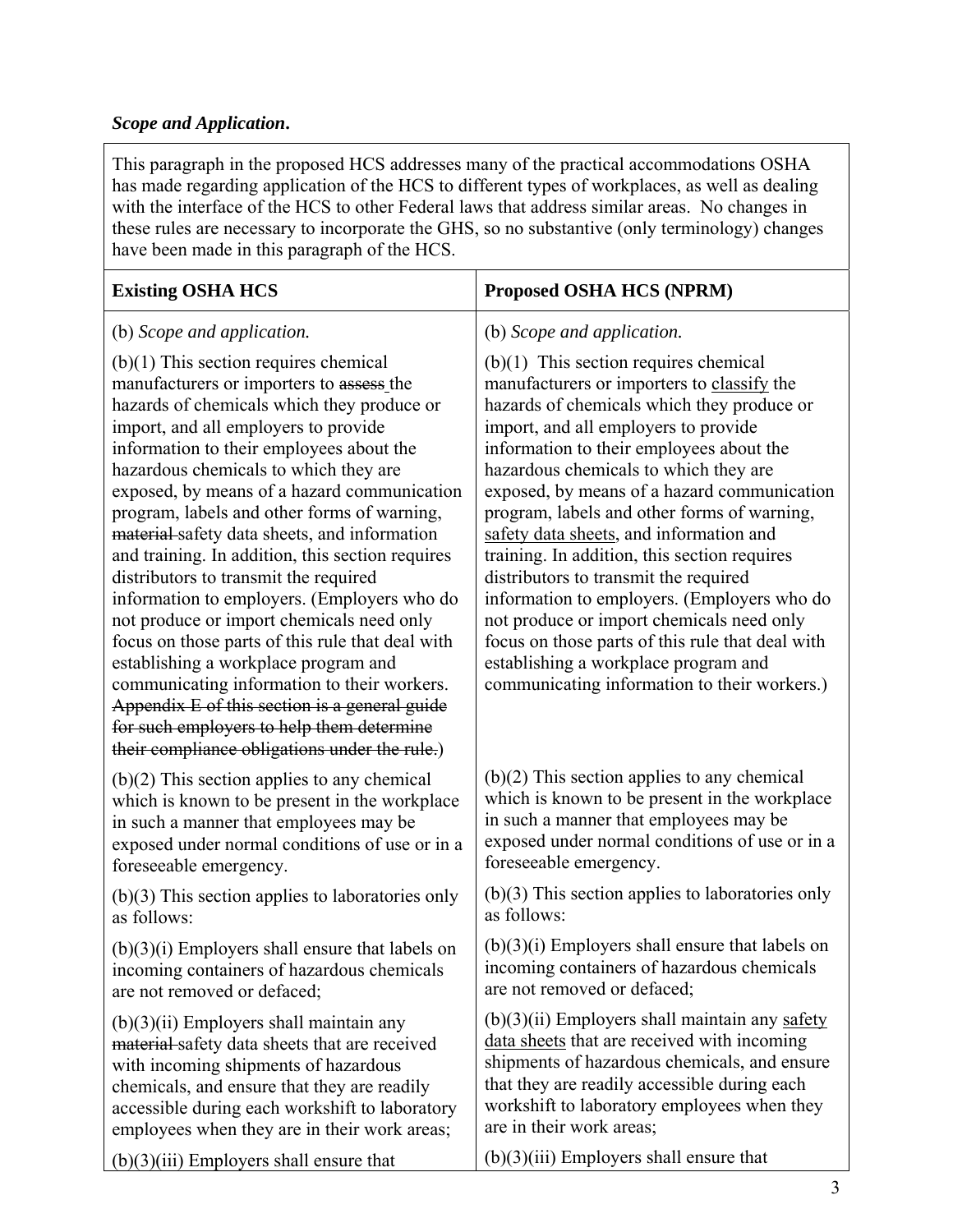***Scope and Application*.**

| This paragraph in the proposed HCS addresses many of the practical accommodations OSHA has made regarding application of the HCS to different types of workplaces, as well as dealing with the interface of the HCS to other Federal laws that address similar areas. No changes in these rules are necessary to incorporate the GHS, so no substantive (only terminology) changes have been made in this paragraph of the HCS. | |
|---|---|
| **Existing OSHA HCS** | **Proposed OSHA HCS (NPRM)** |
| (b) *Scope and application.* | (b) *Scope and application.* |
| (b)(1) This section requires chemical manufacturers or importers to ~~assess~~ the hazards of chemicals which they produce or import, and all employers to provide information to their employees about the hazardous chemicals to which they are exposed, by means of a hazard communication program, labels and other forms of warning, ~~material~~ safety data sheets, and information and training. In addition, this section requires distributors to transmit the required information to employers. (Employers who do not produce or import chemicals need only focus on those parts of this rule that deal with establishing a workplace program and communicating information to their workers. ~~Appendix E of this section is a general guide for such employers to help them determine their compliance obligations under the rule.~~) | (b)(1) This section requires chemical manufacturers or importers to <u>classify</u> the hazards of chemicals which they produce or import, and all employers to provide information to their employees about the hazardous chemicals to which they are exposed, by means of a hazard communication program, labels and other forms of warning, <u>safety data sheets</u>, and information and training. In addition, this section requires distributors to transmit the required information to employers. (Employers who do not produce or import chemicals need only focus on those parts of this rule that deal with establishing a workplace program and communicating information to their workers.) |
| (b)(2) This section applies to any chemical which is known to be present in the workplace in such a manner that employees may be exposed under normal conditions of use or in a foreseeable emergency. | (b)(2) This section applies to any chemical which is known to be present in the workplace in such a manner that employees may be exposed under normal conditions of use or in a foreseeable emergency. |
| (b)(3) This section applies to laboratories only as follows: | (b)(3) This section applies to laboratories only as follows: |
| (b)(3)(i) Employers shall ensure that labels on incoming containers of hazardous chemicals are not removed or defaced; | (b)(3)(i) Employers shall ensure that labels on incoming containers of hazardous chemicals are not removed or defaced; |
| (b)(3)(ii) Employers shall maintain any ~~material~~ safety data sheets that are received with incoming shipments of hazardous chemicals, and ensure that they are readily accessible during each workshift to laboratory employees when they are in their work areas; | (b)(3)(ii) Employers shall maintain any <u>safety data sheets</u> that are received with incoming shipments of hazardous chemicals, and ensure that they are readily accessible during each workshift to laboratory employees when they are in their work areas; |
| (b)(3)(iii) Employers shall ensure that | (b)(3)(iii) Employers shall ensure that |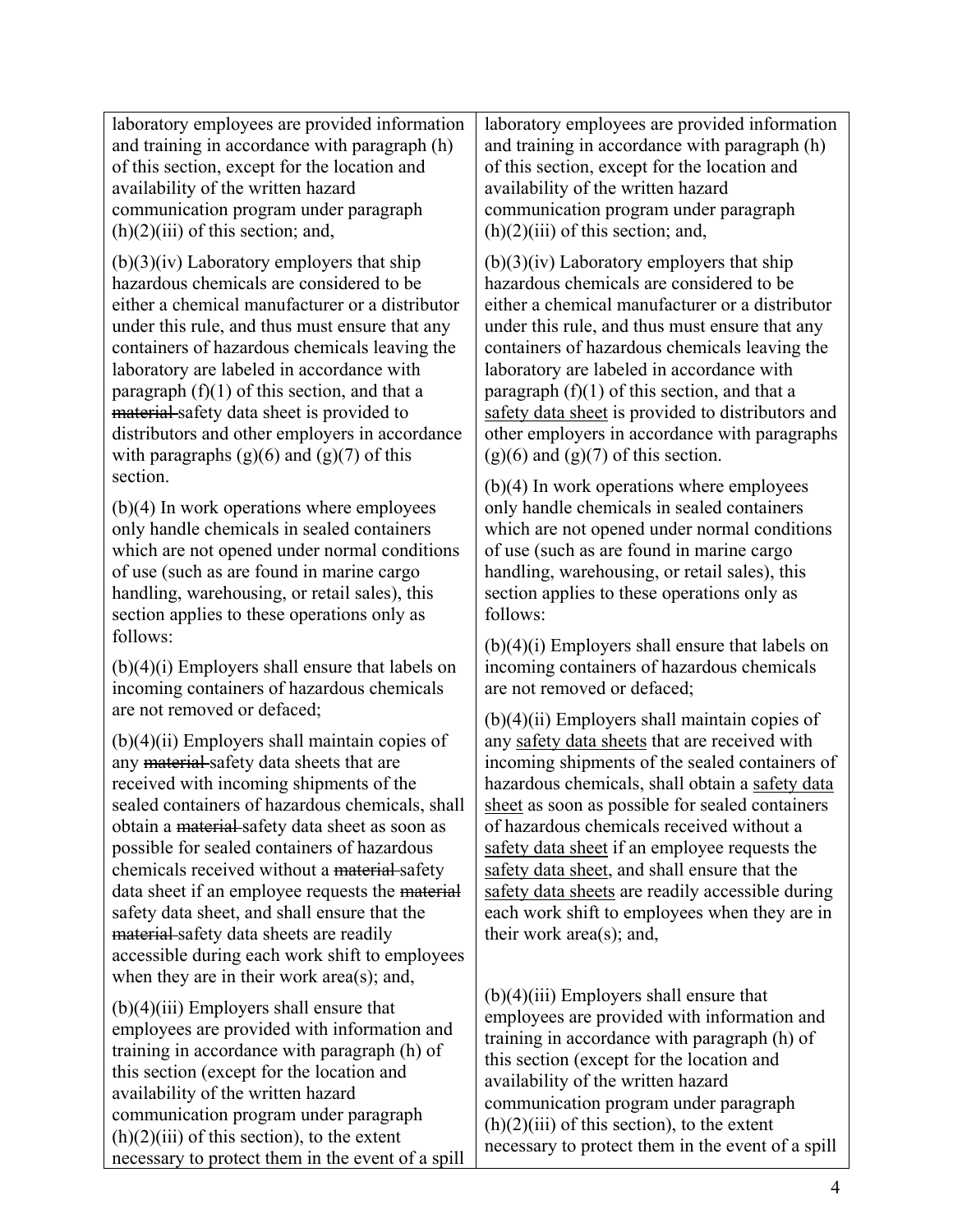| | |
|---|---|
| laboratory employees are provided information and training in accordance with paragraph (h) of this section, except for the location and availability of the written hazard communication program under paragraph (h)(2)(iii) of this section; and, | laboratory employees are provided information and training in accordance with paragraph (h) of this section, except for the location and availability of the written hazard communication program under paragraph (h)(2)(iii) of this section; and, |
| (b)(3)(iv) Laboratory employers that ship hazardous chemicals are considered to be either a chemical manufacturer or a distributor under this rule, and thus must ensure that any containers of hazardous chemicals leaving the laboratory are labeled in accordance with paragraph (f)(1) of this section, and that a ~~material~~ safety data sheet is provided to distributors and other employers in accordance with paragraphs (g)(6) and (g)(7) of this section. | (b)(3)(iv) Laboratory employers that ship hazardous chemicals are considered to be either a chemical manufacturer or a distributor under this rule, and thus must ensure that any containers of hazardous chemicals leaving the laboratory are labeled in accordance with paragraph (f)(1) of this section, and that a <u>safety data sheet</u> is provided to distributors and other employers in accordance with paragraphs (g)(6) and (g)(7) of this section. |
| (b)(4) In work operations where employees only handle chemicals in sealed containers which are not opened under normal conditions of use (such as are found in marine cargo handling, warehousing, or retail sales), this section applies to these operations only as follows: | (b)(4) In work operations where employees only handle chemicals in sealed containers which are not opened under normal conditions of use (such as are found in marine cargo handling, warehousing, or retail sales), this section applies to these operations only as follows: |
| (b)(4)(i) Employers shall ensure that labels on incoming containers of hazardous chemicals are not removed or defaced; | (b)(4)(i) Employers shall ensure that labels on incoming containers of hazardous chemicals are not removed or defaced; |
| (b)(4)(ii) Employers shall maintain copies of any ~~material~~ safety data sheets that are received with incoming shipments of the sealed containers of hazardous chemicals, shall obtain a ~~material~~ safety data sheet as soon as possible for sealed containers of hazardous chemicals received without a ~~material~~ safety data sheet if an employee requests the ~~material~~ safety data sheet, and shall ensure that the ~~material~~ safety data sheets are readily accessible during each work shift to employees when they are in their work area(s); and, | (b)(4)(ii) Employers shall maintain copies of any <u>safety data sheets</u> that are received with incoming shipments of the sealed containers of hazardous chemicals, shall obtain a <u>safety data sheet</u> as soon as possible for sealed containers of hazardous chemicals received without a <u>safety data sheet</u> if an employee requests the <u>safety data sheet</u>, and shall ensure that the <u>safety data sheets</u> are readily accessible during each work shift to employees when they are in their work area(s); and, |
| (b)(4)(iii) Employers shall ensure that employees are provided with information and training in accordance with paragraph (h) of this section (except for the location and availability of the written hazard communication program under paragraph (h)(2)(iii) of this section), to the extent necessary to protect them in the event of a spill | (b)(4)(iii) Employers shall ensure that employees are provided with information and training in accordance with paragraph (h) of this section (except for the location and availability of the written hazard communication program under paragraph (h)(2)(iii) of this section), to the extent necessary to protect them in the event of a spill |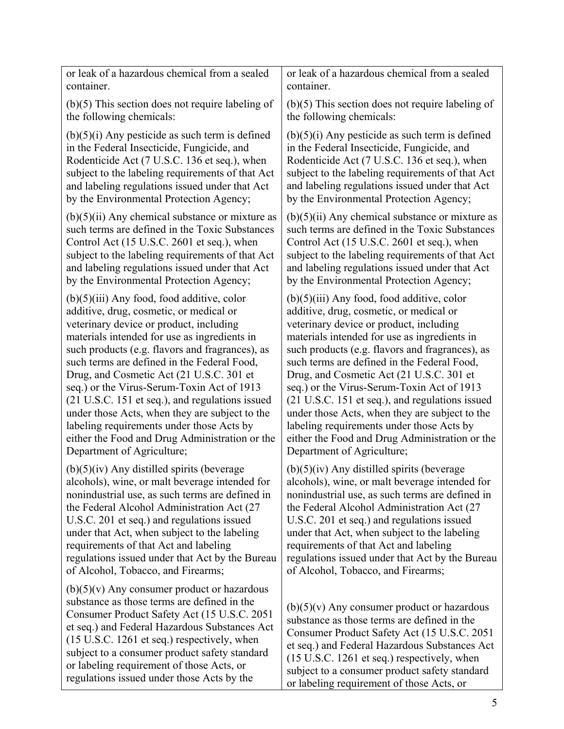| | |
|---|---|
| or leak of a hazardous chemical from a sealed container. | or leak of a hazardous chemical from a sealed container. |
| (b)(5) This section does not require labeling of the following chemicals: | (b)(5) This section does not require labeling of the following chemicals: |
| (b)(5)(i) Any pesticide as such term is defined in the Federal Insecticide, Fungicide, and Rodenticide Act (7 U.S.C. 136 et seq.), when subject to the labeling requirements of that Act and labeling regulations issued under that Act by the Environmental Protection Agency; | (b)(5)(i) Any pesticide as such term is defined in the Federal Insecticide, Fungicide, and Rodenticide Act (7 U.S.C. 136 et seq.), when subject to the labeling requirements of that Act and labeling regulations issued under that Act by the Environmental Protection Agency; |
| (b)(5)(ii) Any chemical substance or mixture as such terms are defined in the Toxic Substances Control Act (15 U.S.C. 2601 et seq.), when subject to the labeling requirements of that Act and labeling regulations issued under that Act by the Environmental Protection Agency; | (b)(5)(ii) Any chemical substance or mixture as such terms are defined in the Toxic Substances Control Act (15 U.S.C. 2601 et seq.), when subject to the labeling requirements of that Act and labeling regulations issued under that Act by the Environmental Protection Agency; |
| (b)(5)(iii) Any food, food additive, color additive, drug, cosmetic, or medical or veterinary device or product, including materials intended for use as ingredients in such products (e.g. flavors and fragrances), as such terms are defined in the Federal Food, Drug, and Cosmetic Act (21 U.S.C. 301 et seq.) or the Virus-Serum-Toxin Act of 1913 (21 U.S.C. 151 et seq.), and regulations issued under those Acts, when they are subject to the labeling requirements under those Acts by either the Food and Drug Administration or the Department of Agriculture; | (b)(5)(iii) Any food, food additive, color additive, drug, cosmetic, or medical or veterinary device or product, including materials intended for use as ingredients in such products (e.g. flavors and fragrances), as such terms are defined in the Federal Food, Drug, and Cosmetic Act (21 U.S.C. 301 et seq.) or the Virus-Serum-Toxin Act of 1913 (21 U.S.C. 151 et seq.), and regulations issued under those Acts, when they are subject to the labeling requirements under those Acts by either the Food and Drug Administration or the Department of Agriculture; |
| (b)(5)(iv) Any distilled spirits (beverage alcohols), wine, or malt beverage intended for nonindustrial use, as such terms are defined in the Federal Alcohol Administration Act (27 U.S.C. 201 et seq.) and regulations issued under that Act, when subject to the labeling requirements of that Act and labeling regulations issued under that Act by the Bureau of Alcohol, Tobacco, and Firearms; | (b)(5)(iv) Any distilled spirits (beverage alcohols), wine, or malt beverage intended for nonindustrial use, as such terms are defined in the Federal Alcohol Administration Act (27 U.S.C. 201 et seq.) and regulations issued under that Act, when subject to the labeling requirements of that Act and labeling regulations issued under that Act by the Bureau of Alcohol, Tobacco, and Firearms; |
| (b)(5)(v) Any consumer product or hazardous substance as those terms are defined in the Consumer Product Safety Act (15 U.S.C. 2051 et seq.) and Federal Hazardous Substances Act (15 U.S.C. 1261 et seq.) respectively, when subject to a consumer product safety standard or labeling requirement of those Acts, or regulations issued under those Acts by the | (b)(5)(v) Any consumer product or hazardous substance as those terms are defined in the Consumer Product Safety Act (15 U.S.C. 2051 et seq.) and Federal Hazardous Substances Act (15 U.S.C. 1261 et seq.) respectively, when subject to a consumer product safety standard or labeling requirement of those Acts, or |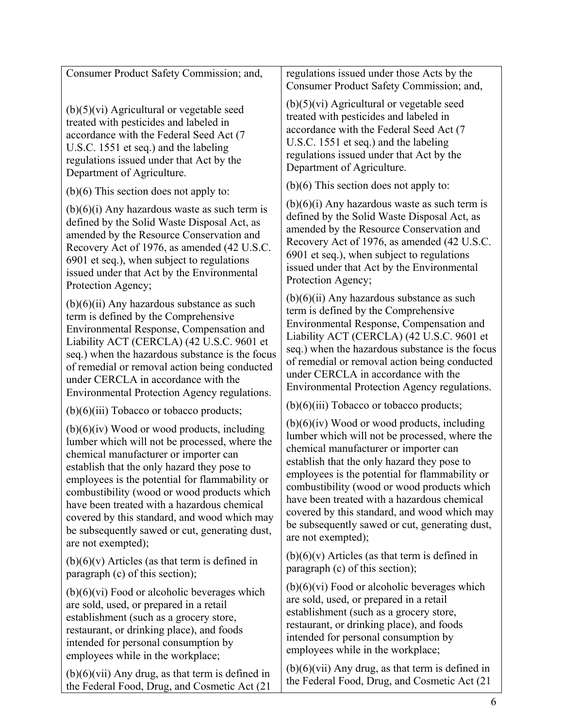| | |
|---|---|
| Consumer Product Safety Commission; and, | regulations issued under those Acts by the Consumer Product Safety Commission; and, |
| (b)(5)(vi) Agricultural or vegetable seed treated with pesticides and labeled in accordance with the Federal Seed Act (7 U.S.C. 1551 et seq.) and the labeling regulations issued under that Act by the Department of Agriculture. | (b)(5)(vi) Agricultural or vegetable seed treated with pesticides and labeled in accordance with the Federal Seed Act (7 U.S.C. 1551 et seq.) and the labeling regulations issued under that Act by the Department of Agriculture. |
| (b)(6) This section does not apply to: | (b)(6) This section does not apply to: |
| (b)(6)(i) Any hazardous waste as such term is defined by the Solid Waste Disposal Act, as amended by the Resource Conservation and Recovery Act of 1976, as amended (42 U.S.C. 6901 et seq.), when subject to regulations issued under that Act by the Environmental Protection Agency; | (b)(6)(i) Any hazardous waste as such term is defined by the Solid Waste Disposal Act, as amended by the Resource Conservation and Recovery Act of 1976, as amended (42 U.S.C. 6901 et seq.), when subject to regulations issued under that Act by the Environmental Protection Agency; |
| (b)(6)(ii) Any hazardous substance as such term is defined by the Comprehensive Environmental Response, Compensation and Liability ACT (CERCLA) (42 U.S.C. 9601 et seq.) when the hazardous substance is the focus of remedial or removal action being conducted under CERCLA in accordance with the Environmental Protection Agency regulations. | (b)(6)(ii) Any hazardous substance as such term is defined by the Comprehensive Environmental Response, Compensation and Liability ACT (CERCLA) (42 U.S.C. 9601 et seq.) when the hazardous substance is the focus of remedial or removal action being conducted under CERCLA in accordance with the Environmental Protection Agency regulations. |
| (b)(6)(iii) Tobacco or tobacco products; | (b)(6)(iii) Tobacco or tobacco products; |
| (b)(6)(iv) Wood or wood products, including lumber which will not be processed, where the chemical manufacturer or importer can establish that the only hazard they pose to employees is the potential for flammability or combustibility (wood or wood products which have been treated with a hazardous chemical covered by this standard, and wood which may be subsequently sawed or cut, generating dust, are not exempted); | (b)(6)(iv) Wood or wood products, including lumber which will not be processed, where the chemical manufacturer or importer can establish that the only hazard they pose to employees is the potential for flammability or combustibility (wood or wood products which have been treated with a hazardous chemical covered by this standard, and wood which may be subsequently sawed or cut, generating dust, are not exempted); |
| (b)(6)(v) Articles (as that term is defined in paragraph (c) of this section); | (b)(6)(v) Articles (as that term is defined in paragraph (c) of this section); |
| (b)(6)(vi) Food or alcoholic beverages which are sold, used, or prepared in a retail establishment (such as a grocery store, restaurant, or drinking place), and foods intended for personal consumption by employees while in the workplace; | (b)(6)(vi) Food or alcoholic beverages which are sold, used, or prepared in a retail establishment (such as a grocery store, restaurant, or drinking place), and foods intended for personal consumption by employees while in the workplace; |
| (b)(6)(vii) Any drug, as that term is defined in the Federal Food, Drug, and Cosmetic Act (21 | (b)(6)(vii) Any drug, as that term is defined in the Federal Food, Drug, and Cosmetic Act (21 |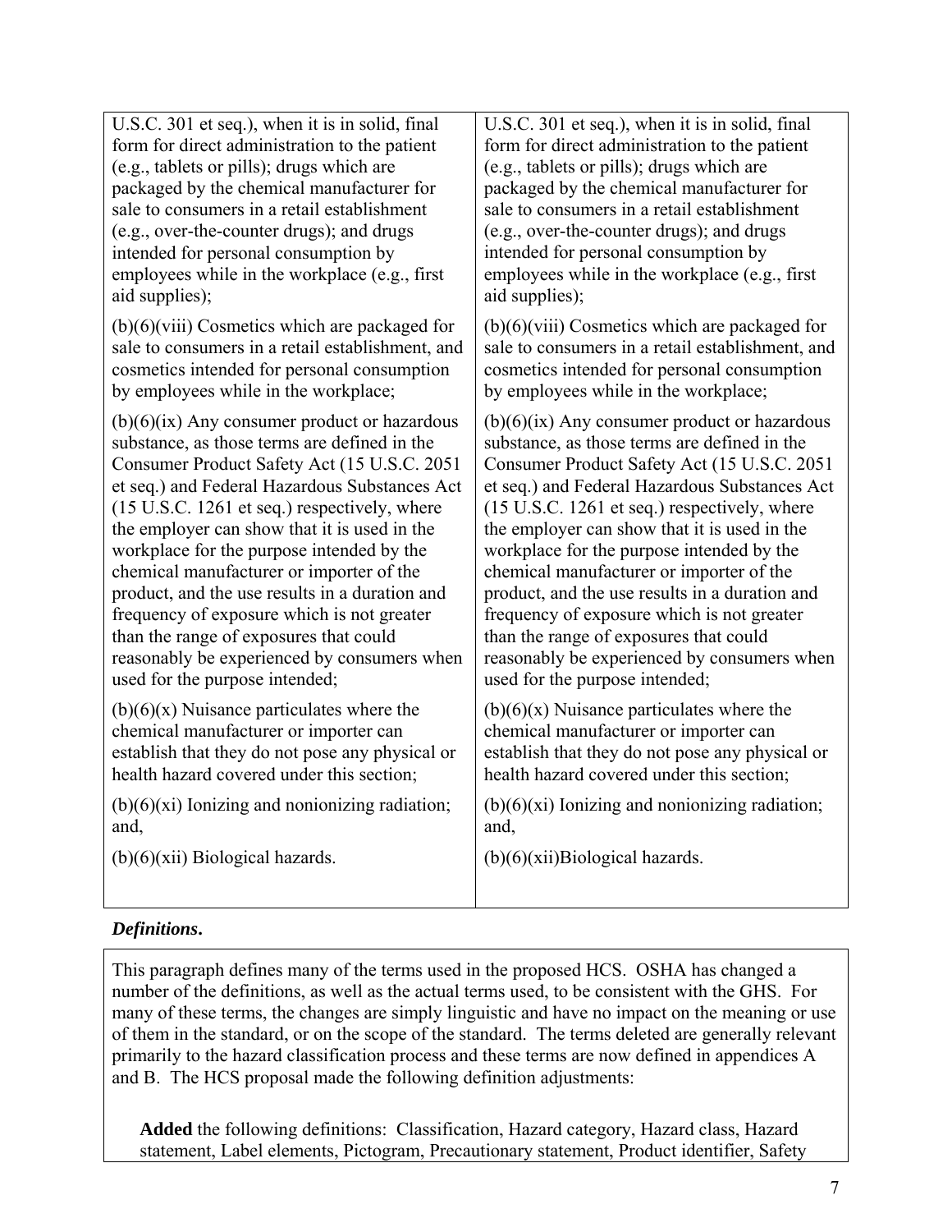| | |
|---|---|
| U.S.C. 301 et seq.), when it is in solid, final form for direct administration to the patient (e.g., tablets or pills); drugs which are packaged by the chemical manufacturer for sale to consumers in a retail establishment (e.g., over-the-counter drugs); and drugs intended for personal consumption by employees while in the workplace (e.g., first aid supplies); | U.S.C. 301 et seq.), when it is in solid, final form for direct administration to the patient (e.g., tablets or pills); drugs which are packaged by the chemical manufacturer for sale to consumers in a retail establishment (e.g., over-the-counter drugs); and drugs intended for personal consumption by employees while in the workplace (e.g., first aid supplies); |
| (b)(6)(viii) Cosmetics which are packaged for sale to consumers in a retail establishment, and cosmetics intended for personal consumption by employees while in the workplace; | (b)(6)(viii) Cosmetics which are packaged for sale to consumers in a retail establishment, and cosmetics intended for personal consumption by employees while in the workplace; |
| (b)(6)(ix) Any consumer product or hazardous substance, as those terms are defined in the Consumer Product Safety Act (15 U.S.C. 2051 et seq.) and Federal Hazardous Substances Act (15 U.S.C. 1261 et seq.) respectively, where the employer can show that it is used in the workplace for the purpose intended by the chemical manufacturer or importer of the product, and the use results in a duration and frequency of exposure which is not greater than the range of exposures that could reasonably be experienced by consumers when used for the purpose intended; | (b)(6)(ix) Any consumer product or hazardous substance, as those terms are defined in the Consumer Product Safety Act (15 U.S.C. 2051 et seq.) and Federal Hazardous Substances Act (15 U.S.C. 1261 et seq.) respectively, where the employer can show that it is used in the workplace for the purpose intended by the chemical manufacturer or importer of the product, and the use results in a duration and frequency of exposure which is not greater than the range of exposures that could reasonably be experienced by consumers when used for the purpose intended; |
| (b)(6)(x) Nuisance particulates where the chemical manufacturer or importer can establish that they do not pose any physical or health hazard covered under this section; | (b)(6)(x) Nuisance particulates where the chemical manufacturer or importer can establish that they do not pose any physical or health hazard covered under this section; |
| (b)(6)(xi) Ionizing and nonionizing radiation; and, | (b)(6)(xi) Ionizing and nonionizing radiation; and, |
| (b)(6)(xii) Biological hazards. | (b)(6)(xii)Biological hazards. |

***Definitions*.**

This paragraph defines many of the terms used in the proposed HCS. OSHA has changed a number of the definitions, as well as the actual terms used, to be consistent with the GHS. For many of these terms, the changes are simply linguistic and have no impact on the meaning or use of them in the standard, or on the scope of the standard. The terms deleted are generally relevant primarily to the hazard classification process and these terms are now defined in appendices A and B. The HCS proposal made the following definition adjustments:

**Added** the following definitions: Classification, Hazard category, Hazard class, Hazard statement, Label elements, Pictogram, Precautionary statement, Product identifier, Safety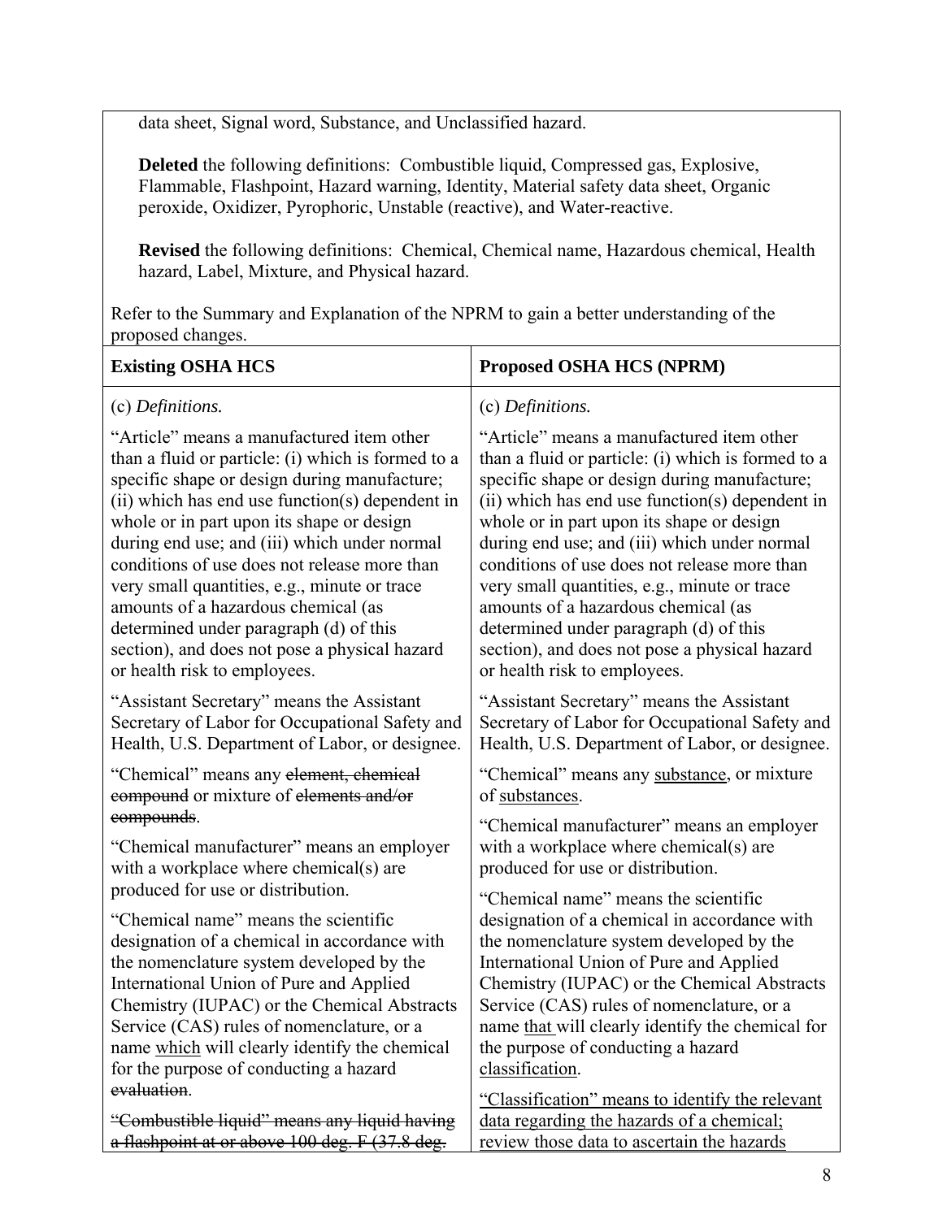data sheet, Signal word, Substance, and Unclassified hazard.

**Deleted** the following definitions: Combustible liquid, Compressed gas, Explosive, Flammable, Flashpoint, Hazard warning, Identity, Material safety data sheet, Organic peroxide, Oxidizer, Pyrophoric, Unstable (reactive), and Water-reactive.

**Revised** the following definitions: Chemical, Chemical name, Hazardous chemical, Health hazard, Label, Mixture, and Physical hazard.

Refer to the Summary and Explanation of the NPRM to gain a better understanding of the proposed changes.

| **Existing OSHA HCS** | **Proposed OSHA HCS (NPRM)** |
|---|---|
| (c) *Definitions.* | (c) *Definitions.* |
| "Article" means a manufactured item other than a fluid or particle: (i) which is formed to a specific shape or design during manufacture; (ii) which has end use function(s) dependent in whole or in part upon its shape or design during end use; and (iii) which under normal conditions of use does not release more than very small quantities, e.g., minute or trace amounts of a hazardous chemical (as determined under paragraph (d) of this section), and does not pose a physical hazard or health risk to employees. | "Article" means a manufactured item other than a fluid or particle: (i) which is formed to a specific shape or design during manufacture; (ii) which has end use function(s) dependent in whole or in part upon its shape or design during end use; and (iii) which under normal conditions of use does not release more than very small quantities, e.g., minute or trace amounts of a hazardous chemical (as determined under paragraph (d) of this section), and does not pose a physical hazard or health risk to employees. |
| "Assistant Secretary" means the Assistant Secretary of Labor for Occupational Safety and Health, U.S. Department of Labor, or designee. | "Assistant Secretary" means the Assistant Secretary of Labor for Occupational Safety and Health, U.S. Department of Labor, or designee. |
| "Chemical" means any ~~element, chemical compound~~ or mixture of ~~elements and/or compounds~~. | "Chemical" means any <u>substance</u>, or mixture of <u>substances</u>. |
| "Chemical manufacturer" means an employer with a workplace where chemical(s) are produced for use or distribution. | "Chemical manufacturer" means an employer with a workplace where chemical(s) are produced for use or distribution. |
| "Chemical name" means the scientific designation of a chemical in accordance with the nomenclature system developed by the International Union of Pure and Applied Chemistry (IUPAC) or the Chemical Abstracts Service (CAS) rules of nomenclature, or a name <u>which</u> will clearly identify the chemical for the purpose of conducting a hazard ~~evaluation~~. | "Chemical name" means the scientific designation of a chemical in accordance with the nomenclature system developed by the International Union of Pure and Applied Chemistry (IUPAC) or the Chemical Abstracts Service (CAS) rules of nomenclature, or a name <u>that</u> will clearly identify the chemical for the purpose of conducting a hazard <u>classification</u>. |
| ~~"Combustible liquid" means any liquid having a flashpoint at or above 100 deg. F (37.8 deg.~~ | <u>"Classification" means to identify the relevant data regarding the hazards of a chemical; review those data to ascertain the hazards</u> |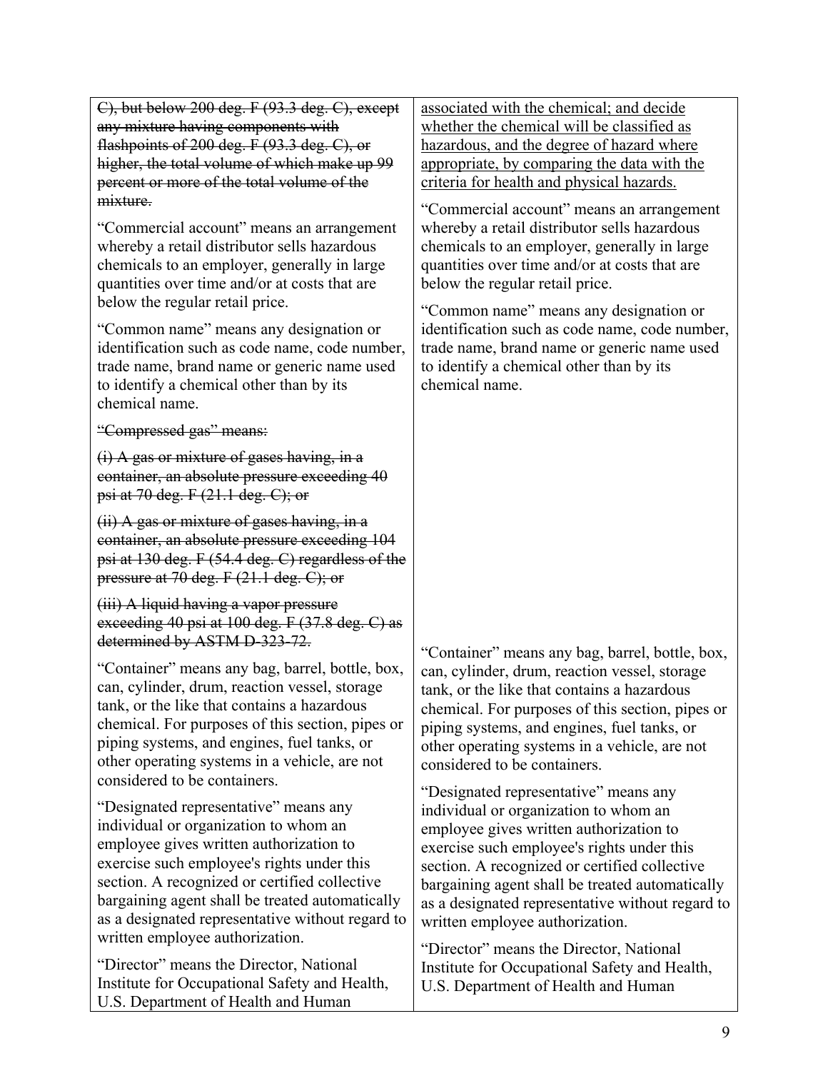| | |
|---|---|
| ~~C), but below 200 deg. F (93.3 deg. C), except any mixture having components with flashpoints of 200 deg. F (93.3 deg. C), or higher, the total volume of which make up 99 percent or more of the total volume of the mixture.~~ | <u>associated with the chemical; and decide whether the chemical will be classified as hazardous, and the degree of hazard where appropriate, by comparing the data with the criteria for health and physical hazards.</u> |
| "Commercial account" means an arrangement whereby a retail distributor sells hazardous chemicals to an employer, generally in large quantities over time and/or at costs that are below the regular retail price. | "Commercial account" means an arrangement whereby a retail distributor sells hazardous chemicals to an employer, generally in large quantities over time and/or at costs that are below the regular retail price. |
| "Common name" means any designation or identification such as code name, code number, trade name, brand name or generic name used to identify a chemical other than by its chemical name. | "Common name" means any designation or identification such as code name, code number, trade name, brand name or generic name used to identify a chemical other than by its chemical name. |
| ~~"Compressed gas" means:~~<br><br>~~(i) A gas or mixture of gases having, in a container, an absolute pressure exceeding 40 psi at 70 deg. F (21.1 deg. C); or~~<br><br>~~(ii) A gas or mixture of gases having, in a container, an absolute pressure exceeding 104 psi at 130 deg. F (54.4 deg. C) regardless of the pressure at 70 deg. F (21.1 deg. C); or~~<br><br>~~(iii) A liquid having a vapor pressure exceeding 40 psi at 100 deg. F (37.8 deg. C) as determined by ASTM D-323-72.~~ | |
| "Container" means any bag, barrel, bottle, box, can, cylinder, drum, reaction vessel, storage tank, or the like that contains a hazardous chemical. For purposes of this section, pipes or piping systems, and engines, fuel tanks, or other operating systems in a vehicle, are not considered to be containers. | "Container" means any bag, barrel, bottle, box, can, cylinder, drum, reaction vessel, storage tank, or the like that contains a hazardous chemical. For purposes of this section, pipes or piping systems, and engines, fuel tanks, or other operating systems in a vehicle, are not considered to be containers. |
| "Designated representative" means any individual or organization to whom an employee gives written authorization to exercise such employee's rights under this section. A recognized or certified collective bargaining agent shall be treated automatically as a designated representative without regard to written employee authorization. | "Designated representative" means any individual or organization to whom an employee gives written authorization to exercise such employee's rights under this section. A recognized or certified collective bargaining agent shall be treated automatically as a designated representative without regard to written employee authorization. |
| "Director" means the Director, National Institute for Occupational Safety and Health, U.S. Department of Health and Human | "Director" means the Director, National Institute for Occupational Safety and Health, U.S. Department of Health and Human |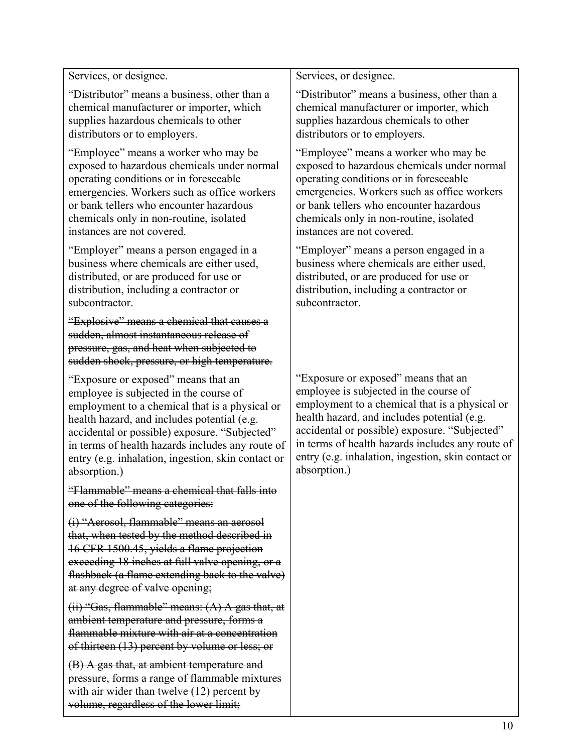| | |
|---|---|
| Services, or designee. | Services, or designee. |
| "Distributor" means a business, other than a chemical manufacturer or importer, which supplies hazardous chemicals to other distributors or to employers. | "Distributor" means a business, other than a chemical manufacturer or importer, which supplies hazardous chemicals to other distributors or to employers. |
| "Employee" means a worker who may be exposed to hazardous chemicals under normal operating conditions or in foreseeable emergencies. Workers such as office workers or bank tellers who encounter hazardous chemicals only in non-routine, isolated instances are not covered. | "Employee" means a worker who may be exposed to hazardous chemicals under normal operating conditions or in foreseeable emergencies. Workers such as office workers or bank tellers who encounter hazardous chemicals only in non-routine, isolated instances are not covered. |
| "Employer" means a person engaged in a business where chemicals are either used, distributed, or are produced for use or distribution, including a contractor or subcontractor. | "Employer" means a person engaged in a business where chemicals are either used, distributed, or are produced for use or distribution, including a contractor or subcontractor. |
| ~~"Explosive" means a chemical that causes a sudden, almost instantaneous release of pressure, gas, and heat when subjected to sudden shock, pressure, or high temperature.~~ | |
| "Exposure or exposed" means that an employee is subjected in the course of employment to a chemical that is a physical or health hazard, and includes potential (e.g. accidental or possible) exposure. "Subjected" in terms of health hazards includes any route of entry (e.g. inhalation, ingestion, skin contact or absorption.) | "Exposure or exposed" means that an employee is subjected in the course of employment to a chemical that is a physical or health hazard, and includes potential (e.g. accidental or possible) exposure. "Subjected" in terms of health hazards includes any route of entry (e.g. inhalation, ingestion, skin contact or absorption.) |
| ~~"Flammable" means a chemical that falls into one of the following categories:~~<br><br>~~(i) "Aerosol, flammable" means an aerosol that, when tested by the method described in 16 CFR 1500.45, yields a flame projection exceeding 18 inches at full valve opening, or a flashback (a flame extending back to the valve) at any degree of valve opening;~~<br><br>~~(ii) "Gas, flammable" means: (A) A gas that, at ambient temperature and pressure, forms a flammable mixture with air at a concentration of thirteen (13) percent by volume or less; or~~<br><br>~~(B) A gas that, at ambient temperature and pressure, forms a range of flammable mixtures with air wider than twelve (12) percent by volume, regardless of the lower limit;~~ | |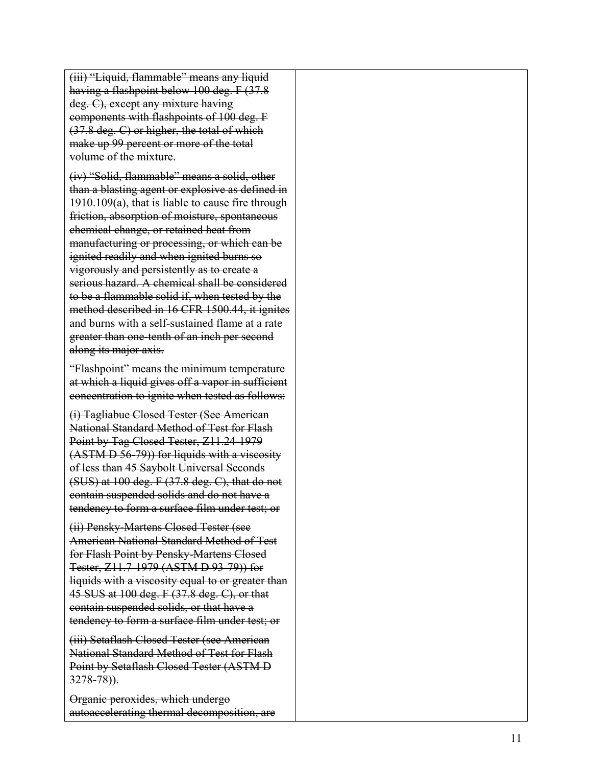| | |
|---|---|
| ~~(iii) "Liquid, flammable" means any liquid having a flashpoint below 100 deg. F (37.8 deg. C), except any mixture having components with flashpoints of 100 deg. F (37.8 deg. C) or higher, the total of which make up 99 percent or more of the total volume of the mixture.~~<br><br>~~(iv) "Solid, flammable" means a solid, other than a blasting agent or explosive as defined in 1910.109(a), that is liable to cause fire through friction, absorption of moisture, spontaneous chemical change, or retained heat from manufacturing or processing, or which can be ignited readily and when ignited burns so vigorously and persistently as to create a serious hazard. A chemical shall be considered to be a flammable solid if, when tested by the method described in 16 CFR 1500.44, it ignites and burns with a self-sustained flame at a rate greater than one-tenth of an inch per second along its major axis.~~<br><br>~~"Flashpoint" means the minimum temperature at which a liquid gives off a vapor in sufficient concentration to ignite when tested as follows:~~<br><br>~~(i) Tagliabue Closed Tester (See American National Standard Method of Test for Flash Point by Tag Closed Tester, Z11.24-1979 (ASTM D 56-79)) for liquids with a viscosity of less than 45 Saybolt Universal Seconds (SUS) at 100 deg. F (37.8 deg. C), that do not contain suspended solids and do not have a tendency to form a surface film under test; or~~<br><br>~~(ii) Pensky-Martens Closed Tester (see American National Standard Method of Test for Flash Point by Pensky-Martens Closed Tester, Z11.7-1979 (ASTM D 93-79)) for liquids with a viscosity equal to or greater than 45 SUS at 100 deg. F (37.8 deg. C), or that contain suspended solids, or that have a tendency to form a surface film under test; or~~<br><br>~~(iii) Setaflash Closed Tester (see American National Standard Method of Test for Flash Point by Setaflash Closed Tester (ASTM D 3278-78)).~~<br><br>~~Organic peroxides, which undergo autoaccelerating thermal decomposition, are~~ | |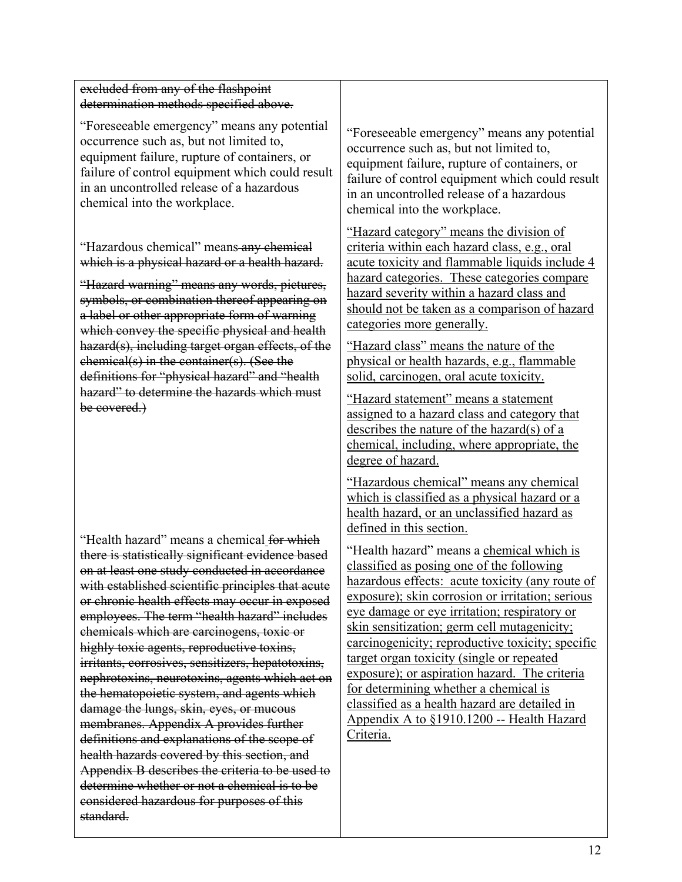| | |
|---|---|
| ~~excluded from any of the flashpoint determination methods specified above.~~ | |
| "Foreseeable emergency" means any potential occurrence such as, but not limited to, equipment failure, rupture of containers, or failure of control equipment which could result in an uncontrolled release of a hazardous chemical into the workplace. | "Foreseeable emergency" means any potential occurrence such as, but not limited to, equipment failure, rupture of containers, or failure of control equipment which could result in an uncontrolled release of a hazardous chemical into the workplace. |
| | <u>"Hazard category" means the division of criteria within each hazard class, e.g., oral acute toxicity and flammable liquids include 4 hazard categories. These categories compare hazard severity within a hazard class and should not be taken as a comparison of hazard categories more generally.</u> |
| | <u>"Hazard class" means the nature of the physical or health hazards, e.g., flammable solid, carcinogen, oral acute toxicity.</u> |
| | <u>"Hazard statement" means a statement assigned to a hazard class and category that describes the nature of the hazard(s) of a chemical, including, where appropriate, the degree of hazard.</u> |
| "Hazardous chemical" means ~~any chemical which is a physical hazard or a health hazard.~~ | <u>"Hazardous chemical" means any chemical which is classified as a physical hazard or a health hazard, or an unclassified hazard as defined in this section.</u> |
| ~~"Hazard warning" means any words, pictures, symbols, or combination thereof appearing on a label or other appropriate form of warning which convey the specific physical and health hazard(s), including target organ effects, of the chemical(s) in the container(s). (See the definitions for "physical hazard" and "health hazard" to determine the hazards which must be covered.)~~ | |
| "Health hazard" means a chemical ~~for which there is statistically significant evidence based on at least one study conducted in accordance with established scientific principles that acute or chronic health effects may occur in exposed employees. The term "health hazard" includes chemicals which are carcinogens, toxic or highly toxic agents, reproductive toxins, irritants, corrosives, sensitizers, hepatotoxins, nephrotoxins, neurotoxins, agents which act on the hematopoietic system, and agents which damage the lungs, skin, eyes, or mucous membranes. Appendix A provides further definitions and explanations of the scope of health hazards covered by this section, and Appendix B describes the criteria to be used to determine whether or not a chemical is to be considered hazardous for purposes of this standard.~~ | "Health hazard" means a <u>chemical which is classified as posing one of the following hazardous effects: acute toxicity (any route of exposure); skin corrosion or irritation; serious eye damage or eye irritation; respiratory or skin sensitization; germ cell mutagenicity; carcinogenicity; reproductive toxicity; specific target organ toxicity (single or repeated exposure); or aspiration hazard. The criteria for determining whether a chemical is classified as a health hazard are detailed in Appendix A to §1910.1200 -- Health Hazard Criteria.</u> |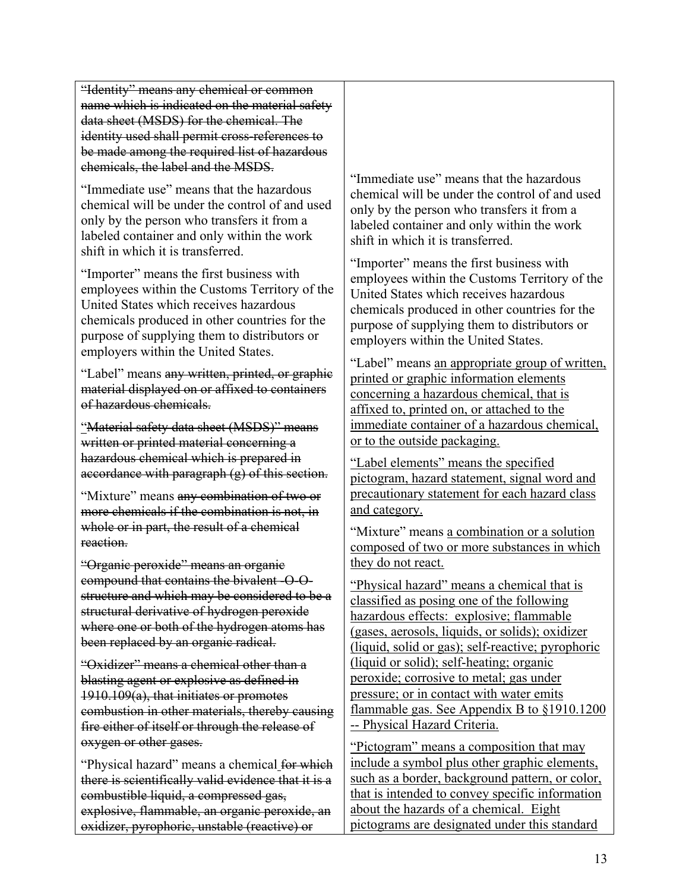| | |
|---|---|
| ~~"Identity" means any chemical or common name which is indicated on the material safety data sheet (MSDS) for the chemical. The identity used shall permit cross-references to be made among the required list of hazardous chemicals, the label and the MSDS.~~ | |
| "Immediate use" means that the hazardous chemical will be under the control of and used only by the person who transfers it from a labeled container and only within the work shift in which it is transferred. | "Immediate use" means that the hazardous chemical will be under the control of and used only by the person who transfers it from a labeled container and only within the work shift in which it is transferred. |
| "Importer" means the first business with employees within the Customs Territory of the United States which receives hazardous chemicals produced in other countries for the purpose of supplying them to distributors or employers within the United States. | "Importer" means the first business with employees within the Customs Territory of the United States which receives hazardous chemicals produced in other countries for the purpose of supplying them to distributors or employers within the United States. |
| "Label" means ~~any written, printed, or graphic material displayed on or affixed to containers of hazardous chemicals.~~ | "Label" means <u>an appropriate group of written, printed or graphic information elements concerning a hazardous chemical, that is affixed to, printed on, or attached to the immediate container of a hazardous chemical, or to the outside packaging.</u> |
| ~~"Material safety data sheet (MSDS)" means written or printed material concerning a hazardous chemical which is prepared in accordance with paragraph (g) of this section.~~ | <u>"Label elements" means the specified pictogram, hazard statement, signal word and precautionary statement for each hazard class and category.</u> |
| "Mixture" means ~~any combination of two or more chemicals if the combination is not, in whole or in part, the result of a chemical reaction.~~ | "Mixture" means <u>a combination or a solution composed of two or more substances in which they do not react.</u> |
| ~~"Organic peroxide" means an organic compound that contains the bivalent -O-O- structure and which may be considered to be a structural derivative of hydrogen peroxide where one or both of the hydrogen atoms has been replaced by an organic radical.~~ | <u>"Physical hazard" means a chemical that is classified as posing one of the following hazardous effects: explosive; flammable (gases, aerosols, liquids, or solids); oxidizer (liquid, solid or gas); self-reactive; pyrophoric (liquid or solid); self-heating; organic peroxide; corrosive to metal; gas under pressure; or in contact with water emits flammable gas. See Appendix B to §1910.1200 -- Physical Hazard Criteria.</u> |
| ~~"Oxidizer" means a chemical other than a blasting agent or explosive as defined in 1910.109(a), that initiates or promotes combustion in other materials, thereby causing fire either of itself or through the release of oxygen or other gases.~~ | |
| "Physical hazard" means a chemical ~~for which there is scientifically valid evidence that it is a combustible liquid, a compressed gas, explosive, flammable, an organic peroxide, an oxidizer, pyrophoric, unstable (reactive) or~~ | <u>"Pictogram" means a composition that may include a symbol plus other graphic elements, such as a border, background pattern, or color, that is intended to convey specific information about the hazards of a chemical. Eight pictograms are designated under this standard</u> |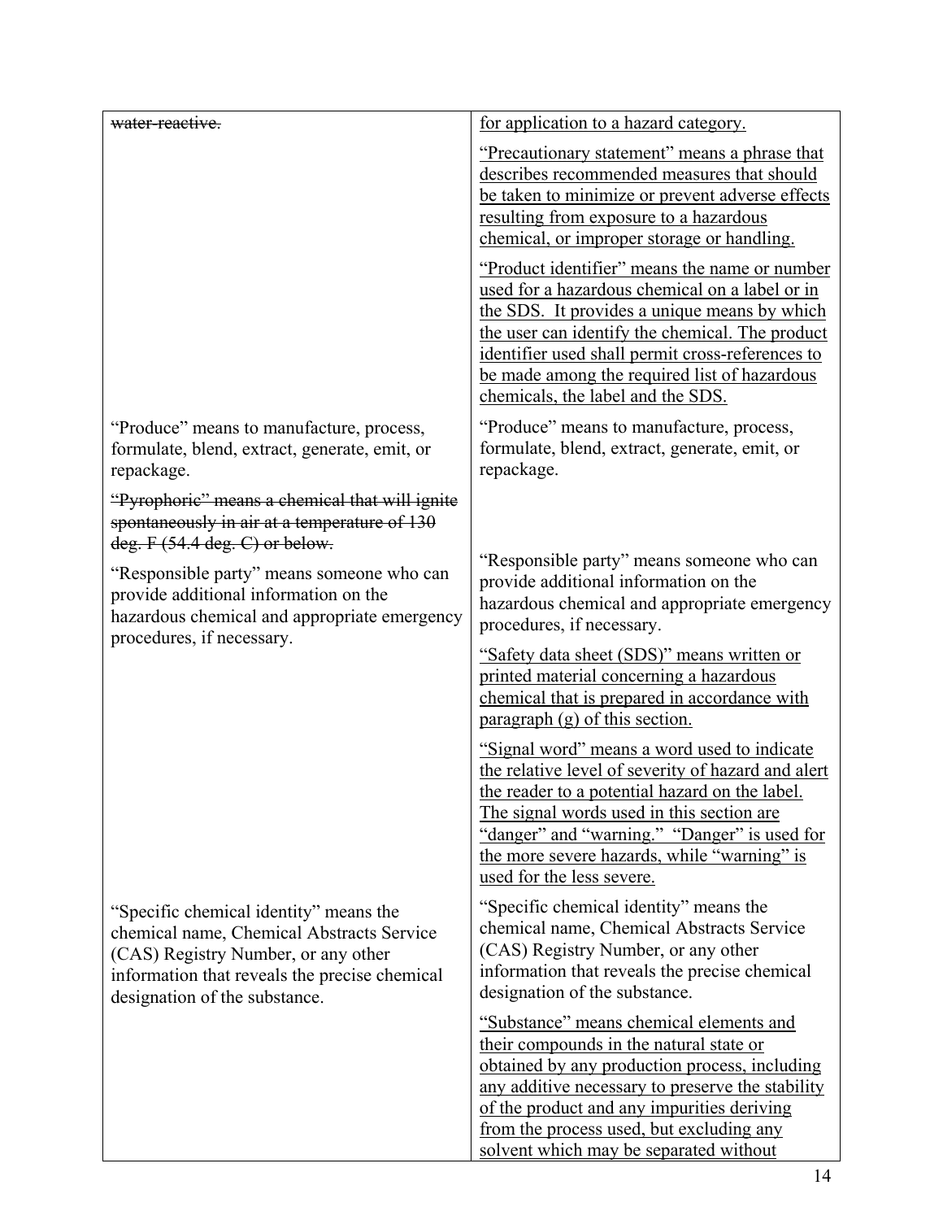| | |
|---|---|
| ~~water-reactive.~~ | <u>for application to a hazard category.</u><br><br><u>"Precautionary statement" means a phrase that describes recommended measures that should be taken to minimize or prevent adverse effects resulting from exposure to a hazardous chemical, or improper storage or handling.</u><br><br><u>"Product identifier" means the name or number used for a hazardous chemical on a label or in the SDS. It provides a unique means by which the user can identify the chemical. The product identifier used shall permit cross-references to be made among the required list of hazardous chemicals, the label and the SDS.</u> |
| "Produce" means to manufacture, process, formulate, blend, extract, generate, emit, or repackage. | "Produce" means to manufacture, process, formulate, blend, extract, generate, emit, or repackage. |
| ~~"Pyrophoric" means a chemical that will ignite spontaneously in air at a temperature of 130 deg. F (54.4 deg. C) or below.~~ | |
| "Responsible party" means someone who can provide additional information on the hazardous chemical and appropriate emergency procedures, if necessary. | "Responsible party" means someone who can provide additional information on the hazardous chemical and appropriate emergency procedures, if necessary.<br><br><u>"Safety data sheet (SDS)" means written or printed material concerning a hazardous chemical that is prepared in accordance with paragraph (g) of this section.</u><br><br><u>"Signal word" means a word used to indicate the relative level of severity of hazard and alert the reader to a potential hazard on the label. The signal words used in this section are "danger" and "warning." "Danger" is used for the more severe hazards, while "warning" is used for the less severe.</u> |
| "Specific chemical identity" means the chemical name, Chemical Abstracts Service (CAS) Registry Number, or any other information that reveals the precise chemical designation of the substance. | "Specific chemical identity" means the chemical name, Chemical Abstracts Service (CAS) Registry Number, or any other information that reveals the precise chemical designation of the substance.<br><br><u>"Substance" means chemical elements and their compounds in the natural state or obtained by any production process, including any additive necessary to preserve the stability of the product and any impurities deriving from the process used, but excluding any solvent which may be separated without</u> |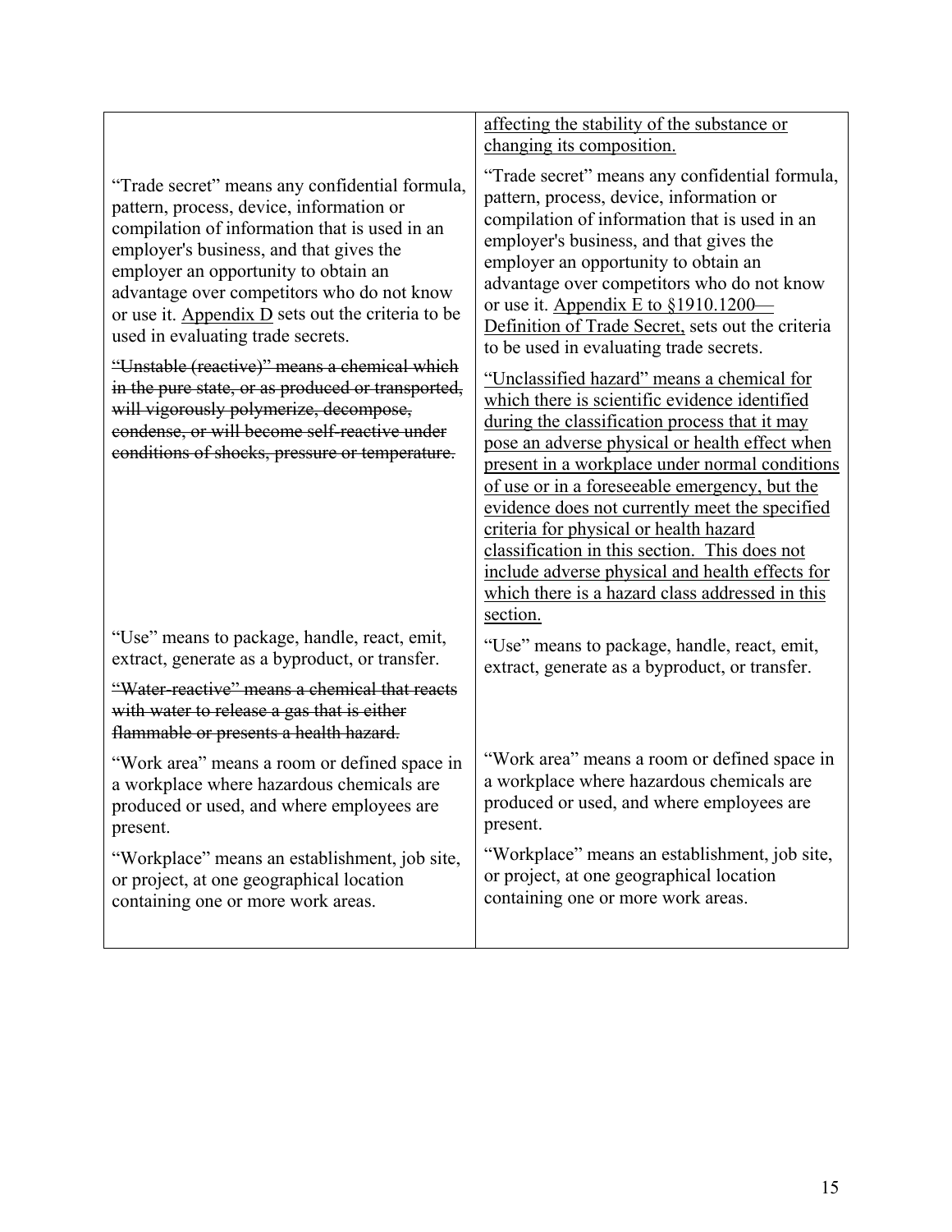| | |
|---|---|
| | <u>affecting the stability of the substance or changing its composition.</u> |
| "Trade secret" means any confidential formula, pattern, process, device, information or compilation of information that is used in an employer's business, and that gives the employer an opportunity to obtain an advantage over competitors who do not know or use it. <u>Appendix D</u> sets out the criteria to be used in evaluating trade secrets. | "Trade secret" means any confidential formula, pattern, process, device, information or compilation of information that is used in an employer's business, and that gives the employer an opportunity to obtain an advantage over competitors who do not know or use it. <u>Appendix E to §1910.1200—Definition of Trade Secret,</u> sets out the criteria to be used in evaluating trade secrets. |
| ~~"Unstable (reactive)" means a chemical which in the pure state, or as produced or transported, will vigorously polymerize, decompose, condense, or will become self-reactive under conditions of shocks, pressure or temperature.~~ | <u>"Unclassified hazard" means a chemical for which there is scientific evidence identified during the classification process that it may pose an adverse physical or health effect when present in a workplace under normal conditions of use or in a foreseeable emergency, but the evidence does not currently meet the specified criteria for physical or health hazard classification in this section. This does not include adverse physical and health effects for which there is a hazard class addressed in this section.</u> |
| "Use" means to package, handle, react, emit, extract, generate as a byproduct, or transfer. | "Use" means to package, handle, react, emit, extract, generate as a byproduct, or transfer. |
| ~~"Water-reactive" means a chemical that reacts with water to release a gas that is either flammable or presents a health hazard.~~ | |
| "Work area" means a room or defined space in a workplace where hazardous chemicals are produced or used, and where employees are present. | "Work area" means a room or defined space in a workplace where hazardous chemicals are produced or used, and where employees are present. |
| "Workplace" means an establishment, job site, or project, at one geographical location containing one or more work areas. | "Workplace" means an establishment, job site, or project, at one geographical location containing one or more work areas. |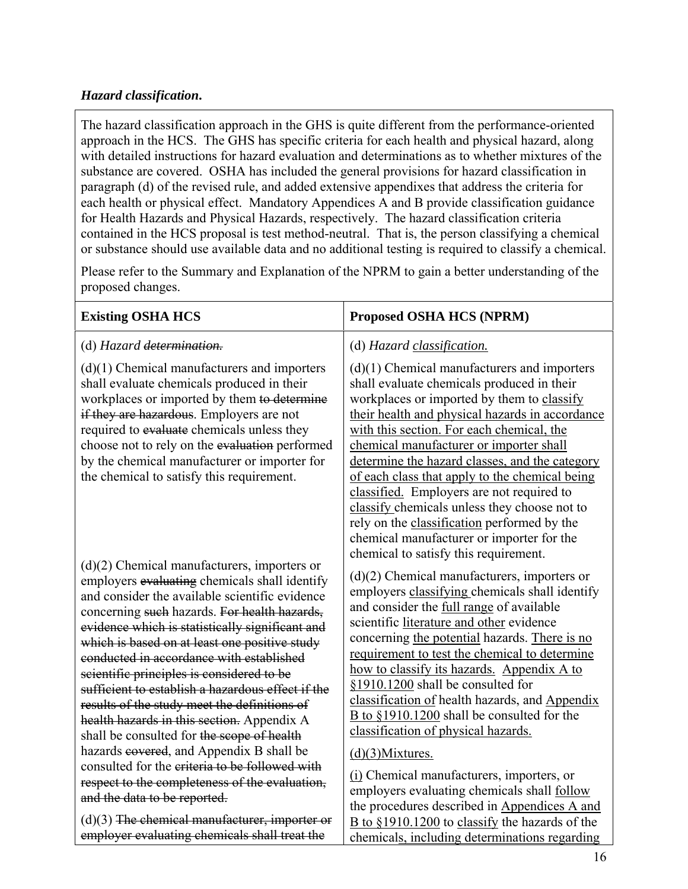***Hazard classification.***

The hazard classification approach in the GHS is quite different from the performance-oriented approach in the HCS. The GHS has specific criteria for each health and physical hazard, along with detailed instructions for hazard evaluation and determinations as to whether mixtures of the substance are covered. OSHA has included the general provisions for hazard classification in paragraph (d) of the revised rule, and added extensive appendixes that address the criteria for each health or physical effect. Mandatory Appendices A and B provide classification guidance for Health Hazards and Physical Hazards, respectively. The hazard classification criteria contained in the HCS proposal is test method-neutral. That is, the person classifying a chemical or substance should use available data and no additional testing is required to classify a chemical.

Please refer to the Summary and Explanation of the NPRM to gain a better understanding of the proposed changes.

| Existing OSHA HCS | Proposed OSHA HCS (NPRM) |
|---|---|
| (d) *Hazard ~~determination.~~* | (d) *Hazard <u>classification.</u>* |
| (d)(1) Chemical manufacturers and importers shall evaluate chemicals produced in their workplaces or imported by them ~~to determine if they are hazardous~~. Employers are not required to ~~evaluate~~ chemicals unless they choose not to rely on the ~~evaluation~~ performed by the chemical manufacturer or importer for the chemical to satisfy this requirement. | (d)(1) Chemical manufacturers and importers shall evaluate chemicals produced in their workplaces or imported by them to <u>classify their health and physical hazards in accordance with this section. For each chemical, the chemical manufacturer or importer shall determine the hazard classes, and the category of each class that apply to the chemical being classified.</u> Employers are not required to <u>classify</u> chemicals unless they choose not to rely on the <u>classification</u> performed by the chemical manufacturer or importer for the chemical to satisfy this requirement. |
| (d)(2) Chemical manufacturers, importers or employers ~~evaluating~~ chemicals shall identify and consider the available scientific evidence concerning ~~such~~ hazards. ~~For health hazards, evidence which is statistically significant and which is based on at least one positive study conducted in accordance with established scientific principles is considered to be sufficient to establish a hazardous effect if the results of the study meet the definitions of health hazards in this section.~~ Appendix A shall be consulted for ~~the scope of health~~ hazards ~~covered~~, and Appendix B shall be consulted for the ~~criteria to be followed with respect to the completeness of the evaluation, and the data to be reported.~~ | (d)(2) Chemical manufacturers, importers or employers <u>classifying</u> chemicals shall identify and consider the <u>full range</u> of available scientific <u>literature and other</u> evidence concerning <u>the potential</u> hazards. <u>There is no requirement to test the chemical to determine how to classify its hazards.</u> <u>Appendix A to §1910.1200</u> shall be consulted for <u>classification of</u> health hazards, and <u>Appendix B to §1910.1200</u> shall be consulted for the <u>classification of physical hazards.</u> |
| (d)(3) ~~The chemical manufacturer, importer or employer evaluating chemicals shall treat the~~ | <u>(d)(3)Mixtures.</u><br><br><u>(i)</u> Chemical manufacturers, importers, or employers evaluating chemicals shall <u>follow</u> the procedures described in <u>Appendices A and B to §1910.1200</u> to <u>classify</u> the hazards of the chemicals<u>, including determinations regarding</u> |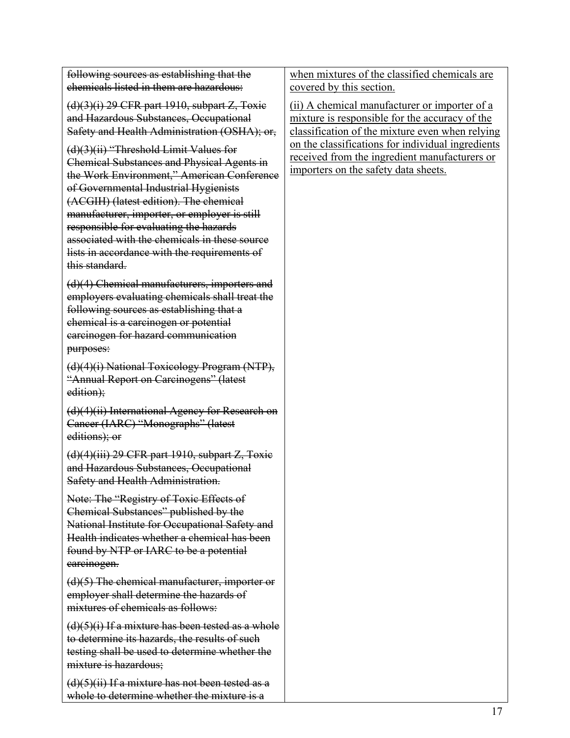| | |
|---|---|
| ~~following sources as establishing that the chemicals listed in them are hazardous:~~<br><br>~~(d)(3)(i) 29 CFR part 1910, subpart Z, Toxic and Hazardous Substances, Occupational Safety and Health Administration (OSHA); or,~~<br><br>~~(d)(3)(ii) "Threshold Limit Values for Chemical Substances and Physical Agents in the Work Environment," American Conference of Governmental Industrial Hygienists (ACGIH) (latest edition). The chemical manufacturer, importer, or employer is still responsible for evaluating the hazards associated with the chemicals in these source lists in accordance with the requirements of this standard.~~<br><br>~~(d)(4) Chemical manufacturers, importers and employers evaluating chemicals shall treat the following sources as establishing that a chemical is a carcinogen or potential carcinogen for hazard communication purposes:~~<br><br>~~(d)(4)(i) National Toxicology Program (NTP), "Annual Report on Carcinogens" (latest edition);~~<br><br>~~(d)(4)(ii) International Agency for Research on Cancer (IARC) "Monographs" (latest editions); or~~<br><br>~~(d)(4)(iii) 29 CFR part 1910, subpart Z, Toxic and Hazardous Substances, Occupational Safety and Health Administration.~~<br><br>~~Note: The "Registry of Toxic Effects of Chemical Substances" published by the National Institute for Occupational Safety and Health indicates whether a chemical has been found by NTP or IARC to be a potential carcinogen.~~<br><br>~~(d)(5) The chemical manufacturer, importer or employer shall determine the hazards of mixtures of chemicals as follows:~~<br><br>~~(d)(5)(i) If a mixture has been tested as a whole to determine its hazards, the results of such testing shall be used to determine whether the mixture is hazardous;~~<br><br>~~(d)(5)(ii) If a mixture has not been tested as a whole to determine whether the mixture is a~~ | <u>when mixtures of the classified chemicals are covered by this section.</u><br><br><u>(ii) A chemical manufacturer or importer of a mixture is responsible for the accuracy of the classification of the mixture even when relying on the classifications for individual ingredients received from the ingredient manufacturers or importers on the safety data sheets.</u> |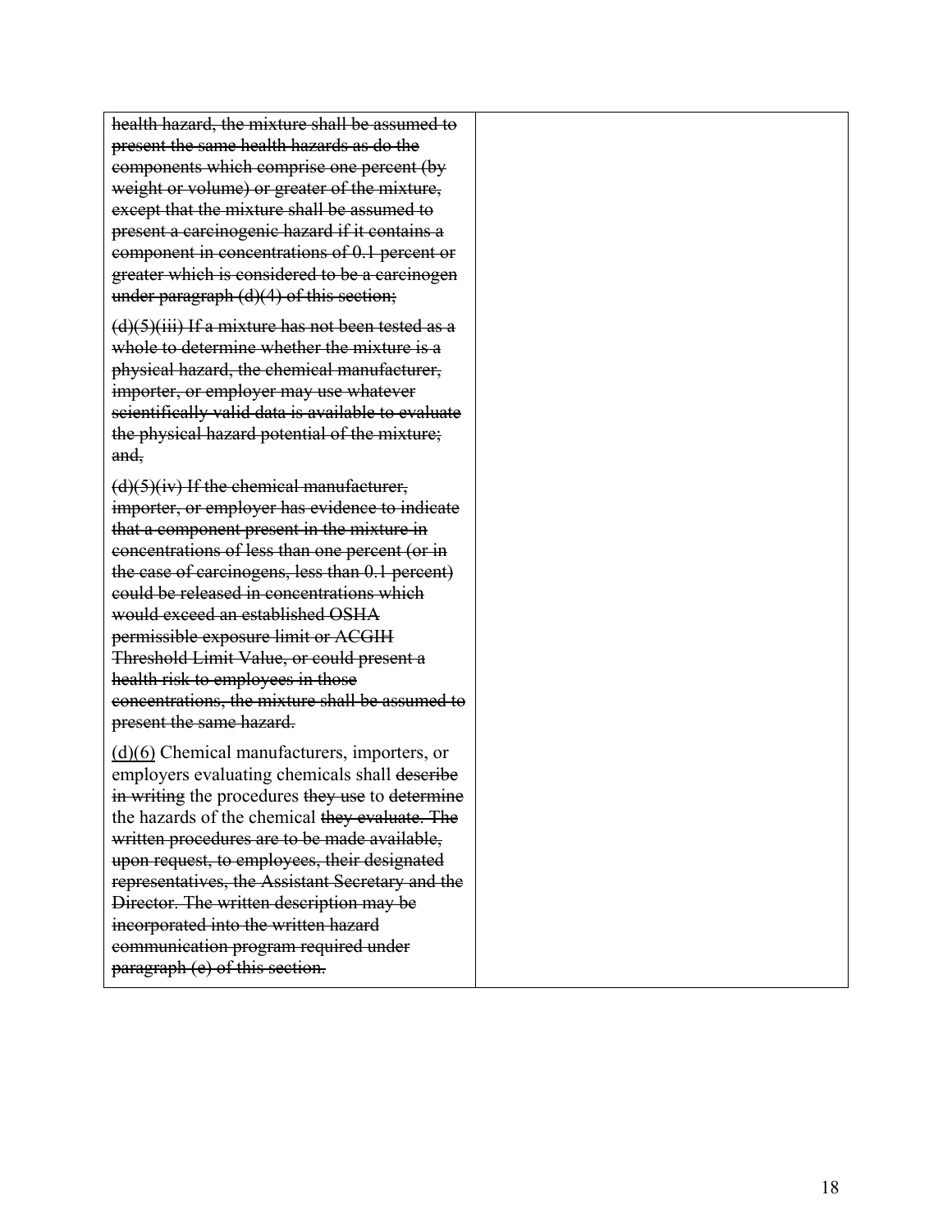| | |
|---|---|
| ~~health hazard, the mixture shall be assumed to present the same health hazards as do the components which comprise one percent (by weight or volume) or greater of the mixture, except that the mixture shall be assumed to present a carcinogenic hazard if it contains a component in concentrations of 0.1 percent or greater which is considered to be a carcinogen under paragraph (d)(4) of this section;~~<br><br>~~(d)(5)(iii) If a mixture has not been tested as a whole to determine whether the mixture is a physical hazard, the chemical manufacturer, importer, or employer may use whatever scientifically valid data is available to evaluate the physical hazard potential of the mixture; and,~~<br><br>~~(d)(5)(iv) If the chemical manufacturer, importer, or employer has evidence to indicate that a component present in the mixture in concentrations of less than one percent (or in the case of carcinogens, less than 0.1 percent) could be released in concentrations which would exceed an established OSHA permissible exposure limit or ACGIH Threshold Limit Value, or could present a health risk to employees in those concentrations, the mixture shall be assumed to present the same hazard.~~<br><br><u>(d)(6)</u> Chemical manufacturers, importers, or employers evaluating chemicals shall ~~describe in writing~~ the procedures ~~they use~~ to ~~determine~~ the hazards of the chemical ~~they evaluate. The written procedures are to be made available, upon request, to employees, their designated representatives, the Assistant Secretary and the Director. The written description may be incorporated into the written hazard communication program required under paragraph (e) of this section.~~ | |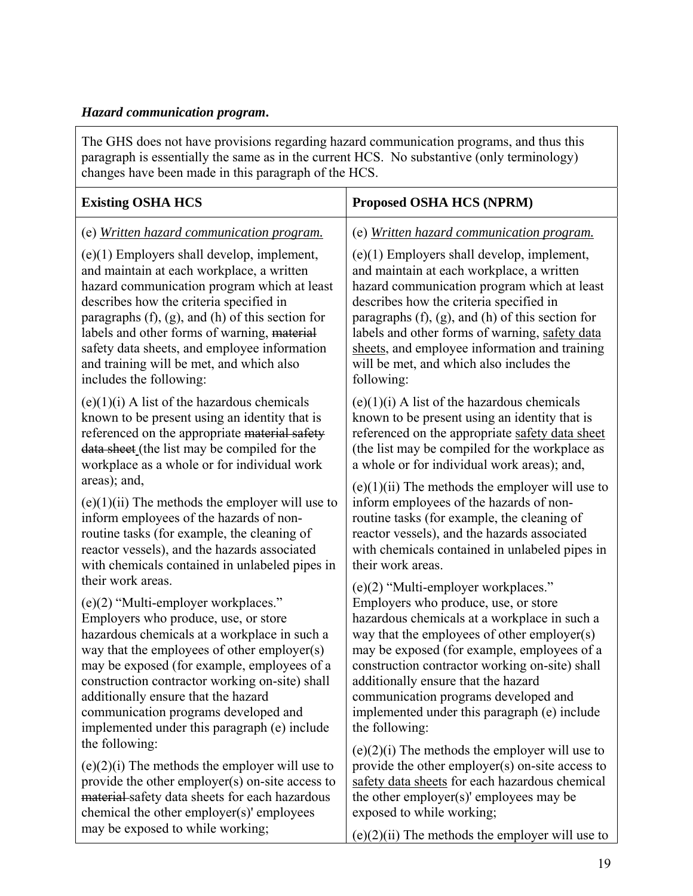***Hazard communication program*.**

The GHS does not have provisions regarding hazard communication programs, and thus this paragraph is essentially the same as in the current HCS. No substantive (only terminology) changes have been made in this paragraph of the HCS.

| Existing OSHA HCS | Proposed OSHA HCS (NPRM) |
|---|---|
| (e) *Written hazard communication program.* | (e) *Written hazard communication program.* |
| (e)(1) Employers shall develop, implement, and maintain at each workplace, a written hazard communication program which at least describes how the criteria specified in paragraphs (f), (g), and (h) of this section for labels and other forms of warning, ~~material~~ safety data sheets, and employee information and training will be met, and which also includes the following: | (e)(1) Employers shall develop, implement, and maintain at each workplace, a written hazard communication program which at least describes how the criteria specified in paragraphs (f), (g), and (h) of this section for labels and other forms of warning, <u>safety data sheets</u>, and employee information and training will be met, and which also includes the following: |
| (e)(1)(i) A list of the hazardous chemicals known to be present using an identity that is referenced on the appropriate ~~material safety data sheet~~ (the list may be compiled for the workplace as a whole or for individual work areas); and, | (e)(1)(i) A list of the hazardous chemicals known to be present using an identity that is referenced on the appropriate <u>safety data sheet</u> (the list may be compiled for the workplace as a whole or for individual work areas); and, |
| (e)(1)(ii) The methods the employer will use to inform employees of the hazards of non-routine tasks (for example, the cleaning of reactor vessels), and the hazards associated with chemicals contained in unlabeled pipes in their work areas. | (e)(1)(ii) The methods the employer will use to inform employees of the hazards of non-routine tasks (for example, the cleaning of reactor vessels), and the hazards associated with chemicals contained in unlabeled pipes in their work areas. |
| (e)(2) "Multi-employer workplaces." Employers who produce, use, or store hazardous chemicals at a workplace in such a way that the employees of other employer(s) may be exposed (for example, employees of a construction contractor working on-site) shall additionally ensure that the hazard communication programs developed and implemented under this paragraph (e) include the following: | (e)(2) "Multi-employer workplaces." Employers who produce, use, or store hazardous chemicals at a workplace in such a way that the employees of other employer(s) may be exposed (for example, employees of a construction contractor working on-site) shall additionally ensure that the hazard communication programs developed and implemented under this paragraph (e) include the following: |
| (e)(2)(i) The methods the employer will use to provide the other employer(s) on-site access to ~~material~~ safety data sheets for each hazardous chemical the other employer(s)' employees may be exposed to while working; | (e)(2)(i) The methods the employer will use to provide the other employer(s) on-site access to <u>safety data sheets</u> for each hazardous chemical the other employer(s)' employees may be exposed to while working; |
| | (e)(2)(ii) The methods the employer will use to |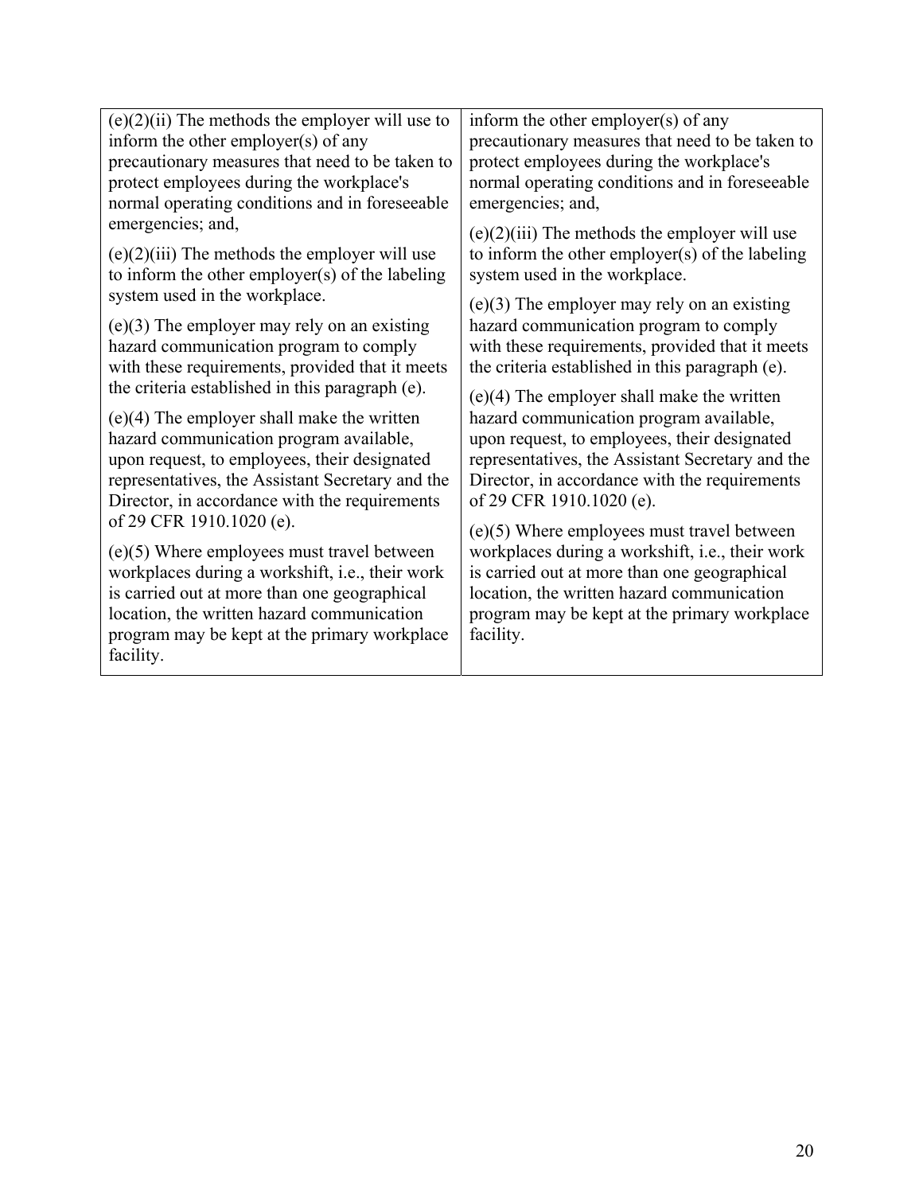| | |
|---|---|
| (e)(2)(ii) The methods the employer will use to inform the other employer(s) of any precautionary measures that need to be taken to protect employees during the workplace's normal operating conditions and in foreseeable emergencies; and,<br><br>(e)(2)(iii) The methods the employer will use to inform the other employer(s) of the labeling system used in the workplace.<br><br>(e)(3) The employer may rely on an existing hazard communication program to comply with these requirements, provided that it meets the criteria established in this paragraph (e).<br><br>(e)(4) The employer shall make the written hazard communication program available, upon request, to employees, their designated representatives, the Assistant Secretary and the Director, in accordance with the requirements of 29 CFR 1910.1020 (e).<br><br>(e)(5) Where employees must travel between workplaces during a workshift, i.e., their work is carried out at more than one geographical location, the written hazard communication program may be kept at the primary workplace facility. | inform the other employer(s) of any precautionary measures that need to be taken to protect employees during the workplace's normal operating conditions and in foreseeable emergencies; and,<br><br>(e)(2)(iii) The methods the employer will use to inform the other employer(s) of the labeling system used in the workplace.<br><br>(e)(3) The employer may rely on an existing hazard communication program to comply with these requirements, provided that it meets the criteria established in this paragraph (e).<br><br>(e)(4) The employer shall make the written hazard communication program available, upon request, to employees, their designated representatives, the Assistant Secretary and the Director, in accordance with the requirements of 29 CFR 1910.1020 (e).<br><br>(e)(5) Where employees must travel between workplaces during a workshift, i.e., their work is carried out at more than one geographical location, the written hazard communication program may be kept at the primary workplace facility. |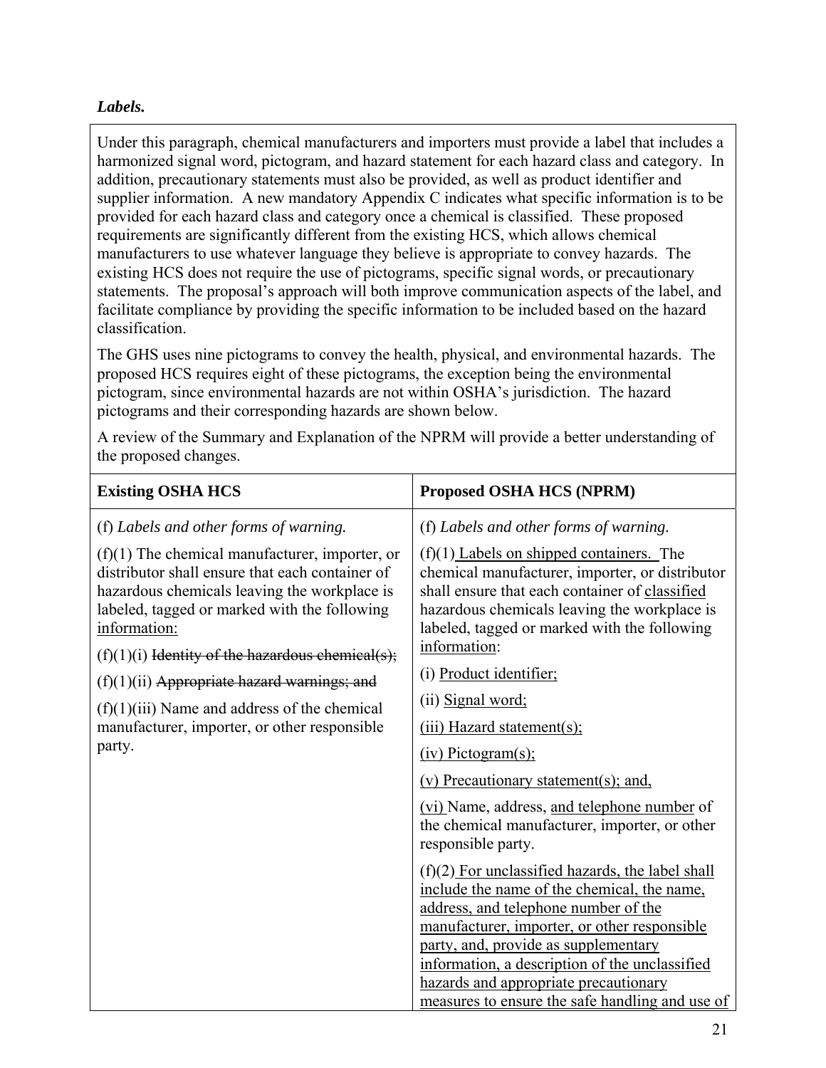***Labels.***

Under this paragraph, chemical manufacturers and importers must provide a label that includes a harmonized signal word, pictogram, and hazard statement for each hazard class and category. In addition, precautionary statements must also be provided, as well as product identifier and supplier information. A new mandatory Appendix C indicates what specific information is to be provided for each hazard class and category once a chemical is classified. These proposed requirements are significantly different from the existing HCS, which allows chemical manufacturers to use whatever language they believe is appropriate to convey hazards. The existing HCS does not require the use of pictograms, specific signal words, or precautionary statements. The proposal's approach will both improve communication aspects of the label, and facilitate compliance by providing the specific information to be included based on the hazard classification.

The GHS uses nine pictograms to convey the health, physical, and environmental hazards. The proposed HCS requires eight of these pictograms, the exception being the environmental pictogram, since environmental hazards are not within OSHA's jurisdiction. The hazard pictograms and their corresponding hazards are shown below.

A review of the Summary and Explanation of the NPRM will provide a better understanding of the proposed changes.

| **Existing OSHA HCS** | **Proposed OSHA HCS (NPRM)** |
|---|---|
| (f) *Labels and other forms of warning.*<br><br>(f)(1) The chemical manufacturer, importer, or distributor shall ensure that each container of hazardous chemicals leaving the workplace is labeled, tagged or marked with the following <u>information:</u><br><br>(f)(1)(i) ~~Identity of the hazardous chemical(s);~~<br><br>(f)(1)(ii) ~~Appropriate hazard warnings; and~~<br><br>(f)(1)(iii) Name and address of the chemical manufacturer, importer, or other responsible party. | (f) *Labels and other forms of warning.*<br><br>(f)(1) <u>Labels on shipped containers.</u> The chemical manufacturer, importer, or distributor shall ensure that each container of <u>classified</u> hazardous chemicals leaving the workplace is labeled, tagged or marked with the following <u>information</u>:<br><br>(i) <u>Product identifier;</u><br><br>(ii) <u>Signal word;</u><br><br><u>(iii) Hazard statement(s);</u><br><br><u>(iv) Pictogram(s);</u><br><br><u>(v) Precautionary statement(s); and,</u><br><br><u>(vi)</u> Name, address, <u>and telephone number</u> of the chemical manufacturer, importer, or other responsible party.<br><br>(f)(2) <u>For unclassified hazards, the label shall include the name of the chemical, the name, address, and telephone number of the manufacturer, importer, or other responsible party, and, provide as supplementary information, a description of the unclassified hazards and appropriate precautionary measures to ensure the safe handling and use of</u> |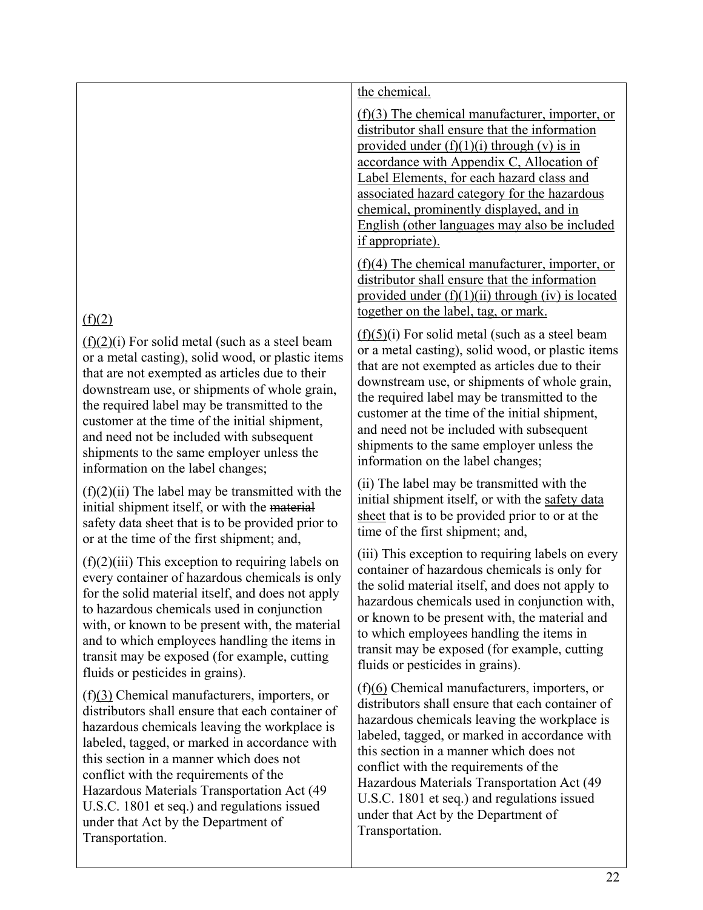| | |
|---|---|
| | the chemical.<br><br>(f)(3) The chemical manufacturer, importer, or distributor shall ensure that the information provided under (f)(1)(i) through (v) is in accordance with Appendix C, Allocation of Label Elements, for each hazard class and associated hazard category for the hazardous chemical, prominently displayed, and in English (other languages may also be included if appropriate).<br><br>(f)(4) The chemical manufacturer, importer, or distributor shall ensure that the information provided under (f)(1)(ii) through (iv) is located together on the label, tag, or mark. |
| (f)(2)<br><br>(f)(2)(i) For solid metal (such as a steel beam or a metal casting), solid wood, or plastic items that are not exempted as articles due to their downstream use, or shipments of whole grain, the required label may be transmitted to the customer at the time of the initial shipment, and need not be included with subsequent shipments to the same employer unless the information on the label changes; | (f)(5)(i) For solid metal (such as a steel beam or a metal casting), solid wood, or plastic items that are not exempted as articles due to their downstream use, or shipments of whole grain, the required label may be transmitted to the customer at the time of the initial shipment, and need not be included with subsequent shipments to the same employer unless the information on the label changes; |
| (f)(2)(ii) The label may be transmitted with the initial shipment itself, or with the ~~material~~ safety data sheet that is to be provided prior to or at the time of the first shipment; and, | (ii) The label may be transmitted with the initial shipment itself, or with the safety data sheet that is to be provided prior to or at the time of the first shipment; and, |
| (f)(2)(iii) This exception to requiring labels on every container of hazardous chemicals is only for the solid material itself, and does not apply to hazardous chemicals used in conjunction with, or known to be present with, the material and to which employees handling the items in transit may be exposed (for example, cutting fluids or pesticides in grains). | (iii) This exception to requiring labels on every container of hazardous chemicals is only for the solid material itself, and does not apply to hazardous chemicals used in conjunction with, or known to be present with, the material and to which employees handling the items in transit may be exposed (for example, cutting fluids or pesticides in grains). |
| (f)(3) Chemical manufacturers, importers, or distributors shall ensure that each container of hazardous chemicals leaving the workplace is labeled, tagged, or marked in accordance with this section in a manner which does not conflict with the requirements of the Hazardous Materials Transportation Act (49 U.S.C. 1801 et seq.) and regulations issued under that Act by the Department of Transportation. | (f)(6) Chemical manufacturers, importers, or distributors shall ensure that each container of hazardous chemicals leaving the workplace is labeled, tagged, or marked in accordance with this section in a manner which does not conflict with the requirements of the Hazardous Materials Transportation Act (49 U.S.C. 1801 et seq.) and regulations issued under that Act by the Department of Transportation. |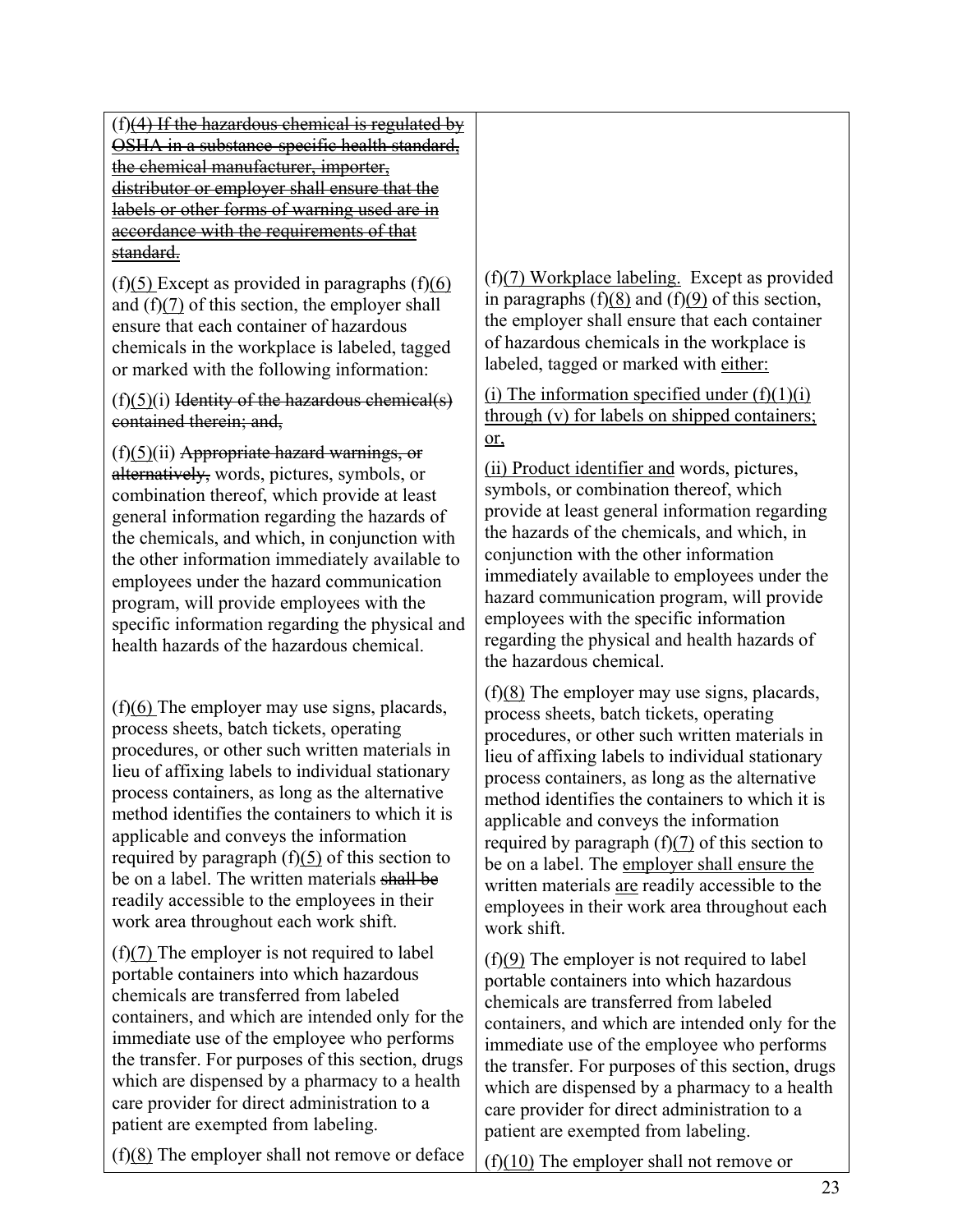| | |
|---|---|
| (f)~~(4) If the hazardous chemical is regulated by OSHA in a substance-specific health standard, the chemical manufacturer, importer, distributor or employer shall ensure that the labels or other forms of warning used are in accordance with the requirements of that standard.~~ | |
| (f)<u>(5)</u> Except as provided in paragraphs (f)<u>(6)</u> and (f)<u>(7)</u> of this section, the employer shall ensure that each container of hazardous chemicals in the workplace is labeled, tagged or marked with the following information:<br><br>(f)<u>(5)</u>(i) ~~Identity of the hazardous chemical(s) contained therein; and,~~<br><br>(f)<u>(5)</u>(ii) ~~Appropriate hazard warnings, or alternatively,~~ words, pictures, symbols, or combination thereof, which provide at least general information regarding the hazards of the chemicals, and which, in conjunction with the other information immediately available to employees under the hazard communication program, will provide employees with the specific information regarding the physical and health hazards of the hazardous chemical. | (f)<u>(7) Workplace labeling.</u> Except as provided in paragraphs (f)<u>(8)</u> and (f)<u>(9)</u> of this section, the employer shall ensure that each container of hazardous chemicals in the workplace is labeled, tagged or marked with <u>either:</u><br><br><u>(i) The information specified under (f)(1)(i) through (v) for labels on shipped containers; or,</u><br><br><u>(ii) Product identifier and</u> words, pictures, symbols, or combination thereof, which provide at least general information regarding the hazards of the chemicals, and which, in conjunction with the other information immediately available to employees under the hazard communication program, will provide employees with the specific information regarding the physical and health hazards of the hazardous chemical. |
| (f)<u>(6)</u> The employer may use signs, placards, process sheets, batch tickets, operating procedures, or other such written materials in lieu of affixing labels to individual stationary process containers, as long as the alternative method identifies the containers to which it is applicable and conveys the information required by paragraph (f)<u>(5)</u> of this section to be on a label. The written materials ~~shall be~~ readily accessible to the employees in their work area throughout each work shift. | (f)<u>(8)</u> The employer may use signs, placards, process sheets, batch tickets, operating procedures, or other such written materials in lieu of affixing labels to individual stationary process containers, as long as the alternative method identifies the containers to which it is applicable and conveys the information required by paragraph (f)<u>(7)</u> of this section to be on a label. The <u>employer shall ensure the</u> written materials <u>are</u> readily accessible to the employees in their work area throughout each work shift. |
| (f)<u>(7)</u> The employer is not required to label portable containers into which hazardous chemicals are transferred from labeled containers, and which are intended only for the immediate use of the employee who performs the transfer. For purposes of this section, drugs which are dispensed by a pharmacy to a health care provider for direct administration to a patient are exempted from labeling. | (f)<u>(9)</u> The employer is not required to label portable containers into which hazardous chemicals are transferred from labeled containers, and which are intended only for the immediate use of the employee who performs the transfer. For purposes of this section, drugs which are dispensed by a pharmacy to a health care provider for direct administration to a patient are exempted from labeling. |
| (f)<u>(8)</u> The employer shall not remove or deface | (f)<u>(10)</u> The employer shall not remove or |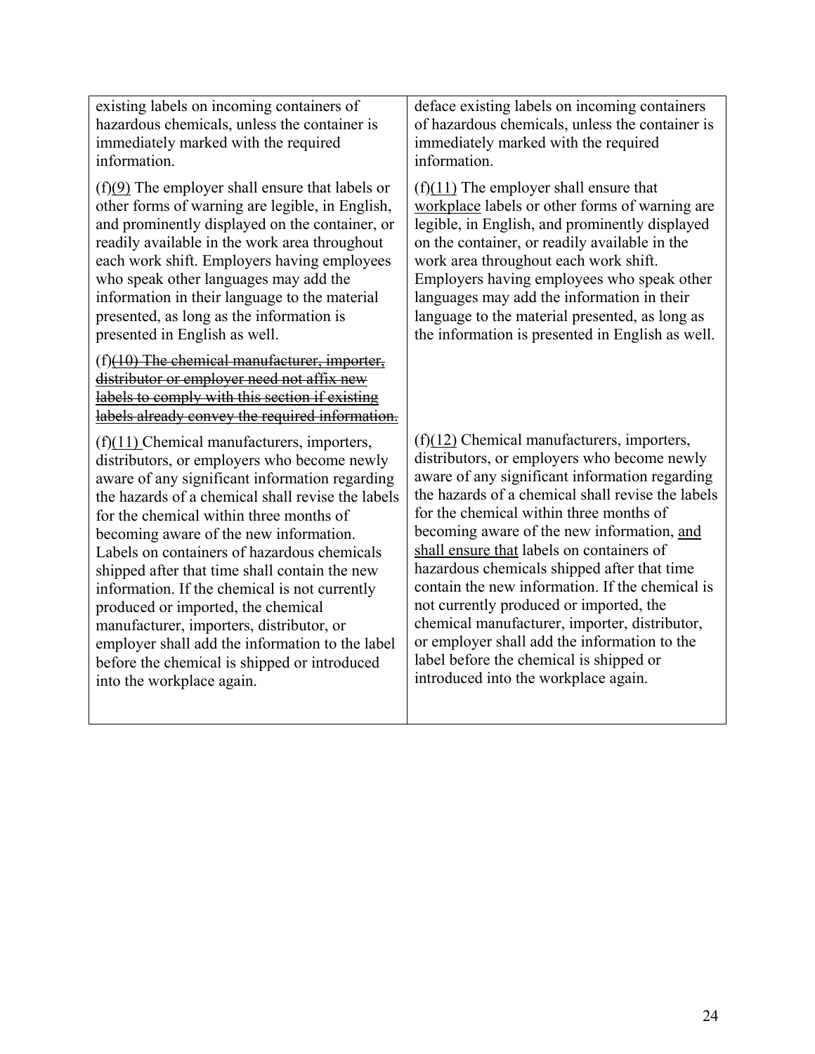| | |
|---|---|
| existing labels on incoming containers of hazardous chemicals, unless the container is immediately marked with the required information. | deface existing labels on incoming containers of hazardous chemicals, unless the container is immediately marked with the required information. |
| (f)(9) The employer shall ensure that labels or other forms of warning are legible, in English, and prominently displayed on the container, or readily available in the work area throughout each work shift. Employers having employees who speak other languages may add the information in their language to the material presented, as long as the information is presented in English as well. | (f)(11) The employer shall ensure that workplace labels or other forms of warning are legible, in English, and prominently displayed on the container, or readily available in the work area throughout each work shift. Employers having employees who speak other languages may add the information in their language to the material presented, as long as the information is presented in English as well. |
| (f)~~(10) The chemical manufacturer, importer, distributor or employer need not affix new labels to comply with this section if existing labels already convey the required information.~~ | |
| (f)(11) Chemical manufacturers, importers, distributors, or employers who become newly aware of any significant information regarding the hazards of a chemical shall revise the labels for the chemical within three months of becoming aware of the new information. Labels on containers of hazardous chemicals shipped after that time shall contain the new information. If the chemical is not currently produced or imported, the chemical manufacturer, importers, distributor, or employer shall add the information to the label before the chemical is shipped or introduced into the workplace again. | (f)(12) Chemical manufacturers, importers, distributors, or employers who become newly aware of any significant information regarding the hazards of a chemical shall revise the labels for the chemical within three months of becoming aware of the new information, and shall ensure that labels on containers of hazardous chemicals shipped after that time contain the new information. If the chemical is not currently produced or imported, the chemical manufacturer, importer, distributor, or employer shall add the information to the label before the chemical is shipped or introduced into the workplace again. |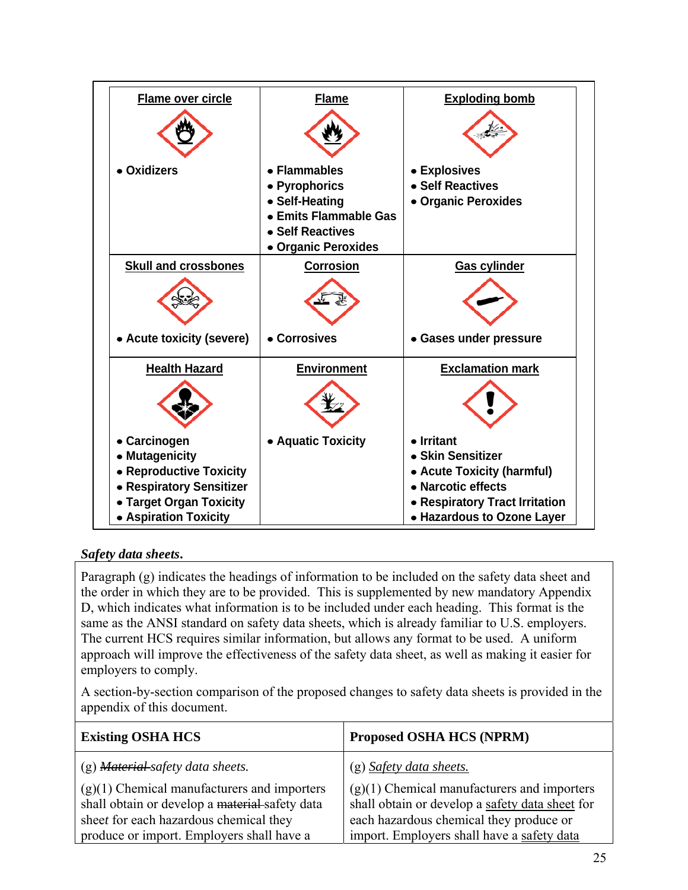| Flame over circle | Flame | Exploding bomb |
|---|---|---|
| • Oxidizers | • Flammables<br>• Pyrophorics<br>• Self-Heating<br>• Emits Flammable Gas<br>• Self Reactives<br>• Organic Peroxides | • Explosives<br>• Self Reactives<br>• Organic Peroxides |
| **Skull and crossbones** | **Corrosion** | **Gas cylinder** |
| • Acute toxicity (severe) | • Corrosives | • Gases under pressure |
| **Health Hazard** | **Environment** | **Exclamation mark** |
| • Carcinogen<br>• Mutagenicity<br>• Reproductive Toxicity<br>• Respiratory Sensitizer<br>• Target Organ Toxicity<br>• Aspiration Toxicity | • Aquatic Toxicity | • Irritant<br>• Skin Sensitizer<br>• Acute Toxicity (harmful)<br>• Narcotic effects<br>• Respiratory Tract Irritation<br>• Hazardous to Ozone Layer |

***Safety data sheets.***

Paragraph (g) indicates the headings of information to be included on the safety data sheet and the order in which they are to be provided. This is supplemented by new mandatory Appendix D, which indicates what information is to be included under each heading. This format is the same as the ANSI standard on safety data sheets, which is already familiar to U.S. employers. The current HCS requires similar information, but allows any format to be used. A uniform approach will improve the effectiveness of the safety data sheet, as well as making it easier for employers to comply.

A section-by-section comparison of the proposed changes to safety data sheets is provided in the appendix of this document.

| Existing OSHA HCS | Proposed OSHA HCS (NPRM) |
|---|---|
| (g) ~~*Material*~~ *safety data sheets.*<br><br>(g)(1) Chemical manufacturers and importers shall obtain or develop a ~~material~~ safety data sheet for each hazardous chemical they produce or import. Employers shall have a | (g) *Safety data sheets.*<br><br>(g)(1) Chemical manufacturers and importers shall obtain or develop a safety data sheet for each hazardous chemical they produce or import. Employers shall have a safety data |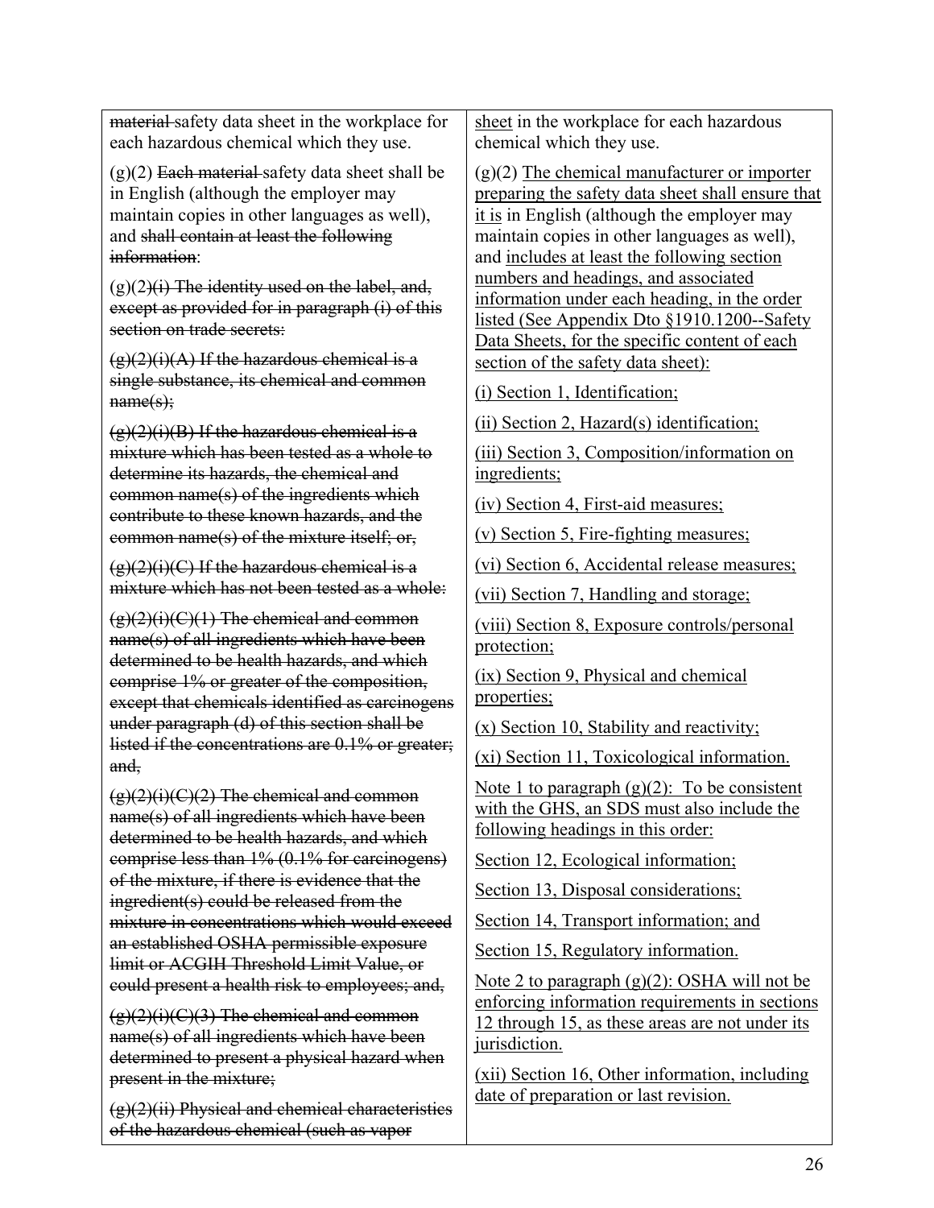| | |
|---|---|
| ~~material~~ safety data sheet in the workplace for each hazardous chemical which they use.<br><br>(g)(2) ~~Each material~~ safety data sheet shall be in English (although the employer may maintain copies in other languages as well), and ~~shall contain at least the following information~~:<br><br>(g)(2)~~(i) The identity used on the label, and, except as provided for in paragraph (i) of this section on trade secrets:~~<br><br>~~(g)(2)(i)(A) If the hazardous chemical is a single substance, its chemical and common name(s);~~<br><br>~~(g)(2)(i)(B) If the hazardous chemical is a mixture which has been tested as a whole to determine its hazards, the chemical and common name(s) of the ingredients which contribute to these known hazards, and the common name(s) of the mixture itself; or,~~<br><br>~~(g)(2)(i)(C) If the hazardous chemical is a mixture which has not been tested as a whole:~~<br><br>~~(g)(2)(i)(C)(1) The chemical and common name(s) of all ingredients which have been determined to be health hazards, and which comprise 1% or greater of the composition, except that chemicals identified as carcinogens under paragraph (d) of this section shall be listed if the concentrations are 0.1% or greater; and,~~<br><br>~~(g)(2)(i)(C)(2) The chemical and common name(s) of all ingredients which have been determined to be health hazards, and which comprise less than 1% (0.1% for carcinogens) of the mixture, if there is evidence that the ingredient(s) could be released from the mixture in concentrations which would exceed an established OSHA permissible exposure limit or ACGIH Threshold Limit Value, or could present a health risk to employees; and,~~<br><br>~~(g)(2)(i)(C)(3) The chemical and common name(s) of all ingredients which have been determined to present a physical hazard when present in the mixture;~~<br><br>~~(g)(2)(ii) Physical and chemical characteristics of the hazardous chemical (such as vapor~~ | <u>sheet</u> in the workplace for each hazardous chemical which they use.<br><br>(g)(2) <u>The chemical manufacturer or importer preparing the safety data sheet shall ensure that it is</u> in English (although the employer may maintain copies in other languages as well), and <u>includes at least the following section numbers and headings, and associated information under each heading, in the order listed (See Appendix Dto §1910.1200--Safety Data Sheets, for the specific content of each section of the safety data sheet):</u><br><br><u>(i) Section 1, Identification;</u><br><br><u>(ii) Section 2, Hazard(s) identification;</u><br><br><u>(iii) Section 3, Composition/information on ingredients;</u><br><br><u>(iv) Section 4, First-aid measures;</u><br><br><u>(v) Section 5, Fire-fighting measures;</u><br><br><u>(vi) Section 6, Accidental release measures;</u><br><br><u>(vii) Section 7, Handling and storage;</u><br><br><u>(viii) Section 8, Exposure controls/personal protection;</u><br><br><u>(ix) Section 9, Physical and chemical properties;</u><br><br><u>(x) Section 10, Stability and reactivity;</u><br><br><u>(xi) Section 11, Toxicological information.</u><br><br><u>Note 1 to paragraph (g)(2): To be consistent with the GHS, an SDS must also include the following headings in this order:</u><br><br><u>Section 12, Ecological information;</u><br><br><u>Section 13, Disposal considerations;</u><br><br><u>Section 14, Transport information; and</u><br><br><u>Section 15, Regulatory information.</u><br><br><u>Note 2 to paragraph (g)(2): OSHA will not be enforcing information requirements in sections 12 through 15, as these areas are not under its jurisdiction.</u><br><br><u>(xii) Section 16, Other information, including date of preparation or last revision.</u> |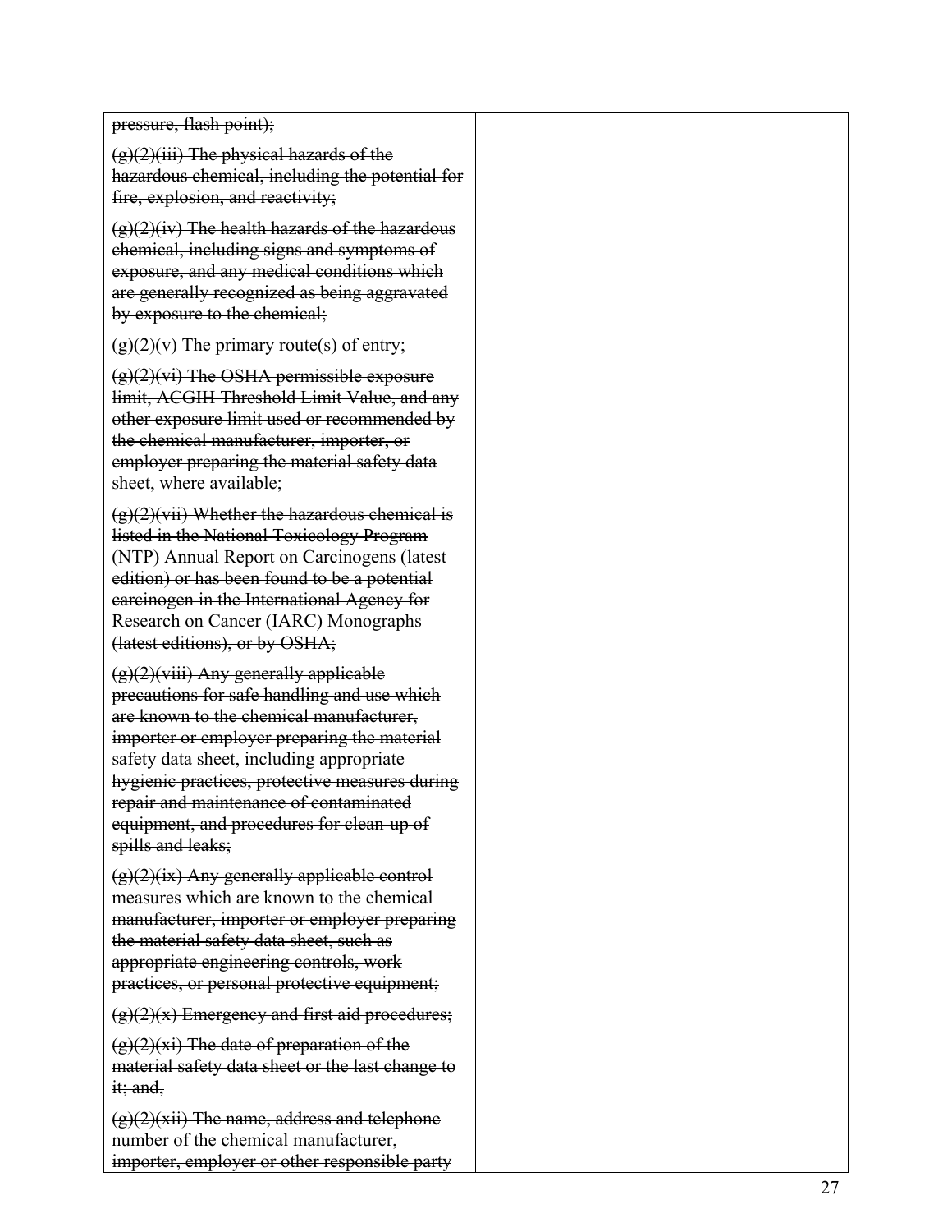| | |
|---|---|
| ~~pressure, flash point);~~<br><br>~~(g)(2)(iii) The physical hazards of the hazardous chemical, including the potential for fire, explosion, and reactivity;~~<br><br>~~(g)(2)(iv) The health hazards of the hazardous chemical, including signs and symptoms of exposure, and any medical conditions which are generally recognized as being aggravated by exposure to the chemical;~~<br><br>~~(g)(2)(v) The primary route(s) of entry;~~<br><br>~~(g)(2)(vi) The OSHA permissible exposure limit, ACGIH Threshold Limit Value, and any other exposure limit used or recommended by the chemical manufacturer, importer, or employer preparing the material safety data sheet, where available;~~<br><br>~~(g)(2)(vii) Whether the hazardous chemical is listed in the National Toxicology Program (NTP) Annual Report on Carcinogens (latest edition) or has been found to be a potential carcinogen in the International Agency for Research on Cancer (IARC) Monographs (latest editions), or by OSHA;~~<br><br>~~(g)(2)(viii) Any generally applicable precautions for safe handling and use which are known to the chemical manufacturer, importer or employer preparing the material safety data sheet, including appropriate hygienic practices, protective measures during repair and maintenance of contaminated equipment, and procedures for clean-up of spills and leaks;~~<br><br>~~(g)(2)(ix) Any generally applicable control measures which are known to the chemical manufacturer, importer or employer preparing the material safety data sheet, such as appropriate engineering controls, work practices, or personal protective equipment;~~<br><br>~~(g)(2)(x) Emergency and first aid procedures;~~<br><br>~~(g)(2)(xi) The date of preparation of the material safety data sheet or the last change to it; and,~~<br><br>~~(g)(2)(xii) The name, address and telephone number of the chemical manufacturer, importer, employer or other responsible party~~ | |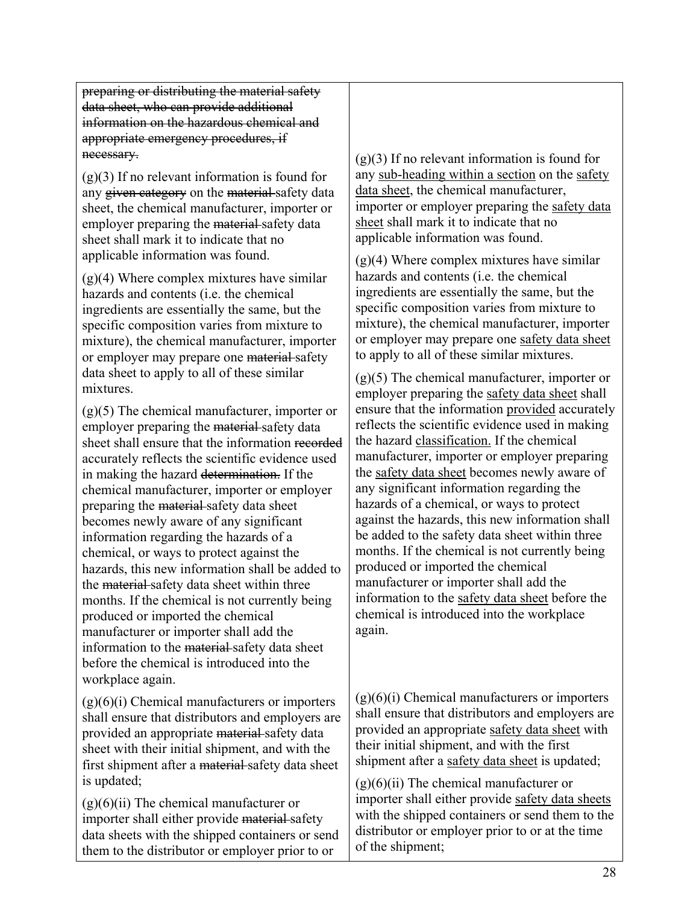| | |
|---|---|
| ~~preparing or distributing the material safety data sheet, who can provide additional information on the hazardous chemical and appropriate emergency procedures, if necessary.~~ | |
| (g)(3) If no relevant information is found for any ~~given category~~ on the ~~material~~ safety data sheet, the chemical manufacturer, importer or employer preparing the ~~material~~ safety data sheet shall mark it to indicate that no applicable information was found. | (g)(3) If no relevant information is found for any <u>sub-heading within a section</u> on the <u>safety data sheet</u>, the chemical manufacturer, importer or employer preparing the <u>safety data sheet</u> shall mark it to indicate that no applicable information was found. |
| (g)(4) Where complex mixtures have similar hazards and contents (i.e. the chemical ingredients are essentially the same, but the specific composition varies from mixture to mixture), the chemical manufacturer, importer or employer may prepare one ~~material~~ safety data sheet to apply to all of these similar mixtures. | (g)(4) Where complex mixtures have similar hazards and contents (i.e. the chemical ingredients are essentially the same, but the specific composition varies from mixture to mixture), the chemical manufacturer, importer or employer may prepare one <u>safety data sheet</u> to apply to all of these similar mixtures. |
| (g)(5) The chemical manufacturer, importer or employer preparing the ~~material~~ safety data sheet shall ensure that the information ~~recorded~~ accurately reflects the scientific evidence used in making the hazard ~~determination.~~ If the chemical manufacturer, importer or employer preparing the ~~material~~ safety data sheet becomes newly aware of any significant information regarding the hazards of a chemical, or ways to protect against the hazards, this new information shall be added to the ~~material~~ safety data sheet within three months. If the chemical is not currently being produced or imported the chemical manufacturer or importer shall add the information to the ~~material~~ safety data sheet before the chemical is introduced into the workplace again. | (g)(5) The chemical manufacturer, importer or employer preparing the <u>safety data sheet</u> shall ensure that the information <u>provided</u> accurately reflects the scientific evidence used in making the hazard <u>classification.</u> If the chemical manufacturer, importer or employer preparing the <u>safety data sheet</u> becomes newly aware of any significant information regarding the hazards of a chemical, or ways to protect against the hazards, this new information shall be added to the safety data sheet within three months. If the chemical is not currently being produced or imported the chemical manufacturer or importer shall add the information to the <u>safety data sheet</u> before the chemical is introduced into the workplace again. |
| (g)(6)(i) Chemical manufacturers or importers shall ensure that distributors and employers are provided an appropriate ~~material~~ safety data sheet with their initial shipment, and with the first shipment after a ~~material~~ safety data sheet is updated; | (g)(6)(i) Chemical manufacturers or importers shall ensure that distributors and employers are provided an appropriate <u>safety data sheet</u> with their initial shipment, and with the first shipment after a <u>safety data sheet</u> is updated; |
| (g)(6)(ii) The chemical manufacturer or importer shall either provide ~~material~~ safety data sheets with the shipped containers or send them to the distributor or employer prior to or | (g)(6)(ii) The chemical manufacturer or importer shall either provide <u>safety data sheets</u> with the shipped containers or send them to the distributor or employer prior to or at the time of the shipment; |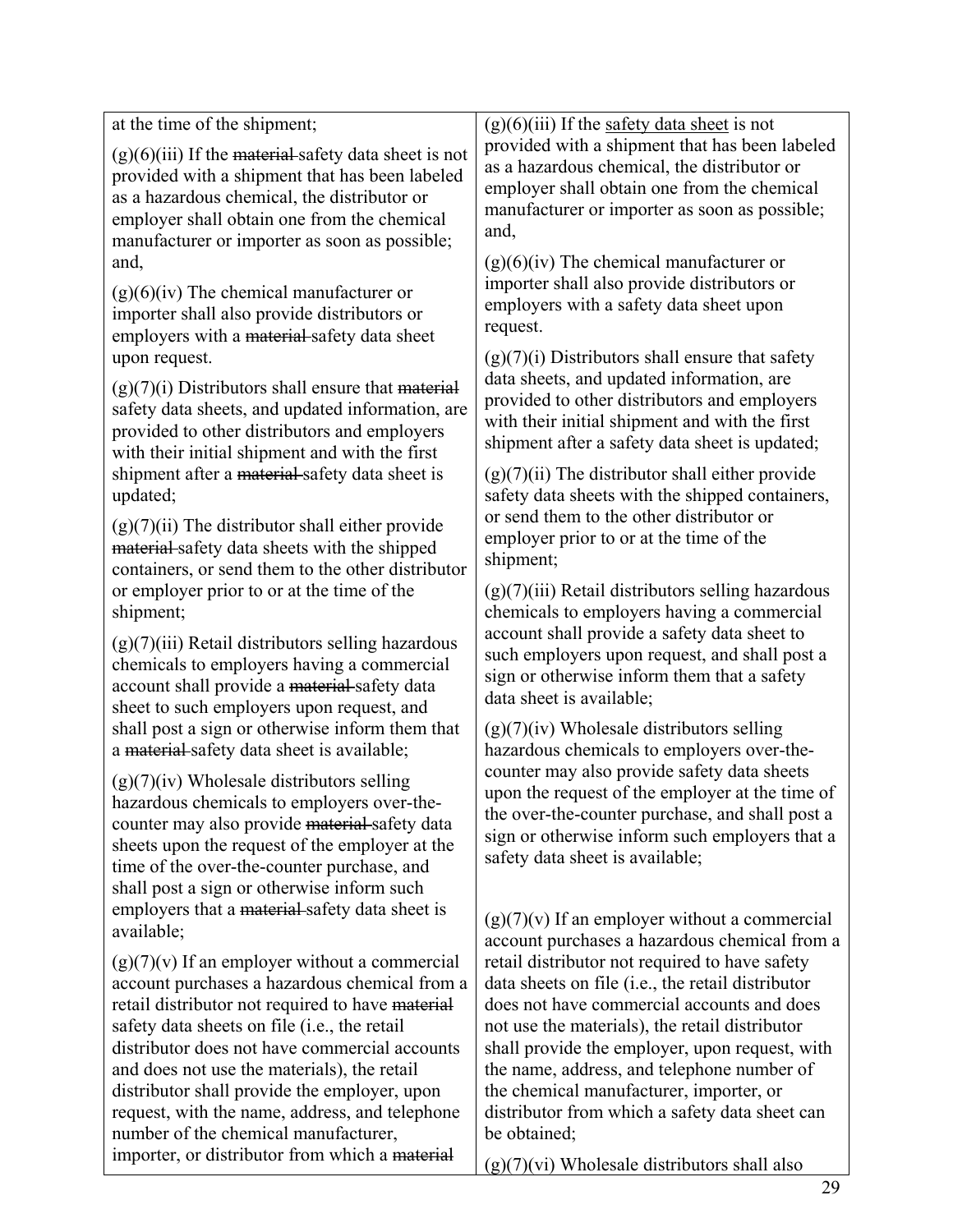| | |
|---|---|
| at the time of the shipment;<br><br>(g)(6)(iii) If the ~~material~~ safety data sheet is not provided with a shipment that has been labeled as a hazardous chemical, the distributor or employer shall obtain one from the chemical manufacturer or importer as soon as possible; and,<br><br>(g)(6)(iv) The chemical manufacturer or importer shall also provide distributors or employers with a ~~material~~ safety data sheet upon request.<br><br>(g)(7)(i) Distributors shall ensure that ~~material~~ safety data sheets, and updated information, are provided to other distributors and employers with their initial shipment and with the first shipment after a ~~material~~ safety data sheet is updated;<br><br>(g)(7)(ii) The distributor shall either provide ~~material~~ safety data sheets with the shipped containers, or send them to the other distributor or employer prior to or at the time of the shipment;<br><br>(g)(7)(iii) Retail distributors selling hazardous chemicals to employers having a commercial account shall provide a ~~material~~ safety data sheet to such employers upon request, and shall post a sign or otherwise inform them that a ~~material~~ safety data sheet is available;<br><br>(g)(7)(iv) Wholesale distributors selling hazardous chemicals to employers over-the-counter may also provide ~~material~~ safety data sheets upon the request of the employer at the time of the over-the-counter purchase, and shall post a sign or otherwise inform such employers that a ~~material~~ safety data sheet is available;<br><br>(g)(7)(v) If an employer without a commercial account purchases a hazardous chemical from a retail distributor not required to have ~~material~~ safety data sheets on file (i.e., the retail distributor does not have commercial accounts and does not use the materials), the retail distributor shall provide the employer, upon request, with the name, address, and telephone number of the chemical manufacturer, importer, or distributor from which a ~~material~~ | (g)(6)(iii) If the <u>safety data sheet</u> is not provided with a shipment that has been labeled as a hazardous chemical, the distributor or employer shall obtain one from the chemical manufacturer or importer as soon as possible; and,<br><br>(g)(6)(iv) The chemical manufacturer or importer shall also provide distributors or employers with a safety data sheet upon request.<br><br>(g)(7)(i) Distributors shall ensure that safety data sheets, and updated information, are provided to other distributors and employers with their initial shipment and with the first shipment after a safety data sheet is updated;<br><br>(g)(7)(ii) The distributor shall either provide safety data sheets with the shipped containers, or send them to the other distributor or employer prior to or at the time of the shipment;<br><br>(g)(7)(iii) Retail distributors selling hazardous chemicals to employers having a commercial account shall provide a safety data sheet to such employers upon request, and shall post a sign or otherwise inform them that a safety data sheet is available;<br><br>(g)(7)(iv) Wholesale distributors selling hazardous chemicals to employers over-the-counter may also provide safety data sheets upon the request of the employer at the time of the over-the-counter purchase, and shall post a sign or otherwise inform such employers that a safety data sheet is available;<br><br>(g)(7)(v) If an employer without a commercial account purchases a hazardous chemical from a retail distributor not required to have safety data sheets on file (i.e., the retail distributor does not have commercial accounts and does not use the materials), the retail distributor shall provide the employer, upon request, with the name, address, and telephone number of the chemical manufacturer, importer, or distributor from which a safety data sheet can be obtained;<br><br>(g)(7)(vi) Wholesale distributors shall also |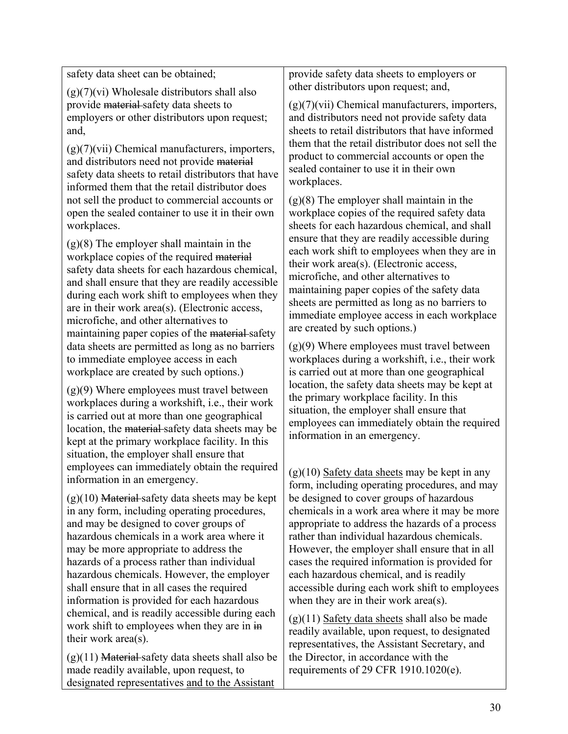| | |
|---|---|
| safety data sheet can be obtained;<br><br>(g)(7)(vi) Wholesale distributors shall also provide ~~material~~ safety data sheets to employers or other distributors upon request; and,<br><br>(g)(7)(vii) Chemical manufacturers, importers, and distributors need not provide ~~material~~ safety data sheets to retail distributors that have informed them that the retail distributor does not sell the product to commercial accounts or open the sealed container to use it in their own workplaces.<br><br>(g)(8) The employer shall maintain in the workplace copies of the required ~~material~~ safety data sheets for each hazardous chemical, and shall ensure that they are readily accessible during each work shift to employees when they are in their work area(s). (Electronic access, microfiche, and other alternatives to maintaining paper copies of the ~~material~~ safety data sheets are permitted as long as no barriers to immediate employee access in each workplace are created by such options.)<br><br>(g)(9) Where employees must travel between workplaces during a workshift, i.e., their work is carried out at more than one geographical location, the ~~material~~ safety data sheets may be kept at the primary workplace facility. In this situation, the employer shall ensure that employees can immediately obtain the required information in an emergency.<br><br>(g)(10) ~~Material~~ safety data sheets may be kept in any form, including operating procedures, and may be designed to cover groups of hazardous chemicals in a work area where it may be more appropriate to address the hazards of a process rather than individual hazardous chemicals. However, the employer shall ensure that in all cases the required information is provided for each hazardous chemical, and is readily accessible during each work shift to employees when they are in ~~in~~ their work area(s).<br><br>(g)(11) ~~Material~~ safety data sheets shall also be made readily available, upon request, to designated representatives <u>and to the Assistant</u> | provide safety data sheets to employers or other distributors upon request; and,<br><br>(g)(7)(vii) Chemical manufacturers, importers, and distributors need not provide safety data sheets to retail distributors that have informed them that the retail distributor does not sell the product to commercial accounts or open the sealed container to use it in their own workplaces.<br><br>(g)(8) The employer shall maintain in the workplace copies of the required safety data sheets for each hazardous chemical, and shall ensure that they are readily accessible during each work shift to employees when they are in their work area(s). (Electronic access, microfiche, and other alternatives to maintaining paper copies of the safety data sheets are permitted as long as no barriers to immediate employee access in each workplace are created by such options.)<br><br>(g)(9) Where employees must travel between workplaces during a workshift, i.e., their work is carried out at more than one geographical location, the safety data sheets may be kept at the primary workplace facility. In this situation, the employer shall ensure that employees can immediately obtain the required information in an emergency.<br><br>(g)(10) <u>Safety data sheets</u> may be kept in any form, including operating procedures, and may be designed to cover groups of hazardous chemicals in a work area where it may be more appropriate to address the hazards of a process rather than individual hazardous chemicals. However, the employer shall ensure that in all cases the required information is provided for each hazardous chemical, and is readily accessible during each work shift to employees when they are in their work area(s).<br><br>(g)(11) <u>Safety data sheets</u> shall also be made readily available, upon request, to designated representatives, the Assistant Secretary, and the Director, in accordance with the requirements of 29 CFR 1910.1020(e). |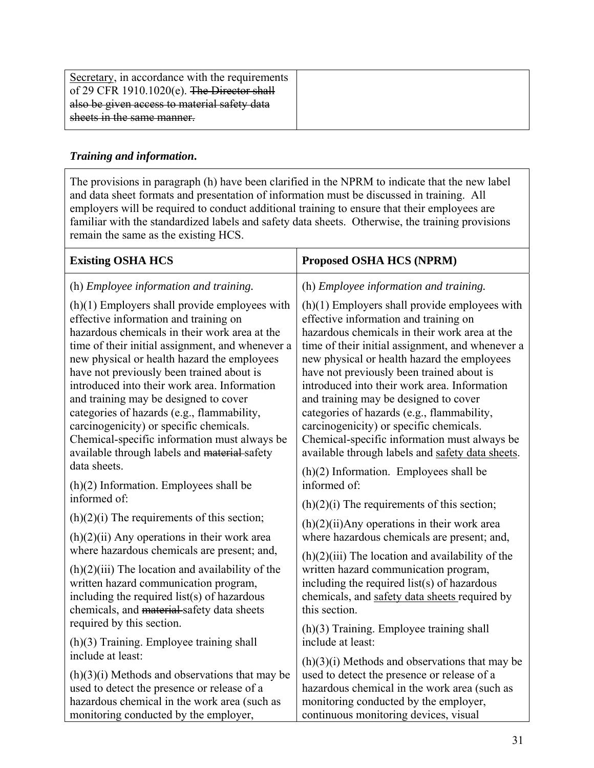| | |
|---|---|
| <u>Secretary</u>, in accordance with the requirements of 29 CFR 1910.1020(e). ~~The Director shall also be given access to material safety data sheets in the same manner.~~ | |

***Training and information.***

The provisions in paragraph (h) have been clarified in the NPRM to indicate that the new label and data sheet formats and presentation of information must be discussed in training. All employers will be required to conduct additional training to ensure that their employees are familiar with the standardized labels and safety data sheets. Otherwise, the training provisions remain the same as the existing HCS.

| **Existing OSHA HCS** | **Proposed OSHA HCS (NPRM)** |
|---|---|
| (h) *Employee information and training.*<br><br>(h)(1) Employers shall provide employees with effective information and training on hazardous chemicals in their work area at the time of their initial assignment, and whenever a new physical or health hazard the employees have not previously been trained about is introduced into their work area. Information and training may be designed to cover categories of hazards (e.g., flammability, carcinogenicity) or specific chemicals. Chemical-specific information must always be available through labels and ~~material~~ safety data sheets.<br><br>(h)(2) Information. Employees shall be informed of:<br><br>(h)(2)(i) The requirements of this section;<br><br>(h)(2)(ii) Any operations in their work area where hazardous chemicals are present; and,<br><br>(h)(2)(iii) The location and availability of the written hazard communication program, including the required list(s) of hazardous chemicals, and ~~material~~ safety data sheets required by this section.<br><br>(h)(3) Training. Employee training shall include at least:<br><br>(h)(3)(i) Methods and observations that may be used to detect the presence or release of a hazardous chemical in the work area (such as monitoring conducted by the employer, | (h) *Employee information and training.*<br><br>(h)(1) Employers shall provide employees with effective information and training on hazardous chemicals in their work area at the time of their initial assignment, and whenever a new physical or health hazard the employees have not previously been trained about is introduced into their work area. Information and training may be designed to cover categories of hazards (e.g., flammability, carcinogenicity) or specific chemicals. Chemical-specific information must always be available through labels and <u>safety data sheets</u>.<br><br>(h)(2) Information. Employees shall be informed of:<br><br>(h)(2)(i) The requirements of this section;<br><br>(h)(2)(ii)Any operations in their work area where hazardous chemicals are present; and,<br><br>(h)(2)(iii) The location and availability of the written hazard communication program, including the required list(s) of hazardous chemicals, and <u>safety data sheets</u> required by this section.<br><br>(h)(3) Training. Employee training shall include at least:<br><br>(h)(3)(i) Methods and observations that may be used to detect the presence or release of a hazardous chemical in the work area (such as monitoring conducted by the employer, continuous monitoring devices, visual |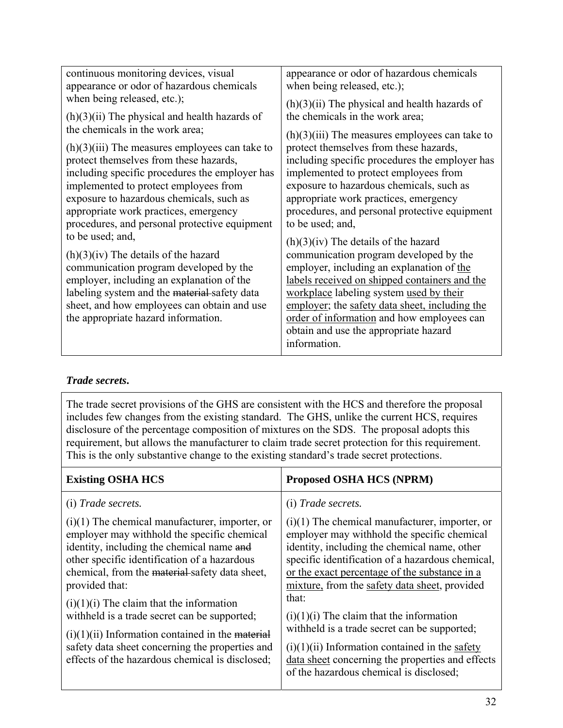| | |
|---|---|
| continuous monitoring devices, visual appearance or odor of hazardous chemicals when being released, etc.);<br><br>(h)(3)(ii) The physical and health hazards of the chemicals in the work area;<br><br>(h)(3)(iii) The measures employees can take to protect themselves from these hazards, including specific procedures the employer has implemented to protect employees from exposure to hazardous chemicals, such as appropriate work practices, emergency procedures, and personal protective equipment to be used; and,<br><br>(h)(3)(iv) The details of the hazard communication program developed by the employer, including an explanation of the labeling system and the ~~material~~ safety data sheet, and how employees can obtain and use the appropriate hazard information. | appearance or odor of hazardous chemicals when being released, etc.);<br><br>(h)(3)(ii) The physical and health hazards of the chemicals in the work area;<br><br>(h)(3)(iii) The measures employees can take to protect themselves from these hazards, including specific procedures the employer has implemented to protect employees from exposure to hazardous chemicals, such as appropriate work practices, emergency procedures, and personal protective equipment to be used; and,<br><br>(h)(3)(iv) The details of the hazard communication program developed by the employer, including an explanation of <u>the labels received on shipped containers and the workplace</u> labeling system <u>used by their employer</u>; the <u>safety data sheet, including the order of information</u> and how employees can obtain and use the appropriate hazard information. |

***Trade secrets.***

The trade secret provisions of the GHS are consistent with the HCS and therefore the proposal includes few changes from the existing standard. The GHS, unlike the current HCS, requires disclosure of the percentage composition of mixtures on the SDS. The proposal adopts this requirement, but allows the manufacturer to claim trade secret protection for this requirement. This is the only substantive change to the existing standard's trade secret protections.

| **Existing OSHA HCS** | **Proposed OSHA HCS (NPRM)** |
|---|---|
| (i) *Trade secrets.*<br><br>(i)(1) The chemical manufacturer, importer, or employer may withhold the specific chemical identity, including the chemical name ~~and~~ other specific identification of a hazardous chemical, from the ~~material~~ safety data sheet, provided that:<br><br>(i)(1)(i) The claim that the information withheld is a trade secret can be supported;<br><br>(i)(1)(ii) Information contained in the ~~material~~ safety data sheet concerning the properties and effects of the hazardous chemical is disclosed; | (i) *Trade secrets.*<br><br>(i)(1) The chemical manufacturer, importer, or employer may withhold the specific chemical identity, including the chemical name, other specific identification of a hazardous chemical, <u>or the exact percentage of the substance in a mixture,</u> from the <u>safety data sheet</u>, provided that:<br><br>(i)(1)(i) The claim that the information withheld is a trade secret can be supported;<br><br>(i)(1)(ii) Information contained in the <u>safety data sheet</u> concerning the properties and effects of the hazardous chemical is disclosed; |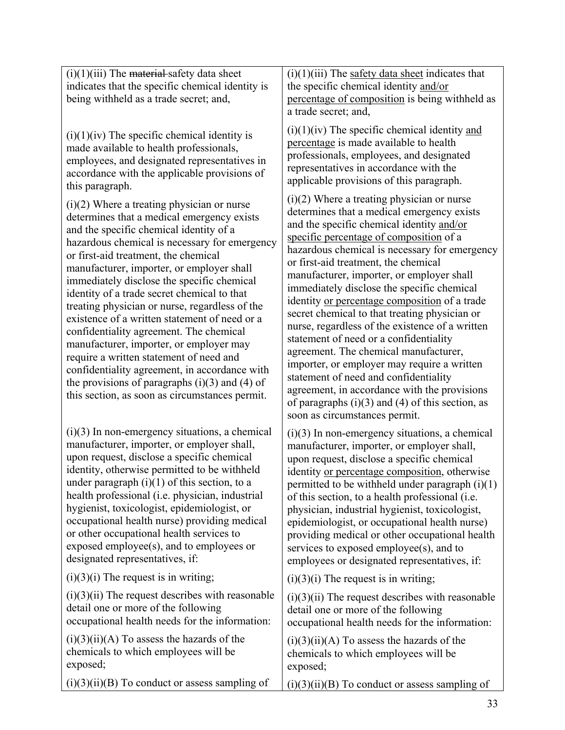| | |
|---|---|
| (i)(1)(iii) The ~~material~~ safety data sheet indicates that the specific chemical identity is being withheld as a trade secret; and, | (i)(1)(iii) The <u>safety data sheet</u> indicates that the specific chemical identity <u>and/or percentage of composition</u> is being withheld as a trade secret; and, |
| (i)(1)(iv) The specific chemical identity is made available to health professionals, employees, and designated representatives in accordance with the applicable provisions of this paragraph. | (i)(1)(iv) The specific chemical identity <u>and percentage</u> is made available to health professionals, employees, and designated representatives in accordance with the applicable provisions of this paragraph. |
| (i)(2) Where a treating physician or nurse determines that a medical emergency exists and the specific chemical identity of a hazardous chemical is necessary for emergency or first-aid treatment, the chemical manufacturer, importer, or employer shall immediately disclose the specific chemical identity of a trade secret chemical to that treating physician or nurse, regardless of the existence of a written statement of need or a confidentiality agreement. The chemical manufacturer, importer, or employer may require a written statement of need and confidentiality agreement, in accordance with the provisions of paragraphs (i)(3) and (4) of this section, as soon as circumstances permit. | (i)(2) Where a treating physician or nurse determines that a medical emergency exists and the specific chemical identity <u>and/or specific percentage of composition</u> of a hazardous chemical is necessary for emergency or first-aid treatment, the chemical manufacturer, importer, or employer shall immediately disclose the specific chemical identity <u>or percentage composition</u> of a trade secret chemical to that treating physician or nurse, regardless of the existence of a written statement of need or a confidentiality agreement. The chemical manufacturer, importer, or employer may require a written statement of need and confidentiality agreement, in accordance with the provisions of paragraphs (i)(3) and (4) of this section, as soon as circumstances permit. |
| (i)(3) In non-emergency situations, a chemical manufacturer, importer, or employer shall, upon request, disclose a specific chemical identity, otherwise permitted to be withheld under paragraph (i)(1) of this section, to a health professional (i.e. physician, industrial hygienist, toxicologist, epidemiologist, or occupational health nurse) providing medical or other occupational health services to exposed employee(s), and to employees or designated representatives, if: | (i)(3) In non-emergency situations, a chemical manufacturer, importer, or employer shall, upon request, disclose a specific chemical identity <u>or percentage composition</u>, otherwise permitted to be withheld under paragraph (i)(1) of this section, to a health professional (i.e. physician, industrial hygienist, toxicologist, epidemiologist, or occupational health nurse) providing medical or other occupational health services to exposed employee(s), and to employees or designated representatives, if: |
| (i)(3)(i) The request is in writing; | (i)(3)(i) The request is in writing; |
| (i)(3)(ii) The request describes with reasonable detail one or more of the following occupational health needs for the information: | (i)(3)(ii) The request describes with reasonable detail one or more of the following occupational health needs for the information: |
| (i)(3)(ii)(A) To assess the hazards of the chemicals to which employees will be exposed; | (i)(3)(ii)(A) To assess the hazards of the chemicals to which employees will be exposed; |
| (i)(3)(ii)(B) To conduct or assess sampling of | (i)(3)(ii)(B) To conduct or assess sampling of |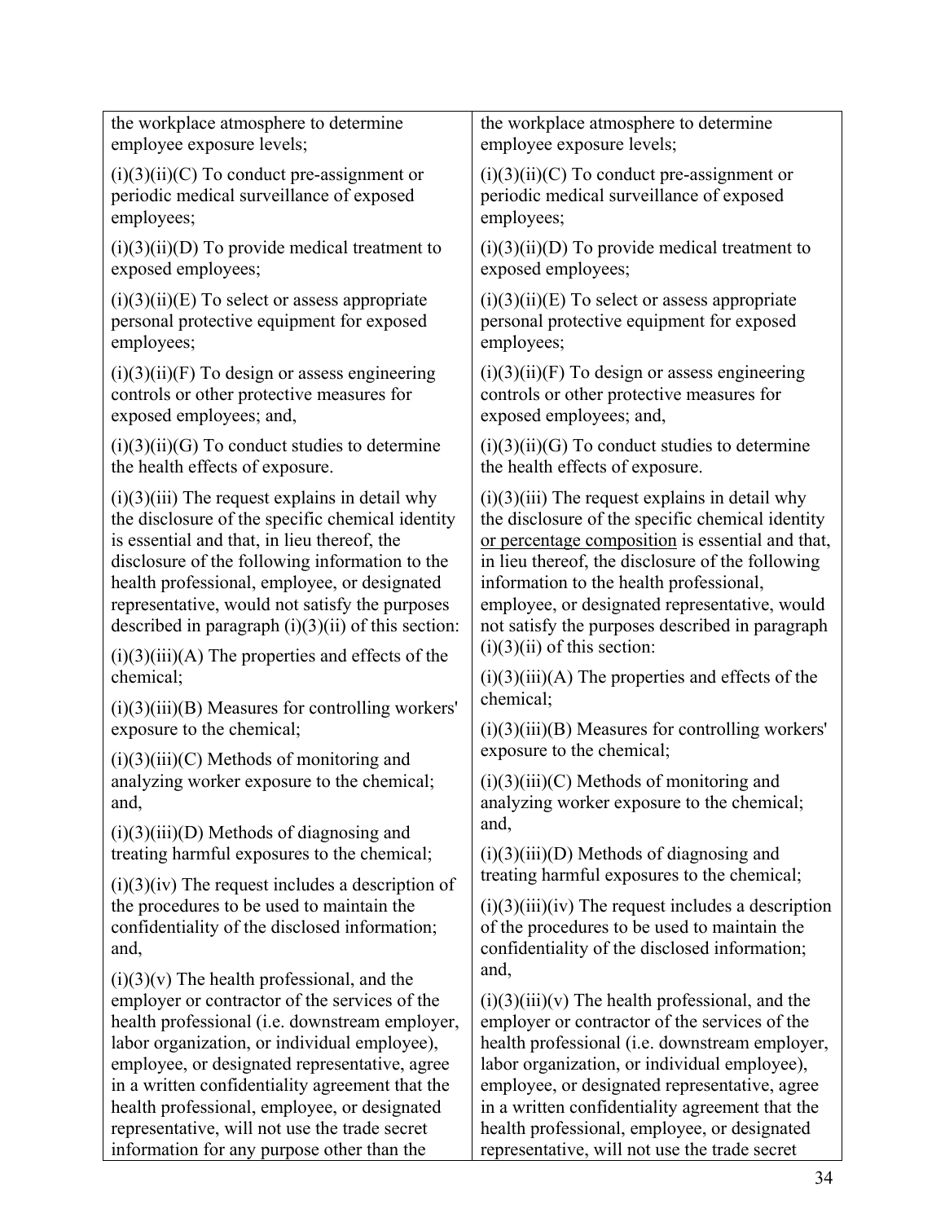| | |
|---|---|
| the workplace atmosphere to determine employee exposure levels; | the workplace atmosphere to determine employee exposure levels; |
| (i)(3)(ii)(C) To conduct pre-assignment or periodic medical surveillance of exposed employees; | (i)(3)(ii)(C) To conduct pre-assignment or periodic medical surveillance of exposed employees; |
| (i)(3)(ii)(D) To provide medical treatment to exposed employees; | (i)(3)(ii)(D) To provide medical treatment to exposed employees; |
| (i)(3)(ii)(E) To select or assess appropriate personal protective equipment for exposed employees; | (i)(3)(ii)(E) To select or assess appropriate personal protective equipment for exposed employees; |
| (i)(3)(ii)(F) To design or assess engineering controls or other protective measures for exposed employees; and, | (i)(3)(ii)(F) To design or assess engineering controls or other protective measures for exposed employees; and, |
| (i)(3)(ii)(G) To conduct studies to determine the health effects of exposure. | (i)(3)(ii)(G) To conduct studies to determine the health effects of exposure. |
| (i)(3)(iii) The request explains in detail why the disclosure of the specific chemical identity is essential and that, in lieu thereof, the disclosure of the following information to the health professional, employee, or designated representative, would not satisfy the purposes described in paragraph (i)(3)(ii) of this section: | (i)(3)(iii) The request explains in detail why the disclosure of the specific chemical identity <u>or percentage composition</u> is essential and that, in lieu thereof, the disclosure of the following information to the health professional, employee, or designated representative, would not satisfy the purposes described in paragraph (i)(3)(ii) of this section: |
| (i)(3)(iii)(A) The properties and effects of the chemical; | (i)(3)(iii)(A) The properties and effects of the chemical; |
| (i)(3)(iii)(B) Measures for controlling workers' exposure to the chemical; | (i)(3)(iii)(B) Measures for controlling workers' exposure to the chemical; |
| (i)(3)(iii)(C) Methods of monitoring and analyzing worker exposure to the chemical; and, | (i)(3)(iii)(C) Methods of monitoring and analyzing worker exposure to the chemical; and, |
| (i)(3)(iii)(D) Methods of diagnosing and treating harmful exposures to the chemical; | (i)(3)(iii)(D) Methods of diagnosing and treating harmful exposures to the chemical; |
| (i)(3)(iv) The request includes a description of the procedures to be used to maintain the confidentiality of the disclosed information; and, | (i)(3)(iii)(iv) The request includes a description of the procedures to be used to maintain the confidentiality of the disclosed information; and, |
| (i)(3)(v) The health professional, and the employer or contractor of the services of the health professional (i.e. downstream employer, labor organization, or individual employee), employee, or designated representative, agree in a written confidentiality agreement that the health professional, employee, or designated representative, will not use the trade secret information for any purpose other than the | (i)(3)(iii)(v) The health professional, and the employer or contractor of the services of the health professional (i.e. downstream employer, labor organization, or individual employee), employee, or designated representative, agree in a written confidentiality agreement that the health professional, employee, or designated representative, will not use the trade secret |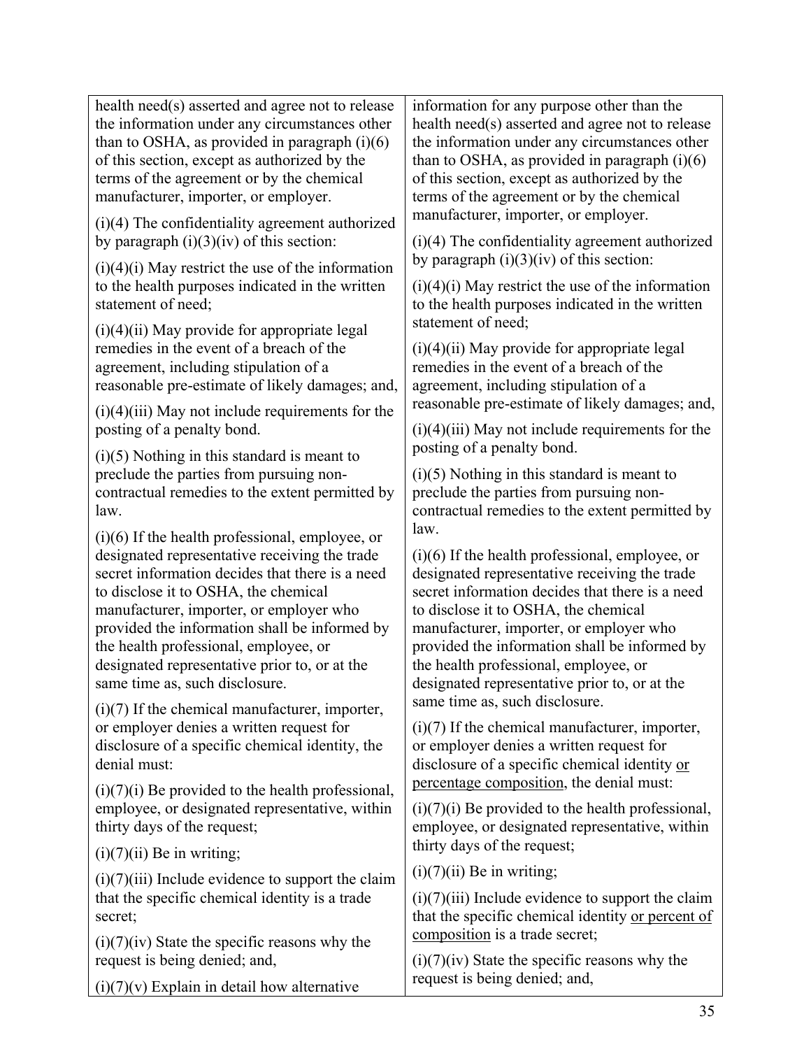| | |
|---|---|
| health need(s) asserted and agree not to release the information under any circumstances other than to OSHA, as provided in paragraph (i)(6) of this section, except as authorized by the terms of the agreement or by the chemical manufacturer, importer, or employer. | information for any purpose other than the health need(s) asserted and agree not to release the information under any circumstances other than to OSHA, as provided in paragraph (i)(6) of this section, except as authorized by the terms of the agreement or by the chemical manufacturer, importer, or employer. |
| (i)(4) The confidentiality agreement authorized by paragraph (i)(3)(iv) of this section: | (i)(4) The confidentiality agreement authorized by paragraph (i)(3)(iv) of this section: |
| (i)(4)(i) May restrict the use of the information to the health purposes indicated in the written statement of need; | (i)(4)(i) May restrict the use of the information to the health purposes indicated in the written statement of need; |
| (i)(4)(ii) May provide for appropriate legal remedies in the event of a breach of the agreement, including stipulation of a reasonable pre-estimate of likely damages; and, | (i)(4)(ii) May provide for appropriate legal remedies in the event of a breach of the agreement, including stipulation of a reasonable pre-estimate of likely damages; and, |
| (i)(4)(iii) May not include requirements for the posting of a penalty bond. | (i)(4)(iii) May not include requirements for the posting of a penalty bond. |
| (i)(5) Nothing in this standard is meant to preclude the parties from pursuing non-contractual remedies to the extent permitted by law. | (i)(5) Nothing in this standard is meant to preclude the parties from pursuing non-contractual remedies to the extent permitted by law. |
| (i)(6) If the health professional, employee, or designated representative receiving the trade secret information decides that there is a need to disclose it to OSHA, the chemical manufacturer, importer, or employer who provided the information shall be informed by the health professional, employee, or designated representative prior to, or at the same time as, such disclosure. | (i)(6) If the health professional, employee, or designated representative receiving the trade secret information decides that there is a need to disclose it to OSHA, the chemical manufacturer, importer, or employer who provided the information shall be informed by the health professional, employee, or designated representative prior to, or at the same time as, such disclosure. |
| (i)(7) If the chemical manufacturer, importer, or employer denies a written request for disclosure of a specific chemical identity, the denial must: | (i)(7) If the chemical manufacturer, importer, or employer denies a written request for disclosure of a specific chemical identity <u>or percentage composition</u>, the denial must: |
| (i)(7)(i) Be provided to the health professional, employee, or designated representative, within thirty days of the request; | (i)(7)(i) Be provided to the health professional, employee, or designated representative, within thirty days of the request; |
| (i)(7)(ii) Be in writing; | (i)(7)(ii) Be in writing; |
| (i)(7)(iii) Include evidence to support the claim that the specific chemical identity is a trade secret; | (i)(7)(iii) Include evidence to support the claim that the specific chemical identity <u>or percent of composition</u> is a trade secret; |
| (i)(7)(iv) State the specific reasons why the request is being denied; and, | (i)(7)(iv) State the specific reasons why the request is being denied; and, |
| (i)(7)(v) Explain in detail how alternative | |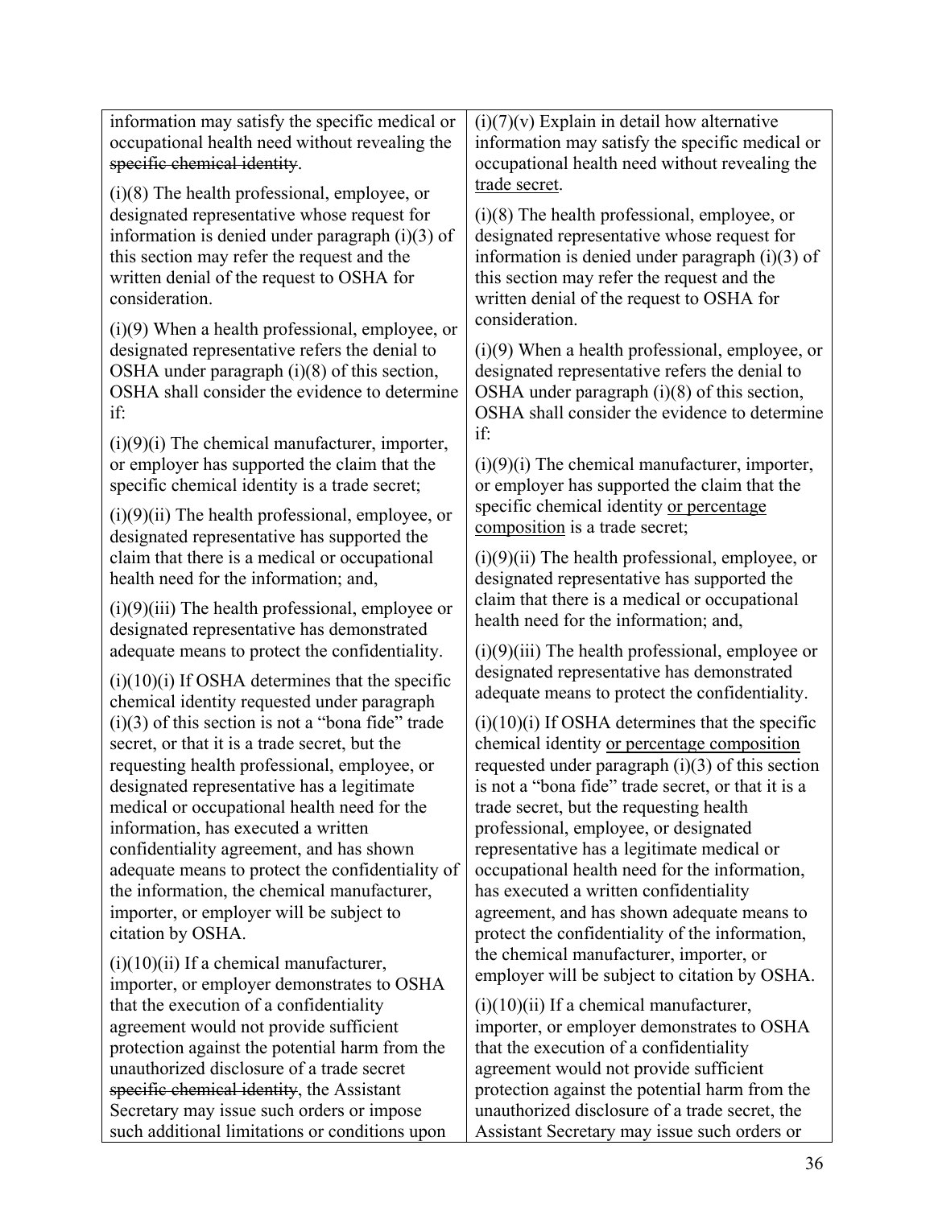| | |
|---|---|
| information may satisfy the specific medical or occupational health need without revealing the ~~specific chemical identity~~. | (i)(7)(v) Explain in detail how alternative information may satisfy the specific medical or occupational health need without revealing the <u>trade secret</u>. |
| (i)(8) The health professional, employee, or designated representative whose request for information is denied under paragraph (i)(3) of this section may refer the request and the written denial of the request to OSHA for consideration. | (i)(8) The health professional, employee, or designated representative whose request for information is denied under paragraph (i)(3) of this section may refer the request and the written denial of the request to OSHA for consideration. |
| (i)(9) When a health professional, employee, or designated representative refers the denial to OSHA under paragraph (i)(8) of this section, OSHA shall consider the evidence to determine if: | (i)(9) When a health professional, employee, or designated representative refers the denial to OSHA under paragraph (i)(8) of this section, OSHA shall consider the evidence to determine if: |
| (i)(9)(i) The chemical manufacturer, importer, or employer has supported the claim that the specific chemical identity is a trade secret; | (i)(9)(i) The chemical manufacturer, importer, or employer has supported the claim that the specific chemical identity <u>or percentage composition</u> is a trade secret; |
| (i)(9)(ii) The health professional, employee, or designated representative has supported the claim that there is a medical or occupational health need for the information; and, | (i)(9)(ii) The health professional, employee, or designated representative has supported the claim that there is a medical or occupational health need for the information; and, |
| (i)(9)(iii) The health professional, employee or designated representative has demonstrated adequate means to protect the confidentiality. | (i)(9)(iii) The health professional, employee or designated representative has demonstrated adequate means to protect the confidentiality. |
| (i)(10)(i) If OSHA determines that the specific chemical identity requested under paragraph (i)(3) of this section is not a "bona fide" trade secret, or that it is a trade secret, but the requesting health professional, employee, or designated representative has a legitimate medical or occupational health need for the information, has executed a written confidentiality agreement, and has shown adequate means to protect the confidentiality of the information, the chemical manufacturer, importer, or employer will be subject to citation by OSHA. | (i)(10)(i) If OSHA determines that the specific chemical identity <u>or percentage composition</u> requested under paragraph (i)(3) of this section is not a "bona fide" trade secret, or that it is a trade secret, but the requesting health professional, employee, or designated representative has a legitimate medical or occupational health need for the information, has executed a written confidentiality agreement, and has shown adequate means to protect the confidentiality of the information, the chemical manufacturer, importer, or employer will be subject to citation by OSHA. |
| (i)(10)(ii) If a chemical manufacturer, importer, or employer demonstrates to OSHA that the execution of a confidentiality agreement would not provide sufficient protection against the potential harm from the unauthorized disclosure of a trade secret ~~specific chemical identity~~, the Assistant Secretary may issue such orders or impose such additional limitations or conditions upon | (i)(10)(ii) If a chemical manufacturer, importer, or employer demonstrates to OSHA that the execution of a confidentiality agreement would not provide sufficient protection against the potential harm from the unauthorized disclosure of a trade secret, the Assistant Secretary may issue such orders or |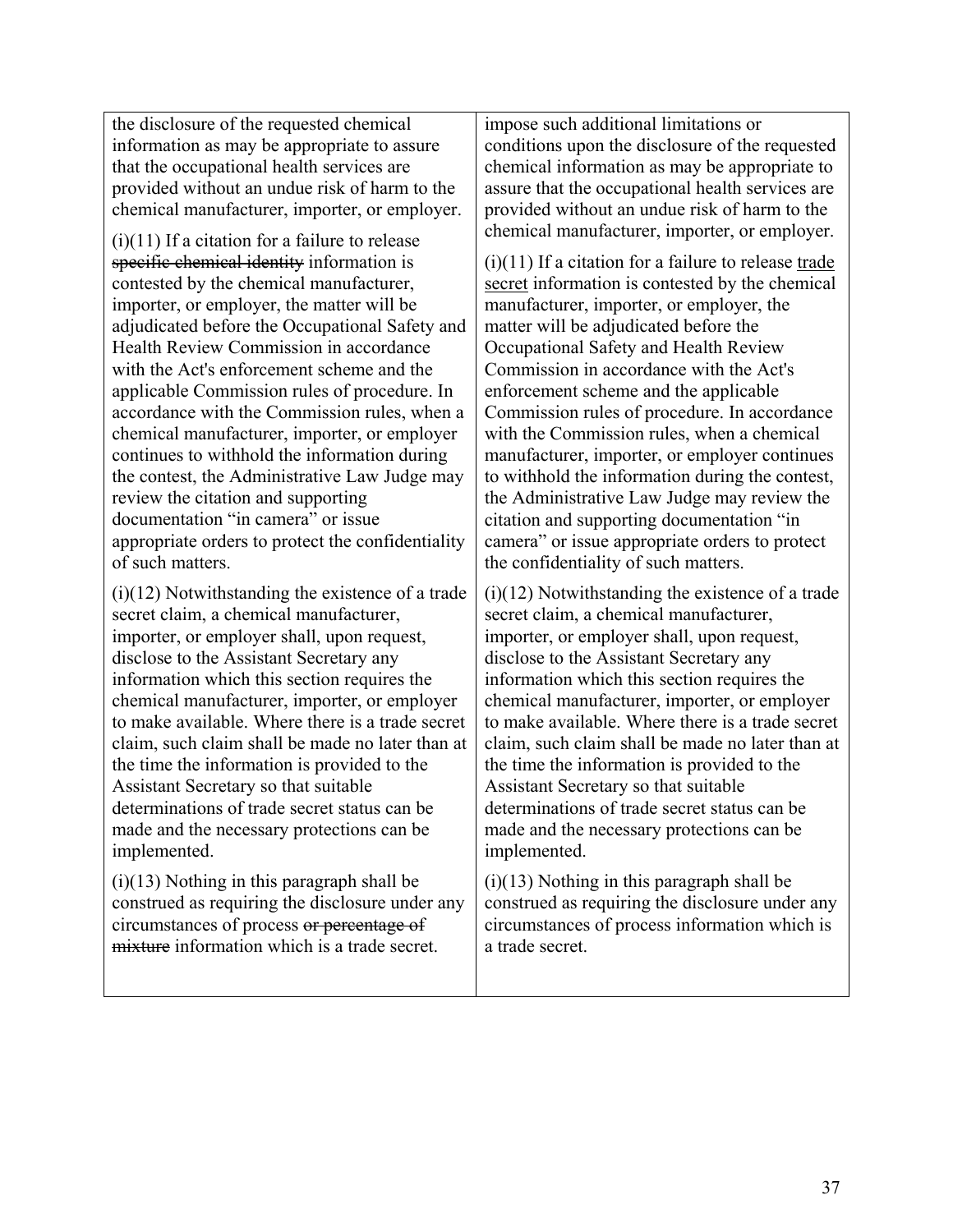| | |
|---|---|
| the disclosure of the requested chemical information as may be appropriate to assure that the occupational health services are provided without an undue risk of harm to the chemical manufacturer, importer, or employer.<br><br>(i)(11) If a citation for a failure to release ~~specific chemical identity~~ information is contested by the chemical manufacturer, importer, or employer, the matter will be adjudicated before the Occupational Safety and Health Review Commission in accordance with the Act's enforcement scheme and the applicable Commission rules of procedure. In accordance with the Commission rules, when a chemical manufacturer, importer, or employer continues to withhold the information during the contest, the Administrative Law Judge may review the citation and supporting documentation "in camera" or issue appropriate orders to protect the confidentiality of such matters.<br><br>(i)(12) Notwithstanding the existence of a trade secret claim, a chemical manufacturer, importer, or employer shall, upon request, disclose to the Assistant Secretary any information which this section requires the chemical manufacturer, importer, or employer to make available. Where there is a trade secret claim, such claim shall be made no later than at the time the information is provided to the Assistant Secretary so that suitable determinations of trade secret status can be made and the necessary protections can be implemented.<br><br>(i)(13) Nothing in this paragraph shall be construed as requiring the disclosure under any circumstances of process ~~or percentage of mixture~~ information which is a trade secret. | impose such additional limitations or conditions upon the disclosure of the requested chemical information as may be appropriate to assure that the occupational health services are provided without an undue risk of harm to the chemical manufacturer, importer, or employer.<br><br>(i)(11) If a citation for a failure to release <u>trade secret</u> information is contested by the chemical manufacturer, importer, or employer, the matter will be adjudicated before the Occupational Safety and Health Review Commission in accordance with the Act's enforcement scheme and the applicable Commission rules of procedure. In accordance with the Commission rules, when a chemical manufacturer, importer, or employer continues to withhold the information during the contest, the Administrative Law Judge may review the citation and supporting documentation "in camera" or issue appropriate orders to protect the confidentiality of such matters.<br><br>(i)(12) Notwithstanding the existence of a trade secret claim, a chemical manufacturer, importer, or employer shall, upon request, disclose to the Assistant Secretary any information which this section requires the chemical manufacturer, importer, or employer to make available. Where there is a trade secret claim, such claim shall be made no later than at the time the information is provided to the Assistant Secretary so that suitable determinations of trade secret status can be made and the necessary protections can be implemented.<br><br>(i)(13) Nothing in this paragraph shall be construed as requiring the disclosure under any circumstances of process information which is a trade secret. |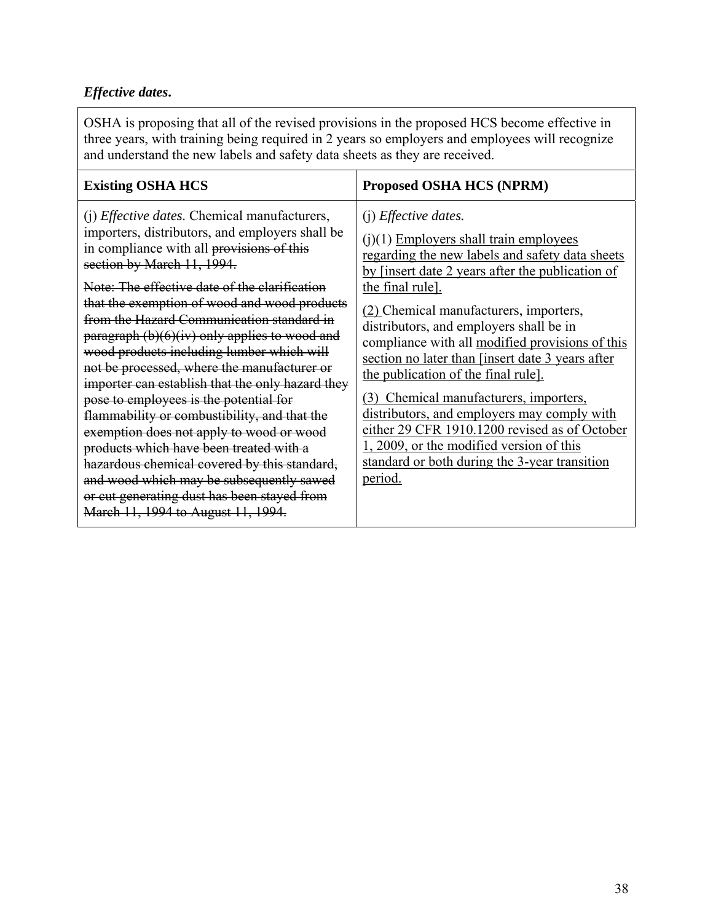***Effective dates.***

| OSHA is proposing that all of the revised provisions in the proposed HCS become effective in three years, with training being required in 2 years so employers and employees will recognize and understand the new labels and safety data sheets as they are received. | |
|---|---|
| **Existing OSHA HCS** | **Proposed OSHA HCS (NPRM)** |
| (j) *Effective dates.* Chemical manufacturers, importers, distributors, and employers shall be in compliance with all ~~provisions of this section by March 11, 1994.~~<br><br>~~Note: The effective date of the clarification that the exemption of wood and wood products from the Hazard Communication standard in paragraph (b)(6)(iv) only applies to wood and wood products including lumber which will not be processed, where the manufacturer or importer can establish that the only hazard they pose to employees is the potential for flammability or combustibility, and that the exemption does not apply to wood or wood products which have been treated with a hazardous chemical covered by this standard, and wood which may be subsequently sawed or cut generating dust has been stayed from March 11, 1994 to August 11, 1994.~~ | (j) *Effective dates.*<br><br>(j)(1) <u>Employers shall train employees regarding the new labels and safety data sheets by [insert date 2 years after the publication of the final rule].</u><br><br><u>(2)</u> Chemical manufacturers, importers, distributors, and employers shall be in compliance with all <u>modified provisions of this section no later than [insert date 3 years after the publication of the final rule].</u><br><br><u>(3) Chemical manufacturers, importers, distributors, and employers may comply with either 29 CFR 1910.1200 revised as of October 1, 2009, or the modified version of this standard or both during the 3-year transition period.</u> |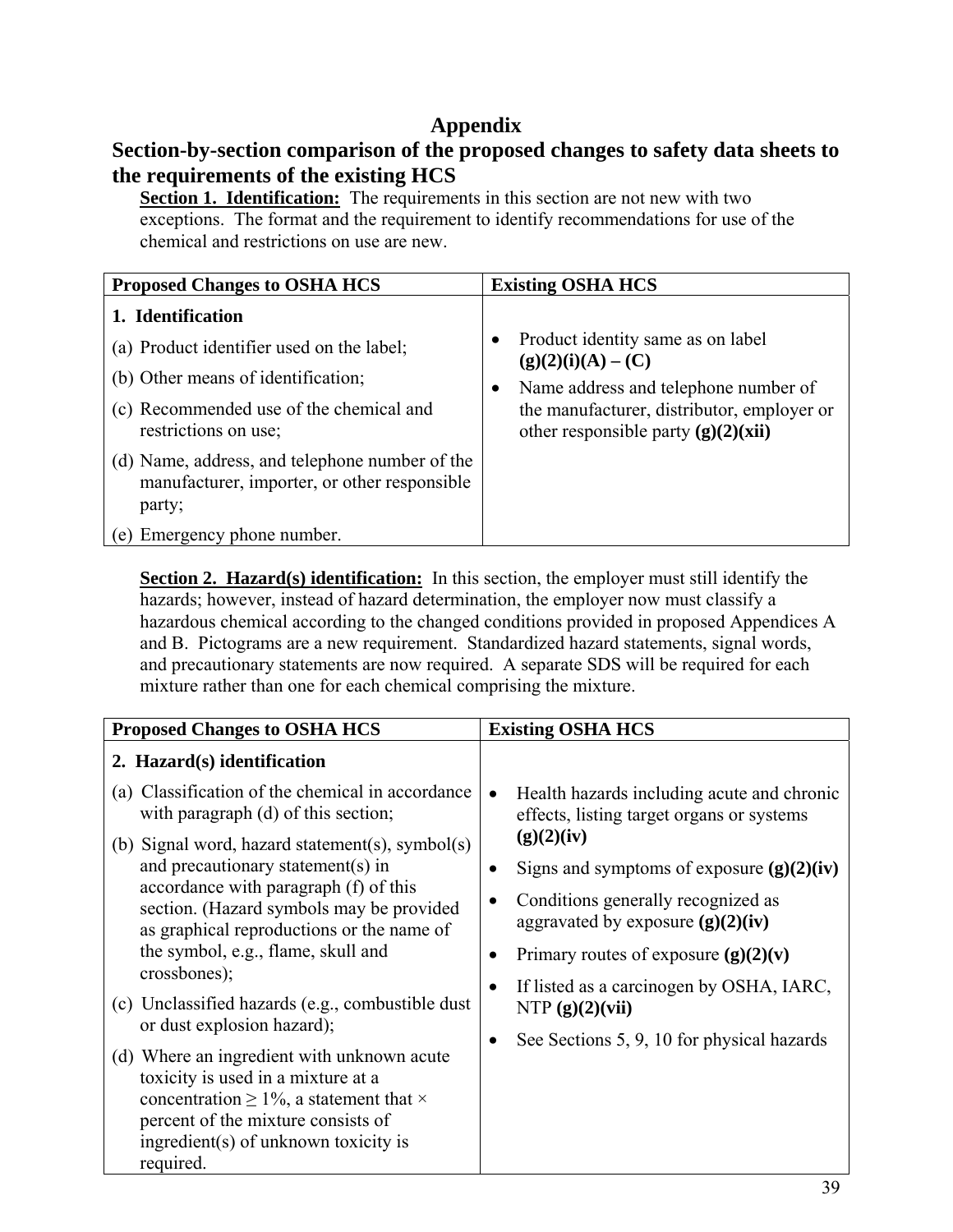# Appendix

## Section-by-section comparison of the proposed changes to safety data sheets to the requirements of the existing HCS

**Section 1. Identification:** The requirements in this section are not new with two exceptions. The format and the requirement to identify recommendations for use of the chemical and restrictions on use are new.

| Proposed Changes to OSHA HCS | Existing OSHA HCS |
|---|---|
| **1. Identification**<br>(a) Product identifier used on the label;<br>(b) Other means of identification;<br>(c) Recommended use of the chemical and restrictions on use;<br>(d) Name, address, and telephone number of the manufacturer, importer, or other responsible party;<br>(e) Emergency phone number. | • Product identity same as on label **(g)(2)(i)(A) – (C)**<br>• Name address and telephone number of the manufacturer, distributor, employer or other responsible party **(g)(2)(xii)** |

**Section 2. Hazard(s) identification:** In this section, the employer must still identify the hazards; however, instead of hazard determination, the employer now must classify a hazardous chemical according to the changed conditions provided in proposed Appendices A and B. Pictograms are a new requirement. Standardized hazard statements, signal words, and precautionary statements are now required. A separate SDS will be required for each mixture rather than one for each chemical comprising the mixture.

| Proposed Changes to OSHA HCS | Existing OSHA HCS |
|---|---|
| **2. Hazard(s) identification**<br>(a) Classification of the chemical in accordance with paragraph (d) of this section;<br>(b) Signal word, hazard statement(s), symbol(s) and precautionary statement(s) in accordance with paragraph (f) of this section. (Hazard symbols may be provided as graphical reproductions or the name of the symbol, e.g., flame, skull and crossbones);<br>(c) Unclassified hazards (e.g., combustible dust or dust explosion hazard);<br>(d) Where an ingredient with unknown acute toxicity is used in a mixture at a concentration ≥ 1%, a statement that × percent of the mixture consists of ingredient(s) of unknown toxicity is required. | • Health hazards including acute and chronic effects, listing target organs or systems **(g)(2)(iv)**<br>• Signs and symptoms of exposure **(g)(2)(iv)**<br>• Conditions generally recognized as aggravated by exposure **(g)(2)(iv)**<br>• Primary routes of exposure **(g)(2)(v)**<br>• If listed as a carcinogen by OSHA, IARC, NTP **(g)(2)(vii)**<br>• See Sections 5, 9, 10 for physical hazards |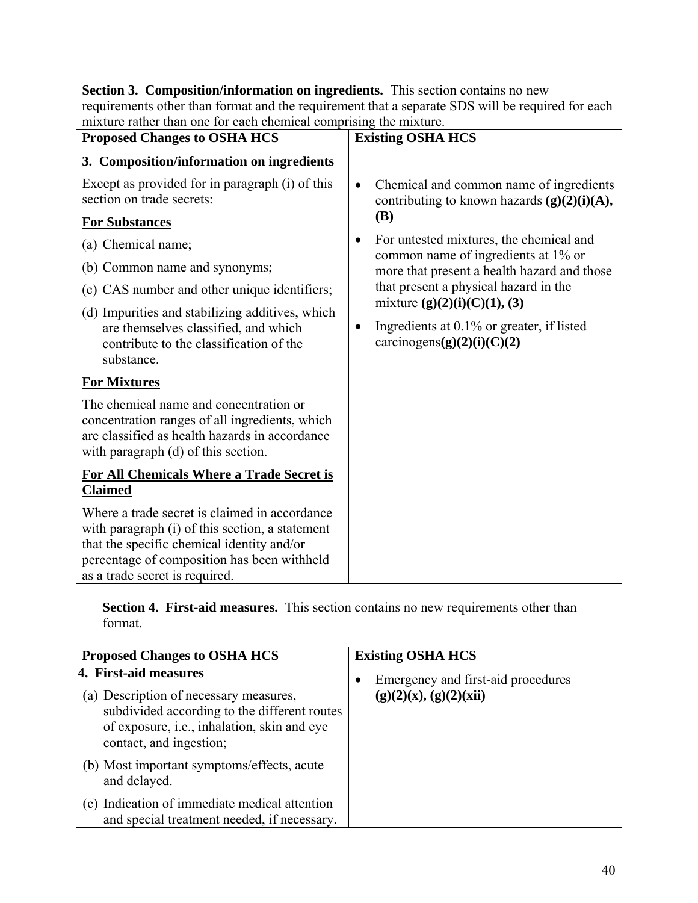**Section 3. Composition/information on ingredients.** This section contains no new requirements other than format and the requirement that a separate SDS will be required for each mixture rather than one for each chemical comprising the mixture.

| Proposed Changes to OSHA HCS | Existing OSHA HCS |
|---|---|
| **3. Composition/information on ingredients**<br><br>Except as provided for in paragraph (i) of this section on trade secrets:<br><br>**<u>For Substances</u>**<br><br>(a) Chemical name;<br>(b) Common name and synonyms;<br>(c) CAS number and other unique identifiers;<br>(d) Impurities and stabilizing additives, which are themselves classified, and which contribute to the classification of the substance.<br><br>**<u>For Mixtures</u>**<br><br>The chemical name and concentration or concentration ranges of all ingredients, which are classified as health hazards in accordance with paragraph (d) of this section.<br><br>**<u>For All Chemicals Where a Trade Secret is Claimed</u>**<br><br>Where a trade secret is claimed in accordance with paragraph (i) of this section, a statement that the specific chemical identity and/or percentage of composition has been withheld as a trade secret is required. | • Chemical and common name of ingredients contributing to known hazards **(g)(2)(i)(A), (B)**<br>• For untested mixtures, the chemical and common name of ingredients at 1% or more that present a health hazard and those that present a physical hazard in the mixture **(g)(2)(i)(C)(1), (3)**<br>• Ingredients at 0.1% or greater, if listed carcinogens**(g)(2)(i)(C)(2)** |

**Section 4. First-aid measures.** This section contains no new requirements other than format.

| Proposed Changes to OSHA HCS | Existing OSHA HCS |
|---|---|
| **4. First-aid measures**<br><br>(a) Description of necessary measures, subdivided according to the different routes of exposure, i.e., inhalation, skin and eye contact, and ingestion;<br>(b) Most important symptoms/effects, acute and delayed.<br>(c) Indication of immediate medical attention and special treatment needed, if necessary. | • Emergency and first-aid procedures **(g)(2)(x), (g)(2)(xii)** |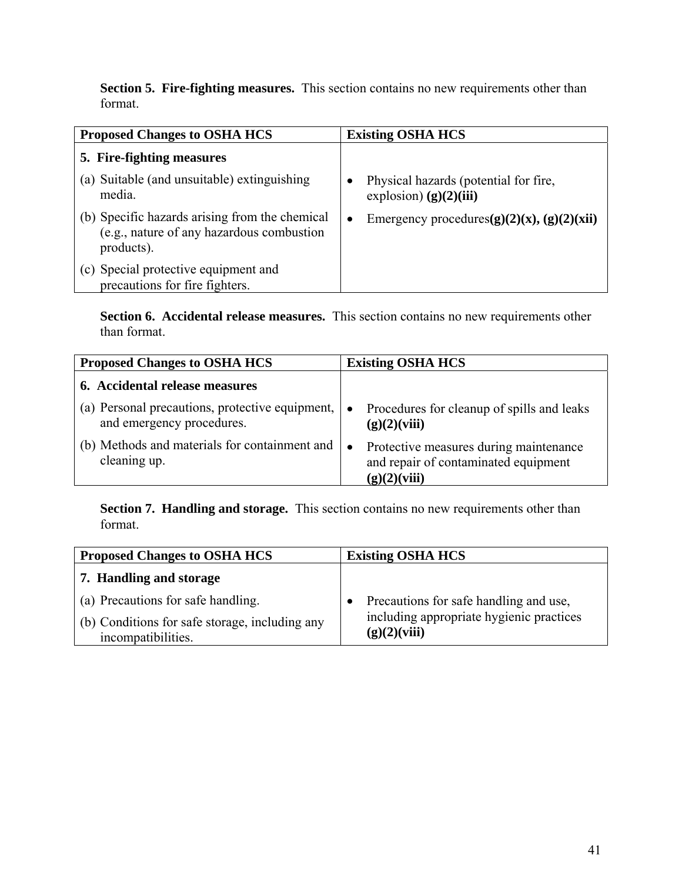**Section 5. Fire-fighting measures.** This section contains no new requirements other than format.

| Proposed Changes to OSHA HCS | Existing OSHA HCS |
|---|---|
| **5. Fire-fighting measures** | |
| (a) Suitable (and unsuitable) extinguishing media. | • Physical hazards (potential for fire, explosion) **(g)(2)(iii)** |
| (b) Specific hazards arising from the chemical (e.g., nature of any hazardous combustion products). | • Emergency procedures**(g)(2)(x), (g)(2)(xii)** |
| (c) Special protective equipment and precautions for fire fighters. | |

**Section 6. Accidental release measures.** This section contains no new requirements other than format.

| Proposed Changes to OSHA HCS | Existing OSHA HCS |
|---|---|
| **6. Accidental release measures** | |
| (a) Personal precautions, protective equipment, and emergency procedures. | • Procedures for cleanup of spills and leaks **(g)(2)(viii)** |
| (b) Methods and materials for containment and cleaning up. | • Protective measures during maintenance and repair of contaminated equipment **(g)(2)(viii)** |

**Section 7. Handling and storage.** This section contains no new requirements other than format.

| Proposed Changes to OSHA HCS | Existing OSHA HCS |
|---|---|
| **7. Handling and storage** | |
| (a) Precautions for safe handling. | • Precautions for safe handling and use, including appropriate hygienic practices **(g)(2)(viii)** |
| (b) Conditions for safe storage, including any incompatibilities. | |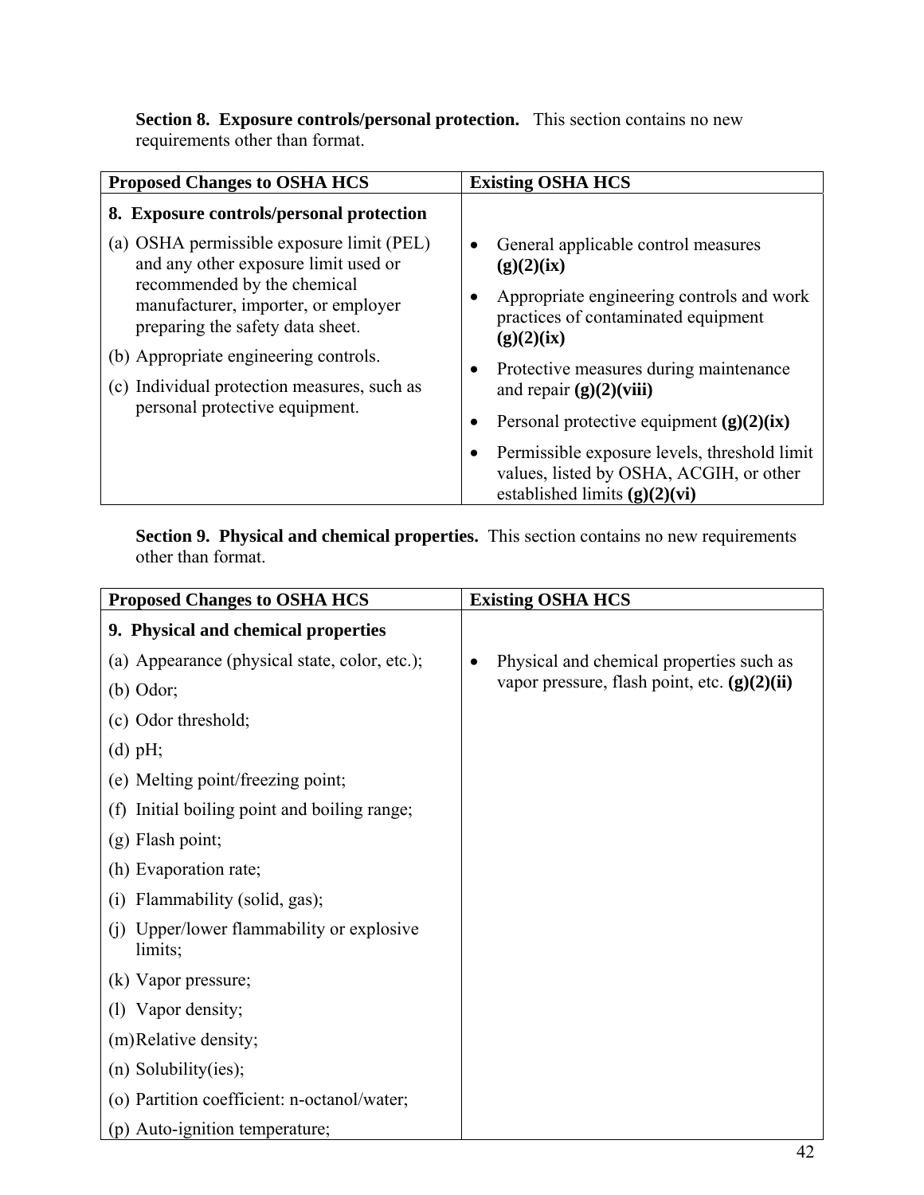**Section 8. Exposure controls/personal protection.** This section contains no new requirements other than format.

| Proposed Changes to OSHA HCS | Existing OSHA HCS |
|---|---|
| **8. Exposure controls/personal protection**<br>(a) OSHA permissible exposure limit (PEL) and any other exposure limit used or recommended by the chemical manufacturer, importer, or employer preparing the safety data sheet.<br>(b) Appropriate engineering controls.<br>(c) Individual protection measures, such as personal protective equipment. | • General applicable control measures **(g)(2)(ix)**<br>• Appropriate engineering controls and work practices of contaminated equipment **(g)(2)(ix)**<br>• Protective measures during maintenance and repair **(g)(2)(viii)**<br>• Personal protective equipment **(g)(2)(ix)**<br>• Permissible exposure levels, threshold limit values, listed by OSHA, ACGIH, or other established limits **(g)(2)(vi)** |

**Section 9. Physical and chemical properties.** This section contains no new requirements other than format.

| Proposed Changes to OSHA HCS | Existing OSHA HCS |
|---|---|
| **9. Physical and chemical properties**<br>(a) Appearance (physical state, color, etc.);<br>(b) Odor;<br>(c) Odor threshold;<br>(d) pH;<br>(e) Melting point/freezing point;<br>(f) Initial boiling point and boiling range;<br>(g) Flash point;<br>(h) Evaporation rate;<br>(i) Flammability (solid, gas);<br>(j) Upper/lower flammability or explosive limits;<br>(k) Vapor pressure;<br>(l) Vapor density;<br>(m) Relative density;<br>(n) Solubility(ies);<br>(o) Partition coefficient: n-octanol/water;<br>(p) Auto-ignition temperature; | • Physical and chemical properties such as vapor pressure, flash point, etc. **(g)(2)(ii)** |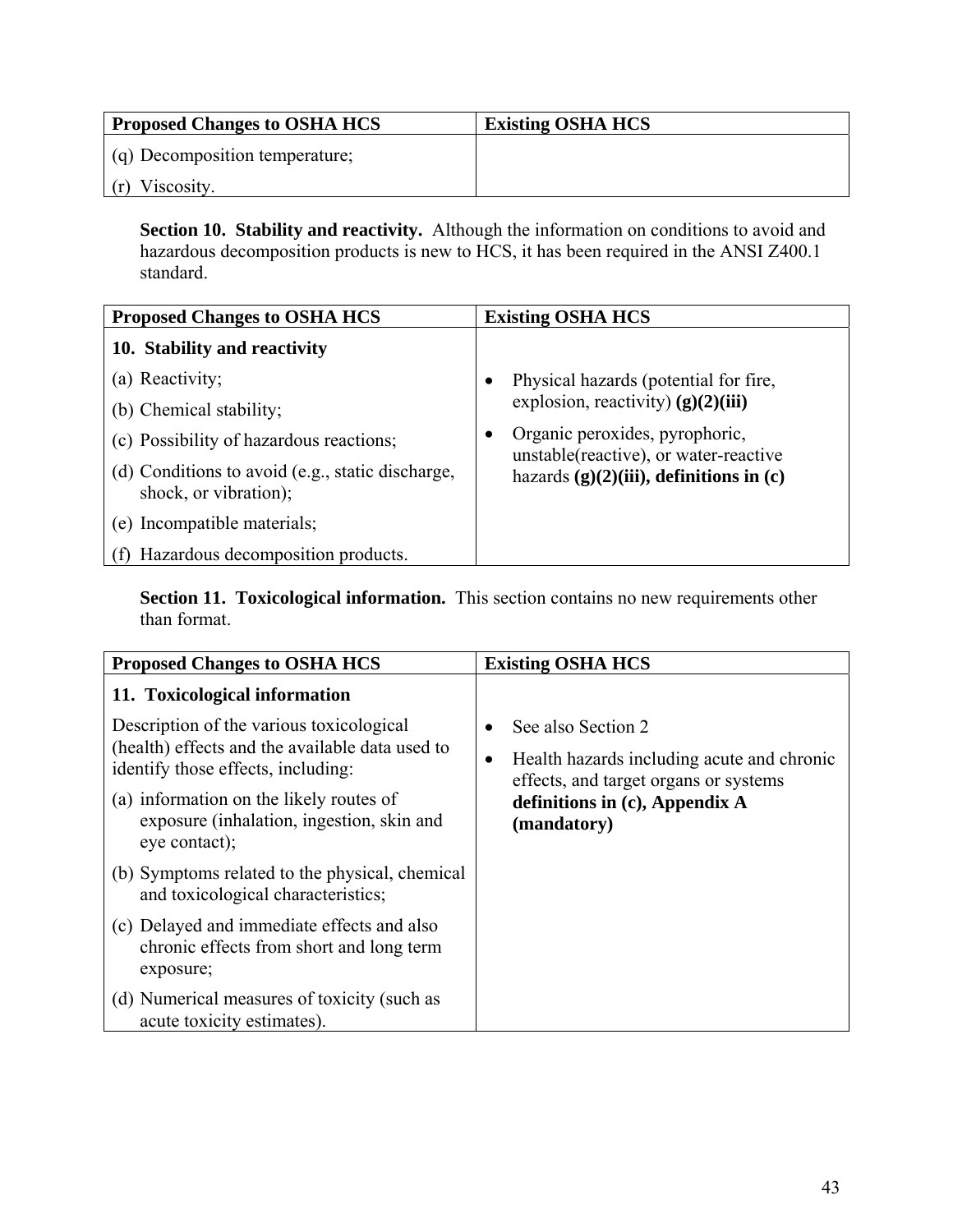| Proposed Changes to OSHA HCS | Existing OSHA HCS |
| --- | --- |
| (q) Decomposition temperature;<br>(r) Viscosity. | |

**Section 10. Stability and reactivity.** Although the information on conditions to avoid and hazardous decomposition products is new to HCS, it has been required in the ANSI Z400.1 standard.

| Proposed Changes to OSHA HCS | Existing OSHA HCS |
| --- | --- |
| **10. Stability and reactivity**<br>(a) Reactivity;<br>(b) Chemical stability;<br>(c) Possibility of hazardous reactions;<br>(d) Conditions to avoid (e.g., static discharge, shock, or vibration);<br>(e) Incompatible materials;<br>(f) Hazardous decomposition products. | • Physical hazards (potential for fire, explosion, reactivity) **(g)(2)(iii)**<br>• Organic peroxides, pyrophoric, unstable(reactive), or water-reactive hazards **(g)(2)(iii), definitions in (c)** |

**Section 11. Toxicological information.** This section contains no new requirements other than format.

| Proposed Changes to OSHA HCS | Existing OSHA HCS |
| --- | --- |
| **11. Toxicological information**<br>Description of the various toxicological (health) effects and the available data used to identify those effects, including:<br>(a) information on the likely routes of exposure (inhalation, ingestion, skin and eye contact);<br>(b) Symptoms related to the physical, chemical and toxicological characteristics;<br>(c) Delayed and immediate effects and also chronic effects from short and long term exposure;<br>(d) Numerical measures of toxicity (such as acute toxicity estimates). | • See also Section 2<br>• Health hazards including acute and chronic effects, and target organs or systems **definitions in (c), Appendix A (mandatory)** |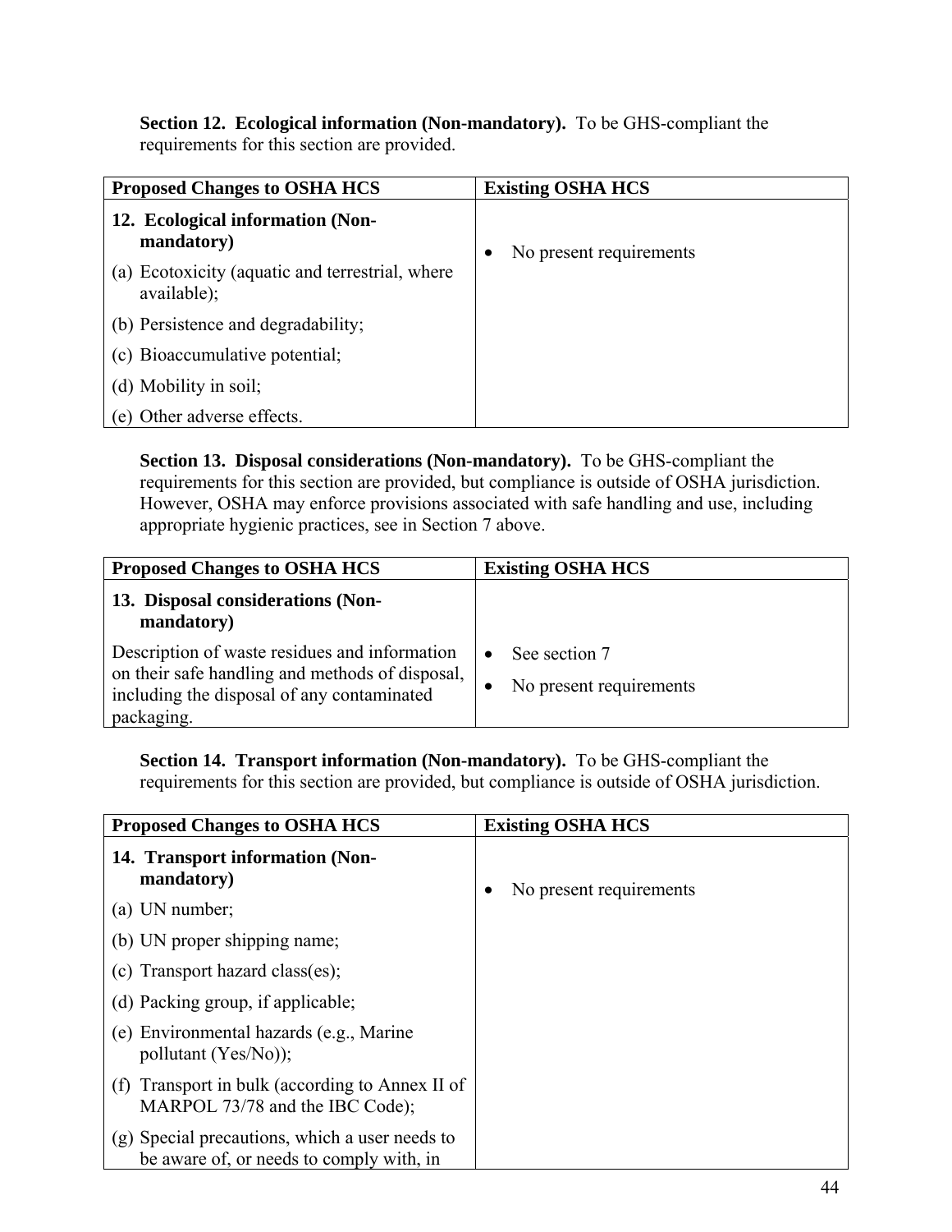**Section 12. Ecological information (Non-mandatory).** To be GHS-compliant the requirements for this section are provided.

| Proposed Changes to OSHA HCS | Existing OSHA HCS |
|---|---|
| **12. Ecological information (Non-mandatory)**<br>(a) Ecotoxicity (aquatic and terrestrial, where available);<br>(b) Persistence and degradability;<br>(c) Bioaccumulative potential;<br>(d) Mobility in soil;<br>(e) Other adverse effects. | • No present requirements |

**Section 13. Disposal considerations (Non-mandatory).** To be GHS-compliant the requirements for this section are provided, but compliance is outside of OSHA jurisdiction. However, OSHA may enforce provisions associated with safe handling and use, including appropriate hygienic practices, see in Section 7 above.

| Proposed Changes to OSHA HCS | Existing OSHA HCS |
|---|---|
| **13. Disposal considerations (Non-mandatory)**<br>Description of waste residues and information on their safe handling and methods of disposal, including the disposal of any contaminated packaging. | • See section 7<br>• No present requirements |

**Section 14. Transport information (Non-mandatory).** To be GHS-compliant the requirements for this section are provided, but compliance is outside of OSHA jurisdiction.

| Proposed Changes to OSHA HCS | Existing OSHA HCS |
|---|---|
| **14. Transport information (Non-mandatory)**<br>(a) UN number;<br>(b) UN proper shipping name;<br>(c) Transport hazard class(es);<br>(d) Packing group, if applicable;<br>(e) Environmental hazards (e.g., Marine pollutant (Yes/No));<br>(f) Transport in bulk (according to Annex II of MARPOL 73/78 and the IBC Code);<br>(g) Special precautions, which a user needs to be aware of, or needs to comply with, in | • No present requirements |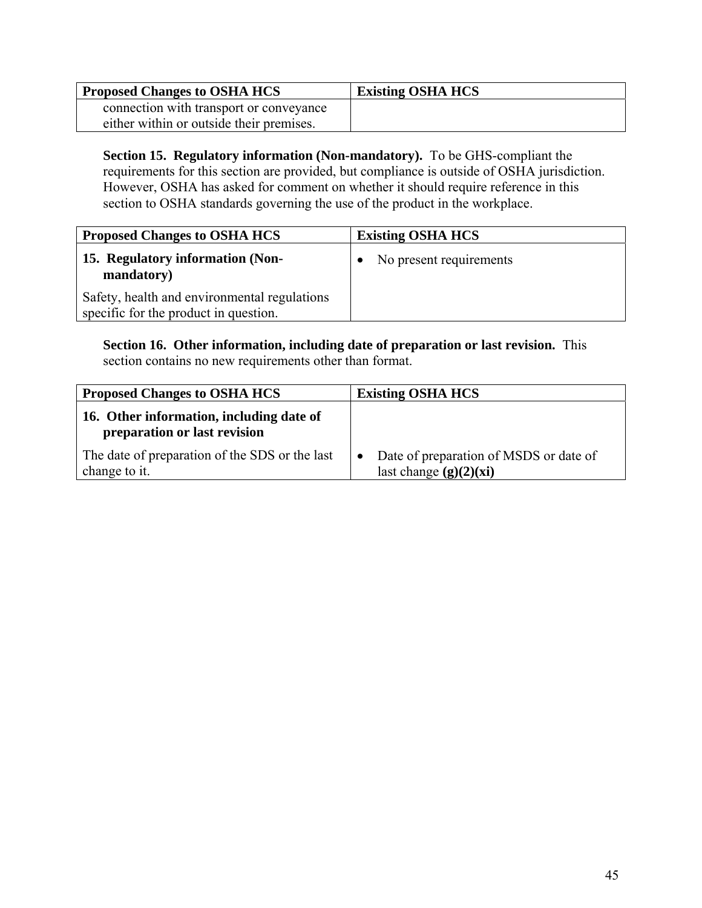| Proposed Changes to OSHA HCS | Existing OSHA HCS |
| --- | --- |
| connection with transport or conveyance either within or outside their premises. | |

**Section 15. Regulatory information (Non-mandatory).** To be GHS-compliant the requirements for this section are provided, but compliance is outside of OSHA jurisdiction. However, OSHA has asked for comment on whether it should require reference in this section to OSHA standards governing the use of the product in the workplace.

| Proposed Changes to OSHA HCS | Existing OSHA HCS |
| --- | --- |
| **15. Regulatory information (Non-mandatory)**<br><br>Safety, health and environmental regulations specific for the product in question. | • No present requirements |

**Section 16. Other information, including date of preparation or last revision.** This section contains no new requirements other than format.

| Proposed Changes to OSHA HCS | Existing OSHA HCS |
| --- | --- |
| **16. Other information, including date of preparation or last revision**<br><br>The date of preparation of the SDS or the last change to it. | • Date of preparation of MSDS or date of last change **(g)(2)(xi)** |